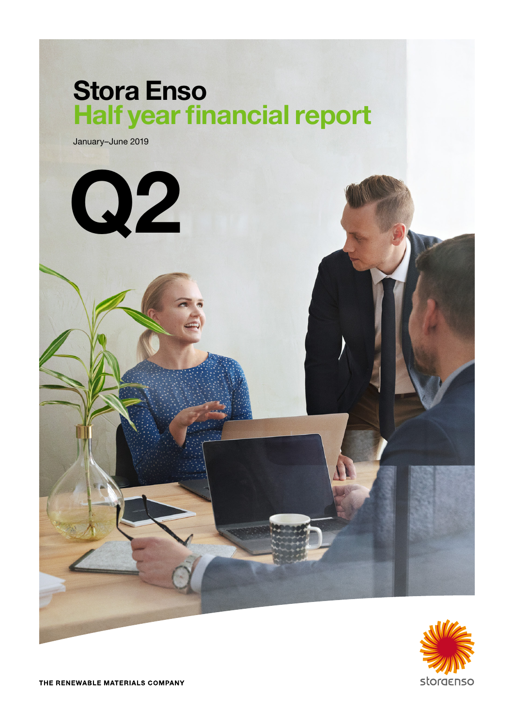# Stora Enso
## Half year financial report

January–June 2019

# Q2

THE RENEWABLE MATERIALS COMPANY

storaenso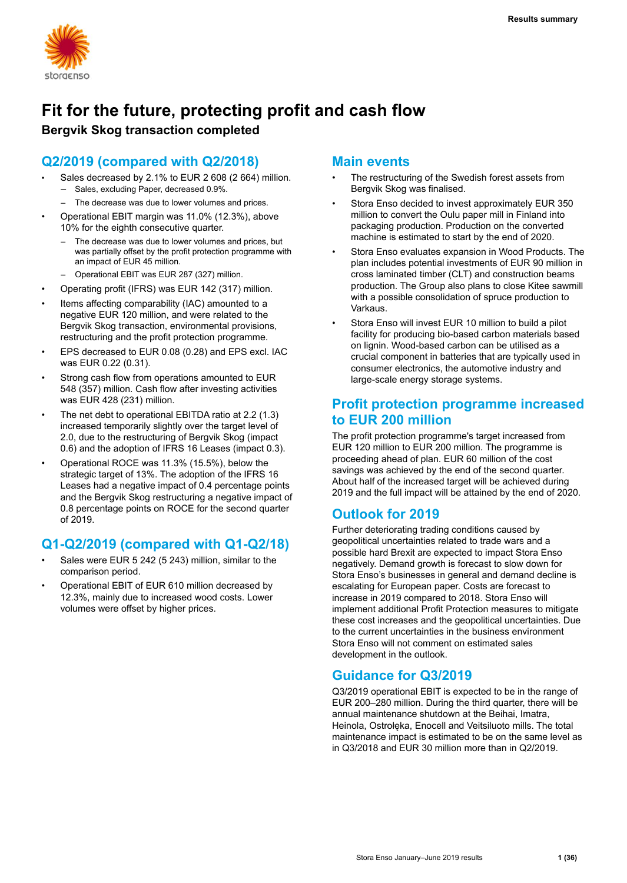# Fit for the future, protecting profit and cash flow

**Bergvik Skog transaction completed**

## Q2/2019 (compared with Q2/2018)

- Sales decreased by 2.1% to EUR 2 608 (2 664) million.
  - Sales, excluding Paper, decreased 0.9%.
  - The decrease was due to lower volumes and prices.
- Operational EBIT margin was 11.0% (12.3%), above 10% for the eighth consecutive quarter.
  - The decrease was due to lower volumes and prices, but was partially offset by the profit protection programme with an impact of EUR 45 million.
  - Operational EBIT was EUR 287 (327) million.
- Operating profit (IFRS) was EUR 142 (317) million.
- Items affecting comparability (IAC) amounted to a negative EUR 120 million, and were related to the Bergvik Skog transaction, environmental provisions, restructuring and the profit protection programme.
- EPS decreased to EUR 0.08 (0.28) and EPS excl. IAC was EUR 0.22 (0.31).
- Strong cash flow from operations amounted to EUR 548 (357) million. Cash flow after investing activities was EUR 428 (231) million.
- The net debt to operational EBITDA ratio at 2.2 (1.3) increased temporarily slightly over the target level of 2.0, due to the restructuring of Bergvik Skog (impact 0.6) and the adoption of IFRS 16 Leases (impact 0.3).
- Operational ROCE was 11.3% (15.5%), below the strategic target of 13%. The adoption of the IFRS 16 Leases had a negative impact of 0.4 percentage points and the Bergvik Skog restructuring a negative impact of 0.8 percentage points on ROCE for the second quarter of 2019.

## Q1-Q2/2019 (compared with Q1-Q2/18)

- Sales were EUR 5 242 (5 243) million, similar to the comparison period.
- Operational EBIT of EUR 610 million decreased by 12.3%, mainly due to increased wood costs. Lower volumes were offset by higher prices.

## Main events

- The restructuring of the Swedish forest assets from Bergvik Skog was finalised.
- Stora Enso decided to invest approximately EUR 350 million to convert the Oulu paper mill in Finland into packaging production. Production on the converted machine is estimated to start by the end of 2020.
- Stora Enso evaluates expansion in Wood Products. The plan includes potential investments of EUR 90 million in cross laminated timber (CLT) and construction beams production. The Group also plans to close Kitee sawmill with a possible consolidation of spruce production to Varkaus.
- Stora Enso will invest EUR 10 million to build a pilot facility for producing bio-based carbon materials based on lignin. Wood-based carbon can be utilised as a crucial component in batteries that are typically used in consumer electronics, the automotive industry and large-scale energy storage systems.

## Profit protection programme increased to EUR 200 million

The profit protection programme's target increased from EUR 120 million to EUR 200 million. The programme is proceeding ahead of plan. EUR 60 million of the cost savings was achieved by the end of the second quarter. About half of the increased target will be achieved during 2019 and the full impact will be attained by the end of 2020.

## Outlook for 2019

Further deteriorating trading conditions caused by geopolitical uncertainties related to trade wars and a possible hard Brexit are expected to impact Stora Enso negatively. Demand growth is forecast to slow down for Stora Enso's businesses in general and demand decline is escalating for European paper. Costs are forecast to increase in 2019 compared to 2018. Stora Enso will implement additional Profit Protection measures to mitigate these cost increases and the geopolitical uncertainties. Due to the current uncertainties in the business environment Stora Enso will not comment on estimated sales development in the outlook.

## Guidance for Q3/2019

Q3/2019 operational EBIT is expected to be in the range of EUR 200–280 million. During the third quarter, there will be annual maintenance shutdown at the Beihai, Imatra, Heinola, Ostrołęka, Enocell and Veitsiluoto mills. The total maintenance impact is estimated to be on the same level as in Q3/2018 and EUR 30 million more than in Q2/2019.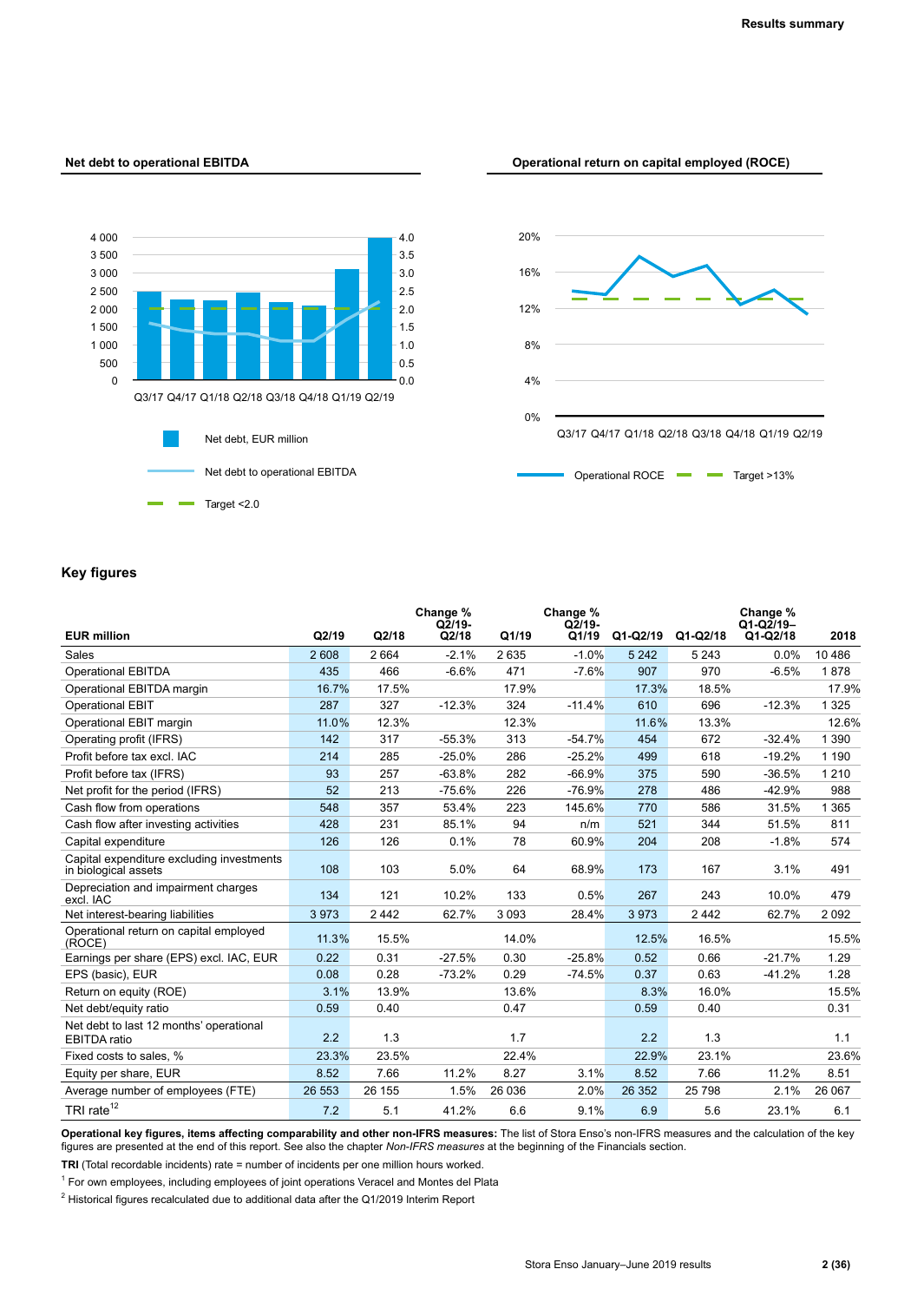## Net debt to operational EBITDA

Q3/17 Q4/17 Q1/18 Q2/18 Q3/18 Q4/18 Q1/19 Q2/19

Net debt, EUR million

Net debt to operational EBITDA

Target <2.0

## Operational return on capital employed (ROCE)

Q3/17 Q4/17 Q1/18 Q2/18 Q3/18 Q4/18 Q1/19 Q2/19

Operational ROCE

Target >13%

## Key figures

| EUR million | Q2/19 | Q2/18 | Change % Q2/19-Q2/18 | Q1/19 | Change % Q2/19-Q1/19 | Q1-Q2/19 | Q1-Q2/18 | Change % Q1-Q2/19–Q1-Q2/18 | 2018 |
|---|---|---|---|---|---|---|---|---|---|
| Sales | 2 608 | 2 664 | -2.1% | 2 635 | -1.0% | 5 242 | 5 243 | 0.0% | 10 486 |
| Operational EBITDA | 435 | 466 | -6.6% | 471 | -7.6% | 907 | 970 | -6.5% | 1 878 |
| Operational EBITDA margin | 16.7% | 17.5% | | 17.9% | | 17.3% | 18.5% | | 17.9% |
| Operational EBIT | 287 | 327 | -12.3% | 324 | -11.4% | 610 | 696 | -12.3% | 1 325 |
| Operational EBIT margin | 11.0% | 12.3% | | 12.3% | | 11.6% | 13.3% | | 12.6% |
| Operating profit (IFRS) | 142 | 317 | -55.3% | 313 | -54.7% | 454 | 672 | -32.4% | 1 390 |
| Profit before tax excl. IAC | 214 | 285 | -25.0% | 286 | -25.2% | 499 | 618 | -19.2% | 1 190 |
| Profit before tax (IFRS) | 93 | 257 | -63.8% | 282 | -66.9% | 375 | 590 | -36.5% | 1 210 |
| Net profit for the period (IFRS) | 52 | 213 | -75.6% | 226 | -76.9% | 278 | 486 | -42.9% | 988 |
| Cash flow from operations | 548 | 357 | 53.4% | 223 | 145.6% | 770 | 586 | 31.5% | 1 365 |
| Cash flow after investing activities | 428 | 231 | 85.1% | 94 | n/m | 521 | 344 | 51.5% | 811 |
| Capital expenditure | 126 | 126 | 0.1% | 78 | 60.9% | 204 | 208 | -1.8% | 574 |
| Capital expenditure excluding investments in biological assets | 108 | 103 | 5.0% | 64 | 68.9% | 173 | 167 | 3.1% | 491 |
| Depreciation and impairment charges excl. IAC | 134 | 121 | 10.2% | 133 | 0.5% | 267 | 243 | 10.0% | 479 |
| Net interest-bearing liabilities | 3 973 | 2 442 | 62.7% | 3 093 | 28.4% | 3 973 | 2 442 | 62.7% | 2 092 |
| Operational return on capital employed (ROCE) | 11.3% | 15.5% | | 14.0% | | 12.5% | 16.5% | | 15.5% |
| Earnings per share (EPS) excl. IAC, EUR | 0.22 | 0.31 | -27.5% | 0.30 | -25.8% | 0.52 | 0.66 | -21.7% | 1.29 |
| EPS (basic), EUR | 0.08 | 0.28 | -73.2% | 0.29 | -74.5% | 0.37 | 0.63 | -41.2% | 1.28 |
| Return on equity (ROE) | 3.1% | 13.9% | | 13.6% | | 8.3% | 16.0% | | 15.5% |
| Net debt/equity ratio | 0.59 | 0.40 | | 0.47 | | 0.59 | 0.40 | | 0.31 |
| Net debt to last 12 months' operational EBITDA ratio | 2.2 | 1.3 | | 1.7 | | 2.2 | 1.3 | | 1.1 |
| Fixed costs to sales, % | 23.3% | 23.5% | | 22.4% | | 22.9% | 23.1% | | 23.6% |
| Equity per share, EUR | 8.52 | 7.66 | 11.2% | 8.27 | 3.1% | 8.52 | 7.66 | 11.2% | 8.51 |
| Average number of employees (FTE) | 26 553 | 26 155 | 1.5% | 26 036 | 2.0% | 26 352 | 25 798 | 2.1% | 26 067 |
| TRI rate[12] | 7.2 | 5.1 | 41.2% | 6.6 | 9.1% | 6.9 | 5.6 | 23.1% | 6.1 |

**Operational key figures, items affecting comparability and other non-IFRS measures:** The list of Stora Enso's non-IFRS measures and the calculation of the key figures are presented at the end of this report. See also the chapter *Non-IFRS measures* at the beginning of the Financials section.

**TRI** (Total recordable incidents) rate = number of incidents per one million hours worked.

[1] For own employees, including employees of joint operations Veracel and Montes del Plata

[2] Historical figures recalculated due to additional data after the Q1/2019 Interim Report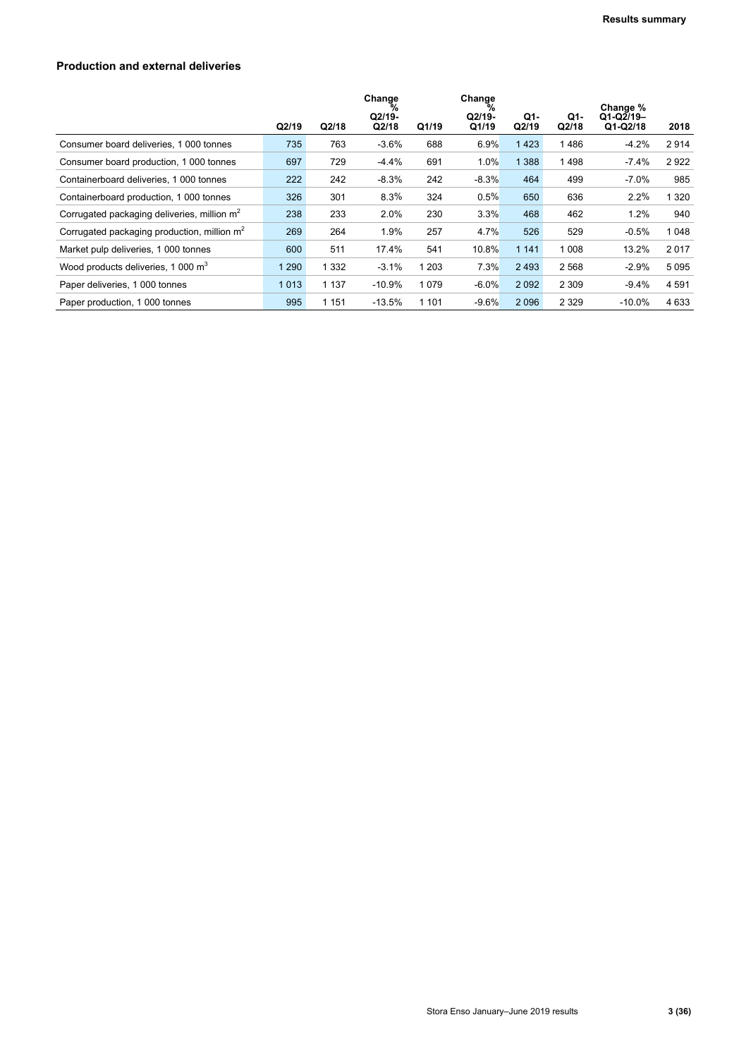## Production and external deliveries

| | Q2/19 | Q2/18 | Change % Q2/19-Q2/18 | Q1/19 | Change % Q2/19-Q1/19 | Q1-Q2/19 | Q1-Q2/18 | Change % Q1-Q2/19–Q1-Q2/18 | 2018 |
|---|---|---|---|---|---|---|---|---|---|
| Consumer board deliveries, 1 000 tonnes | 735 | 763 | -3.6% | 688 | 6.9% | 1 423 | 1 486 | -4.2% | 2 914 |
| Consumer board production, 1 000 tonnes | 697 | 729 | -4.4% | 691 | 1.0% | 1 388 | 1 498 | -7.4% | 2 922 |
| Containerboard deliveries, 1 000 tonnes | 222 | 242 | -8.3% | 242 | -8.3% | 464 | 499 | -7.0% | 985 |
| Containerboard production, 1 000 tonnes | 326 | 301 | 8.3% | 324 | 0.5% | 650 | 636 | 2.2% | 1 320 |
| Corrugated packaging deliveries, million $m^2$ | 238 | 233 | 2.0% | 230 | 3.3% | 468 | 462 | 1.2% | 940 |
| Corrugated packaging production, million $m^2$ | 269 | 264 | 1.9% | 257 | 4.7% | 526 | 529 | -0.5% | 1 048 |
| Market pulp deliveries, 1 000 tonnes | 600 | 511 | 17.4% | 541 | 10.8% | 1 141 | 1 008 | 13.2% | 2 017 |
| Wood products deliveries, 1 000 $m^3$ | 1 290 | 1 332 | -3.1% | 1 203 | 7.3% | 2 493 | 2 568 | -2.9% | 5 095 |
| Paper deliveries, 1 000 tonnes | 1 013 | 1 137 | -10.9% | 1 079 | -6.0% | 2 092 | 2 309 | -9.4% | 4 591 |
| Paper production, 1 000 tonnes | 995 | 1 151 | -13.5% | 1 101 | -9.6% | 2 096 | 2 329 | -10.0% | 4 633 |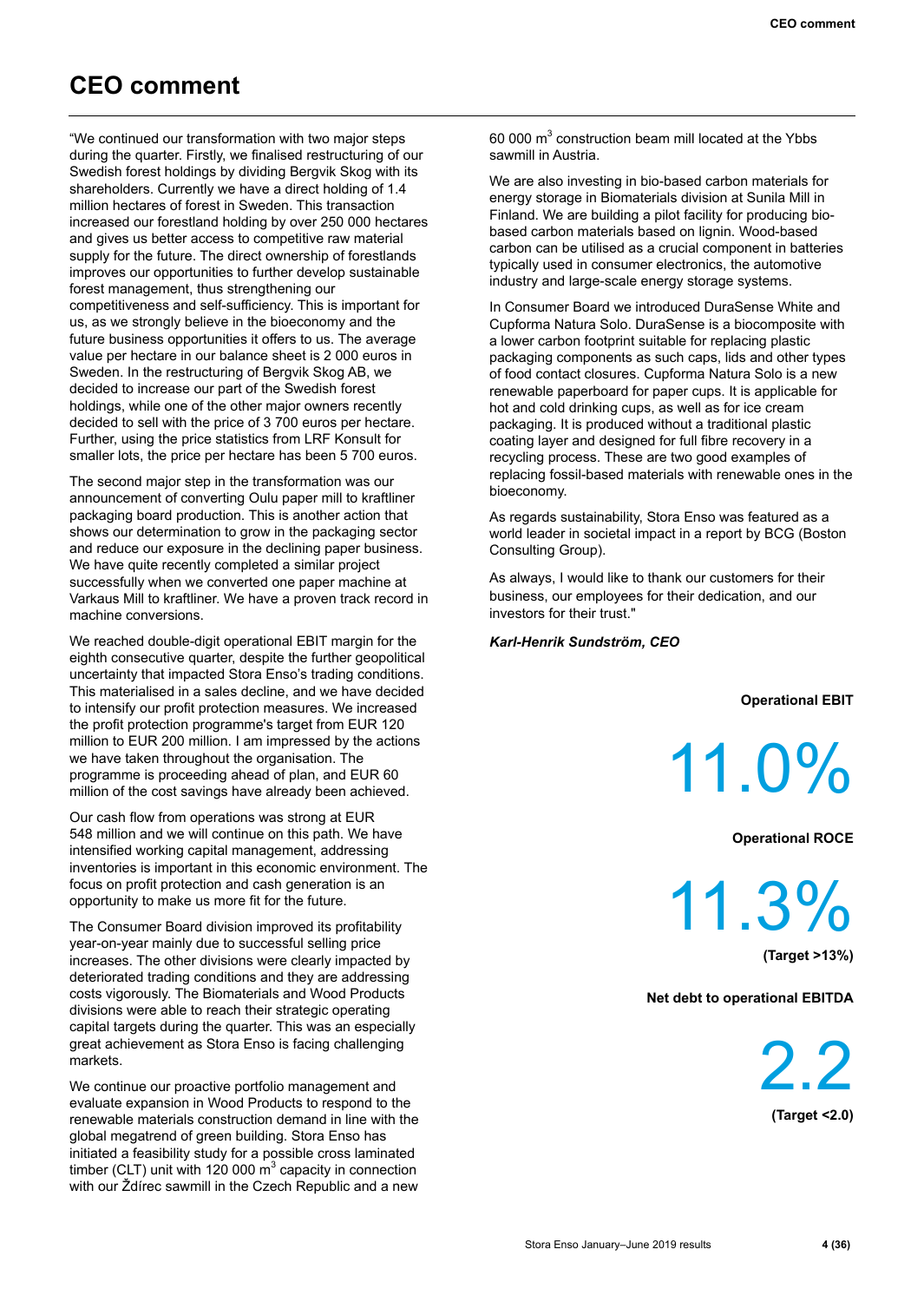# CEO comment

"We continued our transformation with two major steps during the quarter. Firstly, we finalised restructuring of our Swedish forest holdings by dividing Bergvik Skog with its shareholders. Currently we have a direct holding of 1.4 million hectares of forest in Sweden. This transaction increased our forestland holding by over 250 000 hectares and gives us better access to competitive raw material supply for the future. The direct ownership of forestlands improves our opportunities to further develop sustainable forest management, thus strengthening our competitiveness and self-sufficiency. This is important for us, as we strongly believe in the bioeconomy and the future business opportunities it offers to us. The average value per hectare in our balance sheet is 2 000 euros in Sweden. In the restructuring of Bergvik Skog AB, we decided to increase our part of the Swedish forest holdings, while one of the other major owners recently decided to sell with the price of 3 700 euros per hectare. Further, using the price statistics from LRF Konsult for smaller lots, the price per hectare has been 5 700 euros.

The second major step in the transformation was our announcement of converting Oulu paper mill to kraftliner packaging board production. This is another action that shows our determination to grow in the packaging sector and reduce our exposure in the declining paper business. We have quite recently completed a similar project successfully when we converted one paper machine at Varkaus Mill to kraftliner. We have a proven track record in machine conversions.

We reached double-digit operational EBIT margin for the eighth consecutive quarter, despite the further geopolitical uncertainty that impacted Stora Enso's trading conditions. This materialised in a sales decline, and we have decided to intensify our profit protection measures. We increased the profit protection programme's target from EUR 120 million to EUR 200 million. I am impressed by the actions we have taken throughout the organisation. The programme is proceeding ahead of plan, and EUR 60 million of the cost savings have already been achieved.

Our cash flow from operations was strong at EUR 548 million and we will continue on this path. We have intensified working capital management, addressing inventories is important in this economic environment. The focus on profit protection and cash generation is an opportunity to make us more fit for the future.

The Consumer Board division improved its profitability year-on-year mainly due to successful selling price increases. The other divisions were clearly impacted by deteriorated trading conditions and they are addressing costs vigorously. The Biomaterials and Wood Products divisions were able to reach their strategic operating capital targets during the quarter. This was an especially great achievement as Stora Enso is facing challenging markets.

We continue our proactive portfolio management and evaluate expansion in Wood Products to respond to the renewable materials construction demand in line with the global megatrend of green building. Stora Enso has initiated a feasibility study for a possible cross laminated timber (CLT) unit with 120 000 $m^3$ capacity in connection with our Ždírec sawmill in the Czech Republic and a new 60 000 $m^3$ construction beam mill located at the Ybbs sawmill in Austria.

We are also investing in bio-based carbon materials for energy storage in Biomaterials division at Sunila Mill in Finland. We are building a pilot facility for producing bio-based carbon materials based on lignin. Wood-based carbon can be utilised as a crucial component in batteries typically used in consumer electronics, the automotive industry and large-scale energy storage systems.

In Consumer Board we introduced DuraSense White and Cupforma Natura Solo. DuraSense is a biocomposite with a lower carbon footprint suitable for replacing plastic packaging components as such caps, lids and other types of food contact closures. Cupforma Natura Solo is a new renewable paperboard for paper cups. It is applicable for hot and cold drinking cups, as well as for ice cream packaging. It is produced without a traditional plastic coating layer and designed for full fibre recovery in a recycling process. These are two good examples of replacing fossil-based materials with renewable ones in the bioeconomy.

As regards sustainability, Stora Enso was featured as a world leader in societal impact in a report by BCG (Boston Consulting Group).

As always, I would like to thank our customers for their business, our employees for their dedication, and our investors for their trust."

***Karl-Henrik Sundström, CEO***

**Operational EBIT**

11.0%

**Operational ROCE**

11.3%

**(Target >13%)**

**Net debt to operational EBITDA**

2.2

**(Target <2.0)**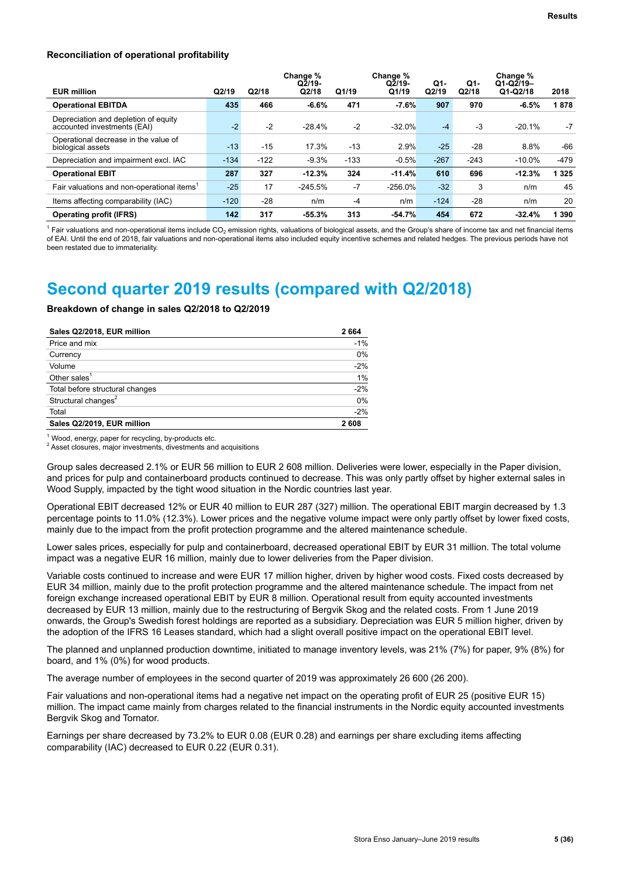### Reconciliation of operational profitability

| EUR million | Q2/19 | Q2/18 | Change % Q2/19-Q2/18 | Q1/19 | Change % Q2/19-Q1/19 | Q1-Q2/19 | Q1-Q2/18 | Change % Q1-Q2/19–Q1-Q2/18 | 2018 |
|---|---|---|---|---|---|---|---|---|---|
| **Operational EBITDA** | **435** | **466** | **-6.6%** | **471** | **-7.6%** | **907** | **970** | **-6.5%** | **1 878** |
| Depreciation and depletion of equity accounted investments (EAI) | -2 | -2 | -28.4% | -2 | -32.0% | -4 | -3 | -20.1% | -7 |
| Operational decrease in the value of biological assets | -13 | -15 | 17.3% | -13 | 2.9% | -25 | -28 | 8.8% | -66 |
| Depreciation and impairment excl. IAC | -134 | -122 | -9.3% | -133 | -0.5% | -267 | -243 | -10.0% | -479 |
| **Operational EBIT** | **287** | **327** | **-12.3%** | **324** | **-11.4%** | **610** | **696** | **-12.3%** | **1 325** |
| Fair valuations and non-operational items[1] | -25 | 17 | -245.5% | -7 | -256.0% | -32 | 3 | n/m | 45 |
| Items affecting comparability (IAC) | -120 | -28 | n/m | -4 | n/m | -124 | -28 | n/m | 20 |
| **Operating profit (IFRS)** | **142** | **317** | **-55.3%** | **313** | **-54.7%** | **454** | **672** | **-32.4%** | **1 390** |

[1] Fair valuations and non-operational items include $CO_2$ emission rights, valuations of biological assets, and the Group's share of income tax and net financial items of EAI. Until the end of 2018, fair valuations and non-operational items also included equity incentive schemes and related hedges. The previous periods have not been restated due to immateriality.

# Second quarter 2019 results (compared with Q2/2018)

### Breakdown of change in sales Q2/2018 to Q2/2019

| Sales Q2/2018, EUR million | 2 664 |
|---|---|
| Price and mix | -1% |
| Currency | 0% |
| Volume | -2% |
| Other sales[1] | 1% |
| Total before structural changes | -2% |
| Structural changes[2] | 0% |
| Total | -2% |
| **Sales Q2/2019, EUR million** | **2 608** |

[1] Wood, energy, paper for recycling, by-products etc.
[2] Asset closures, major investments, divestments and acquisitions

Group sales decreased 2.1% or EUR 56 million to EUR 2 608 million. Deliveries were lower, especially in the Paper division, and prices for pulp and containerboard products continued to decrease. This was only partly offset by higher external sales in Wood Supply, impacted by the tight wood situation in the Nordic countries last year.

Operational EBIT decreased 12% or EUR 40 million to EUR 287 (327) million. The operational EBIT margin decreased by 1.3 percentage points to 11.0% (12.3%). Lower prices and the negative volume impact were only partly offset by lower fixed costs, mainly due to the impact from the profit protection programme and the altered maintenance schedule.

Lower sales prices, especially for pulp and containerboard, decreased operational EBIT by EUR 31 million. The total volume impact was a negative EUR 16 million, mainly due to lower deliveries from the Paper division.

Variable costs continued to increase and were EUR 17 million higher, driven by higher wood costs. Fixed costs decreased by EUR 34 million, mainly due to the profit protection programme and the altered maintenance schedule. The impact from net foreign exchange increased operational EBIT by EUR 8 million. Operational result from equity accounted investments decreased by EUR 13 million, mainly due to the restructuring of Bergvik Skog and the related costs. From 1 June 2019 onwards, the Group's Swedish forest holdings are reported as a subsidiary. Depreciation was EUR 5 million higher, driven by the adoption of the IFRS 16 Leases standard, which had a slight overall positive impact on the operational EBIT level.

The planned and unplanned production downtime, initiated to manage inventory levels, was 21% (7%) for paper, 9% (8%) for board, and 1% (0%) for wood products.

The average number of employees in the second quarter of 2019 was approximately 26 600 (26 200).

Fair valuations and non-operational items had a negative net impact on the operating profit of EUR 25 (positive EUR 15) million. The impact came mainly from charges related to the financial instruments in the Nordic equity accounted investments Bergvik Skog and Tornator.

Earnings per share decreased by 73.2% to EUR 0.08 (EUR 0.28) and earnings per share excluding items affecting comparability (IAC) decreased to EUR 0.22 (EUR 0.31).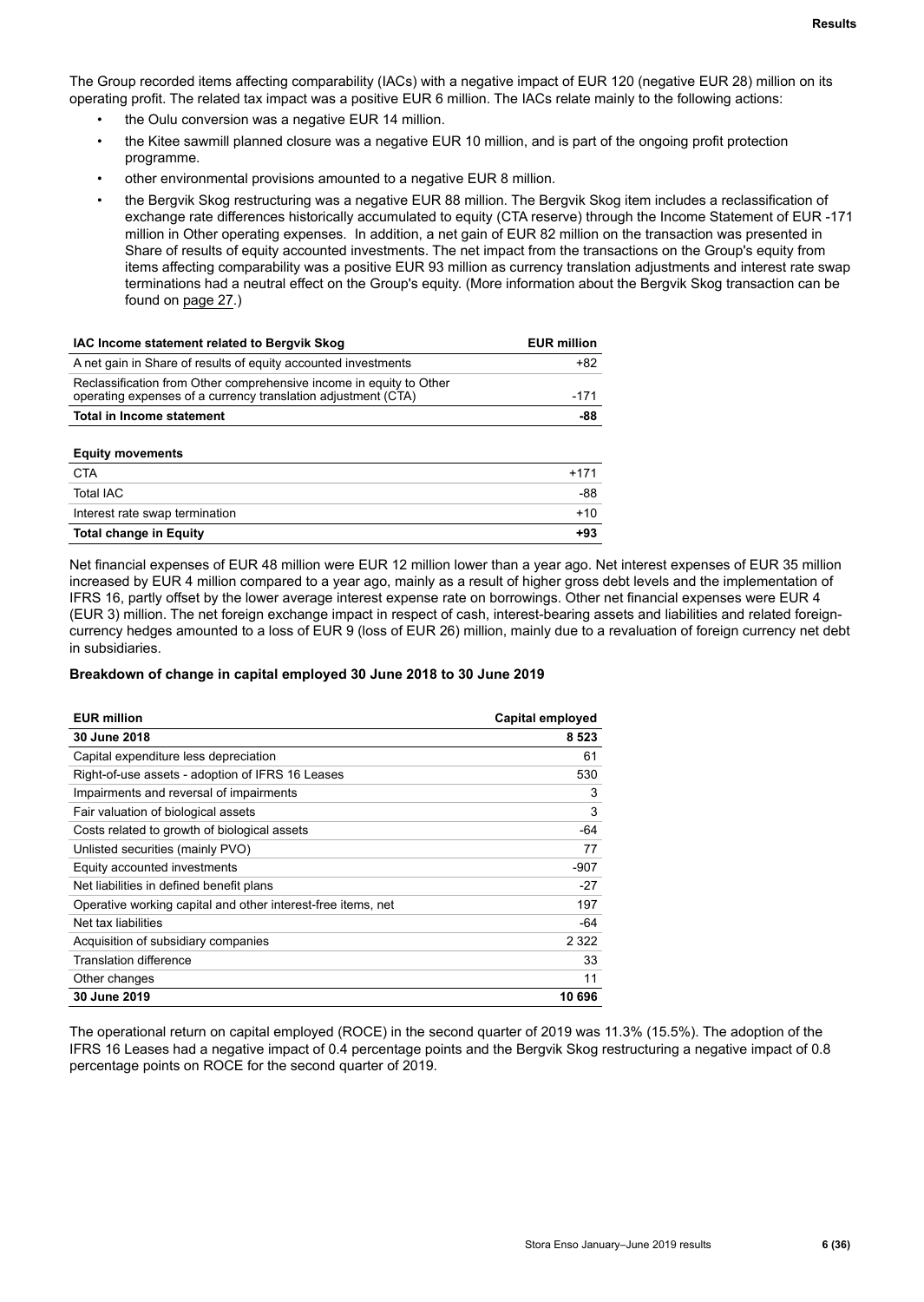The Group recorded items affecting comparability (IACs) with a negative impact of EUR 120 (negative EUR 28) million on its operating profit. The related tax impact was a positive EUR 6 million. The IACs relate mainly to the following actions:

- the Oulu conversion was a negative EUR 14 million.
- the Kitee sawmill planned closure was a negative EUR 10 million, and is part of the ongoing profit protection programme.
- other environmental provisions amounted to a negative EUR 8 million.
- the Bergvik Skog restructuring was a negative EUR 88 million. The Bergvik Skog item includes a reclassification of exchange rate differences historically accumulated to equity (CTA reserve) through the Income Statement of EUR -171 million in Other operating expenses. In addition, a net gain of EUR 82 million on the transaction was presented in Share of results of equity accounted investments. The net impact from the transactions on the Group's equity from items affecting comparability was a positive EUR 93 million as currency translation adjustments and interest rate swap terminations had a neutral effect on the Group's equity. (More information about the Bergvik Skog transaction can be found on page 27.)

| IAC Income statement related to Bergvik Skog | EUR million |
|---|---|
| A net gain in Share of results of equity accounted investments | +82 |
| Reclassification from Other comprehensive income in equity to Other operating expenses of a currency translation adjustment (CTA) | -171 |
| **Total in Income statement** | **-88** |
| | |
| **Equity movements** | |
| CTA | +171 |
| Total IAC | -88 |
| Interest rate swap termination | +10 |
| **Total change in Equity** | **+93** |

Net financial expenses of EUR 48 million were EUR 12 million lower than a year ago. Net interest expenses of EUR 35 million increased by EUR 4 million compared to a year ago, mainly as a result of higher gross debt levels and the implementation of IFRS 16, partly offset by the lower average interest expense rate on borrowings. Other net financial expenses were EUR 4 (EUR 3) million. The net foreign exchange impact in respect of cash, interest-bearing assets and liabilities and related foreign-currency hedges amounted to a loss of EUR 9 (loss of EUR 26) million, mainly due to a revaluation of foreign currency net debt in subsidiaries.

**Breakdown of change in capital employed 30 June 2018 to 30 June 2019**

| EUR million | Capital employed |
|---|---|
| **30 June 2018** | **8 523** |
| Capital expenditure less depreciation | 61 |
| Right-of-use assets - adoption of IFRS 16 Leases | 530 |
| Impairments and reversal of impairments | 3 |
| Fair valuation of biological assets | 3 |
| Costs related to growth of biological assets | -64 |
| Unlisted securities (mainly PVO) | 77 |
| Equity accounted investments | -907 |
| Net liabilities in defined benefit plans | -27 |
| Operative working capital and other interest-free items, net | 197 |
| Net tax liabilities | -64 |
| Acquisition of subsidiary companies | 2 322 |
| Translation difference | 33 |
| Other changes | 11 |
| **30 June 2019** | **10 696** |

The operational return on capital employed (ROCE) in the second quarter of 2019 was 11.3% (15.5%). The adoption of the IFRS 16 Leases had a negative impact of 0.4 percentage points and the Bergvik Skog restructuring a negative impact of 0.8 percentage points on ROCE for the second quarter of 2019.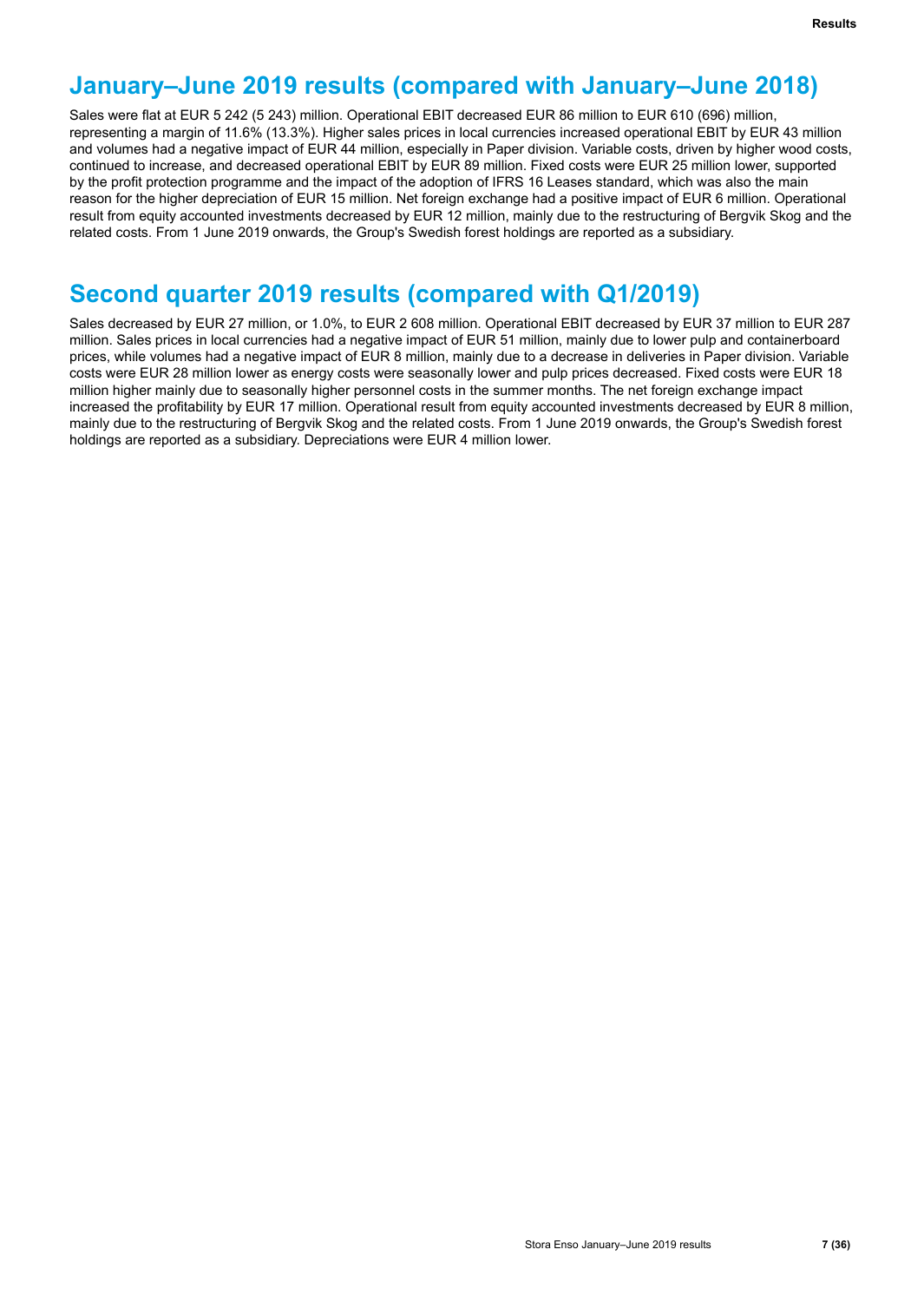## January–June 2019 results (compared with January–June 2018)

Sales were flat at EUR 5 242 (5 243) million. Operational EBIT decreased EUR 86 million to EUR 610 (696) million, representing a margin of 11.6% (13.3%). Higher sales prices in local currencies increased operational EBIT by EUR 43 million and volumes had a negative impact of EUR 44 million, especially in Paper division. Variable costs, driven by higher wood costs, continued to increase, and decreased operational EBIT by EUR 89 million. Fixed costs were EUR 25 million lower, supported by the profit protection programme and the impact of the adoption of IFRS 16 Leases standard, which was also the main reason for the higher depreciation of EUR 15 million. Net foreign exchange had a positive impact of EUR 6 million. Operational result from equity accounted investments decreased by EUR 12 million, mainly due to the restructuring of Bergvik Skog and the related costs. From 1 June 2019 onwards, the Group's Swedish forest holdings are reported as a subsidiary.

## Second quarter 2019 results (compared with Q1/2019)

Sales decreased by EUR 27 million, or 1.0%, to EUR 2 608 million. Operational EBIT decreased by EUR 37 million to EUR 287 million. Sales prices in local currencies had a negative impact of EUR 51 million, mainly due to lower pulp and containerboard prices, while volumes had a negative impact of EUR 8 million, mainly due to a decrease in deliveries in Paper division. Variable costs were EUR 28 million lower as energy costs were seasonally lower and pulp prices decreased. Fixed costs were EUR 18 million higher mainly due to seasonally higher personnel costs in the summer months. The net foreign exchange impact increased the profitability by EUR 17 million. Operational result from equity accounted investments decreased by EUR 8 million, mainly due to the restructuring of Bergvik Skog and the related costs. From 1 June 2019 onwards, the Group's Swedish forest holdings are reported as a subsidiary. Depreciations were EUR 4 million lower.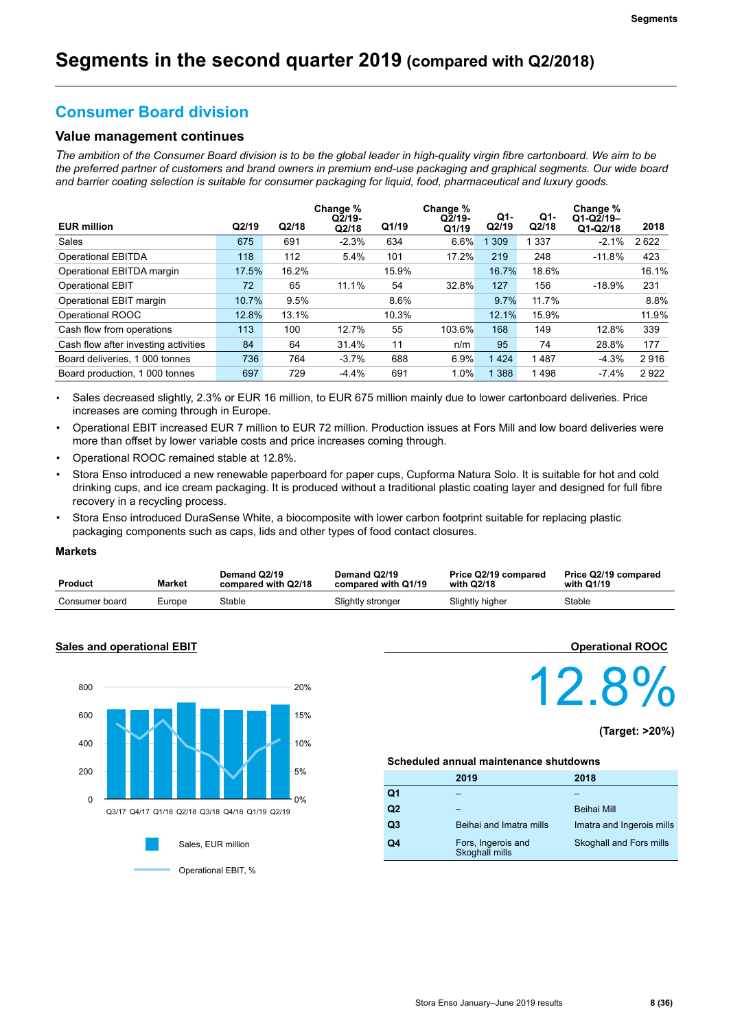# Segments in the second quarter 2019 (compared with Q2/2018)

## Consumer Board division

### Value management continues

*The ambition of the Consumer Board division is to be the global leader in high-quality virgin fibre cartonboard. We aim to be the preferred partner of customers and brand owners in premium end-use packaging and graphical segments. Our wide board and barrier coating selection is suitable for consumer packaging for liquid, food, pharmaceutical and luxury goods.*

| EUR million | Q2/19 | Q2/18 | Change % Q2/19-Q2/18 | Q1/19 | Change % Q2/19-Q1/19 | Q1-Q2/19 | Q1-Q2/18 | Change % Q1-Q2/19–Q1-Q2/18 | 2018 |
|---|---|---|---|---|---|---|---|---|---|
| Sales | 675 | 691 | -2.3% | 634 | 6.6% | 1 309 | 1 337 | -2.1% | 2 622 |
| Operational EBITDA | 118 | 112 | 5.4% | 101 | 17.2% | 219 | 248 | -11.8% | 423 |
| Operational EBITDA margin | 17.5% | 16.2% | | 15.9% | | 16.7% | 18.6% | | 16.1% |
| Operational EBIT | 72 | 65 | 11.1% | 54 | 32.8% | 127 | 156 | -18.9% | 231 |
| Operational EBIT margin | 10.7% | 9.5% | | 8.6% | | 9.7% | 11.7% | | 8.8% |
| Operational ROOC | 12.8% | 13.1% | | 10.3% | | 12.1% | 15.9% | | 11.9% |
| Cash flow from operations | 113 | 100 | 12.7% | 55 | 103.6% | 168 | 149 | 12.8% | 339 |
| Cash flow after investing activities | 84 | 64 | 31.4% | 11 | n/m | 95 | 74 | 28.8% | 177 |
| Board deliveries, 1 000 tonnes | 736 | 764 | -3.7% | 688 | 6.9% | 1 424 | 1 487 | -4.3% | 2 916 |
| Board production, 1 000 tonnes | 697 | 729 | -4.4% | 691 | 1.0% | 1 388 | 1 498 | -7.4% | 2 922 |

- Sales decreased slightly, 2.3% or EUR 16 million, to EUR 675 million mainly due to lower cartonboard deliveries. Price increases are coming through in Europe.
- Operational EBIT increased EUR 7 million to EUR 72 million. Production issues at Fors Mill and low board deliveries were more than offset by lower variable costs and price increases coming through.
- Operational ROOC remained stable at 12.8%.
- Stora Enso introduced a new renewable paperboard for paper cups, Cupforma Natura Solo. It is suitable for hot and cold drinking cups, and ice cream packaging. It is produced without a traditional plastic coating layer and designed for full fibre recovery in a recycling process.
- Stora Enso introduced DuraSense White, a biocomposite with lower carbon footprint suitable for replacing plastic packaging components such as caps, lids and other types of food contact closures.

**Markets**

| Product | Market | Demand Q2/19 compared with Q2/18 | Demand Q2/19 compared with Q1/19 | Price Q2/19 compared with Q2/18 | Price Q2/19 compared with Q1/19 |
|---|---|---|---|---|---|
| Consumer board | Europe | Stable | Slightly stronger | Slightly higher | Stable |

**Sales and operational EBIT**

Q3/17 Q4/17 Q1/18 Q2/18 Q3/18 Q4/18 Q1/19 Q2/19

Sales, EUR million

Operational EBIT, %

**Operational ROOC**

12.8%

**(Target: >20%)**

**Scheduled annual maintenance shutdowns**

| | 2019 | 2018 |
|---|---|---|
| **Q1** | – | – |
| **Q2** | – | Beihai Mill |
| **Q3** | Beihai and Imatra mills | Imatra and Ingerois mills |
| **Q4** | Fors, Ingerois and Skoghall mills | Skoghall and Fors mills |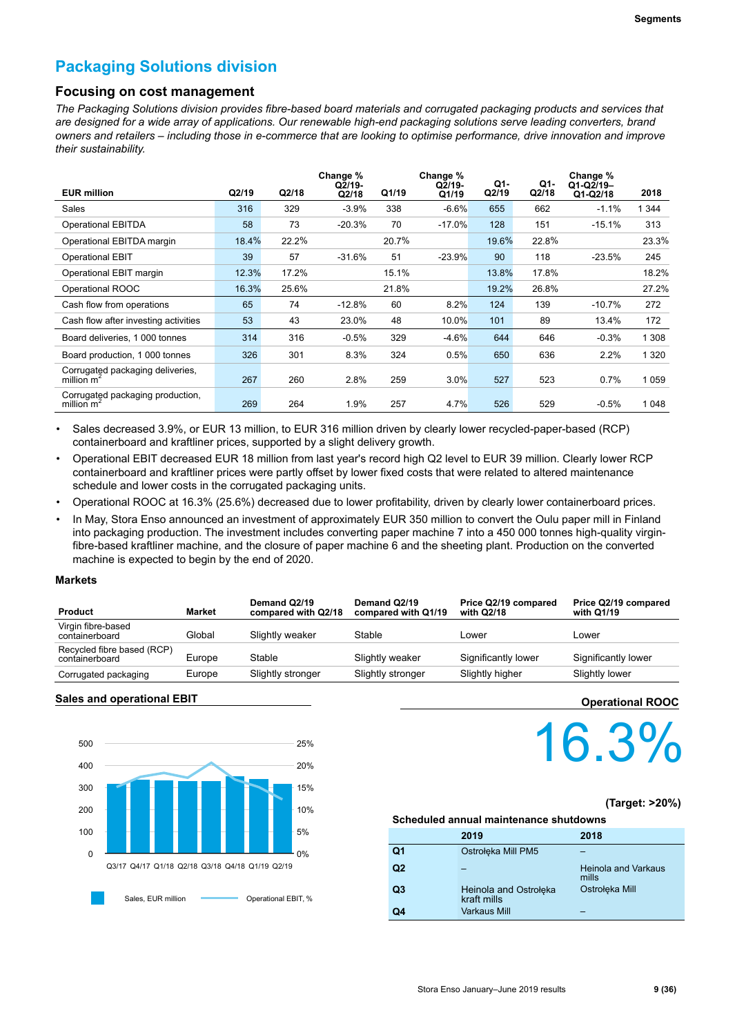## Packaging Solutions division

### Focusing on cost management

*The Packaging Solutions division provides fibre-based board materials and corrugated packaging products and services that are designed for a wide array of applications. Our renewable high-end packaging solutions serve leading converters, brand owners and retailers – including those in e-commerce that are looking to optimise performance, drive innovation and improve their sustainability.*

| EUR million | Q2/19 | Q2/18 | Change % Q2/19-Q2/18 | Q1/19 | Change % Q2/19-Q1/19 | Q1-Q2/19 | Q1-Q2/18 | Change % Q1-Q2/19–Q1-Q2/18 | 2018 |
|---|---|---|---|---|---|---|---|---|---|
| Sales | 316 | 329 | -3.9% | 338 | -6.6% | 655 | 662 | -1.1% | 1 344 |
| Operational EBITDA | 58 | 73 | -20.3% | 70 | -17.0% | 128 | 151 | -15.1% | 313 |
| Operational EBITDA margin | 18.4% | 22.2% | | 20.7% | | 19.6% | 22.8% | | 23.3% |
| Operational EBIT | 39 | 57 | -31.6% | 51 | -23.9% | 90 | 118 | -23.5% | 245 |
| Operational EBIT margin | 12.3% | 17.2% | | 15.1% | | 13.8% | 17.8% | | 18.2% |
| Operational ROOC | 16.3% | 25.6% | | 21.8% | | 19.2% | 26.8% | | 27.2% |
| Cash flow from operations | 65 | 74 | -12.8% | 60 | 8.2% | 124 | 139 | -10.7% | 272 |
| Cash flow after investing activities | 53 | 43 | 23.0% | 48 | 10.0% | 101 | 89 | 13.4% | 172 |
| Board deliveries, 1 000 tonnes | 314 | 316 | -0.5% | 329 | -4.6% | 644 | 646 | -0.3% | 1 308 |
| Board production, 1 000 tonnes | 326 | 301 | 8.3% | 324 | 0.5% | 650 | 636 | 2.2% | 1 320 |
| Corrugated packaging deliveries, million $m^2$ | 267 | 260 | 2.8% | 259 | 3.0% | 527 | 523 | 0.7% | 1 059 |
| Corrugated packaging production, million $m^2$ | 269 | 264 | 1.9% | 257 | 4.7% | 526 | 529 | -0.5% | 1 048 |

- Sales decreased 3.9%, or EUR 13 million, to EUR 316 million driven by clearly lower recycled-paper-based (RCP) containerboard and kraftliner prices, supported by a slight delivery growth.
- Operational EBIT decreased EUR 18 million from last year's record high Q2 level to EUR 39 million. Clearly lower RCP containerboard and kraftliner prices were partly offset by lower fixed costs that were related to altered maintenance schedule and lower costs in the corrugated packaging units.
- Operational ROOC at 16.3% (25.6%) decreased due to lower profitability, driven by clearly lower containerboard prices.
- In May, Stora Enso announced an investment of approximately EUR 350 million to convert the Oulu paper mill in Finland into packaging production. The investment includes converting paper machine 7 into a 450 000 tonnes high-quality virgin-fibre-based kraftliner machine, and the closure of paper machine 6 and the sheeting plant. Production on the converted machine is expected to begin by the end of 2020.

#### Markets

| Product | Market | Demand Q2/19 compared with Q2/18 | Demand Q2/19 compared with Q1/19 | Price Q2/19 compared with Q2/18 | Price Q2/19 compared with Q1/19 |
|---|---|---|---|---|---|
| Virgin fibre-based containerboard | Global | Slightly weaker | Stable | Lower | Lower |
| Recycled fibre based (RCP) containerboard | Europe | Stable | Slightly weaker | Significantly lower | Significantly lower |
| Corrugated packaging | Europe | Slightly stronger | Slightly stronger | Slightly higher | Slightly lower |

#### Sales and operational EBIT

Chart: Sales, EUR million (bars) and Operational EBIT, % (line), Q3/17–Q2/19.

#### Operational ROOC

16.3%

(Target: >20%)

#### Scheduled annual maintenance shutdowns

| | 2019 | 2018 |
|---|---|---|
| Q1 | Ostrołęka Mill PM5 | – |
| Q2 | – | Heinola and Varkaus mills |
| Q3 | Heinola and Ostrołęka kraft mills | Ostrołęka Mill |
| Q4 | Varkaus Mill | – |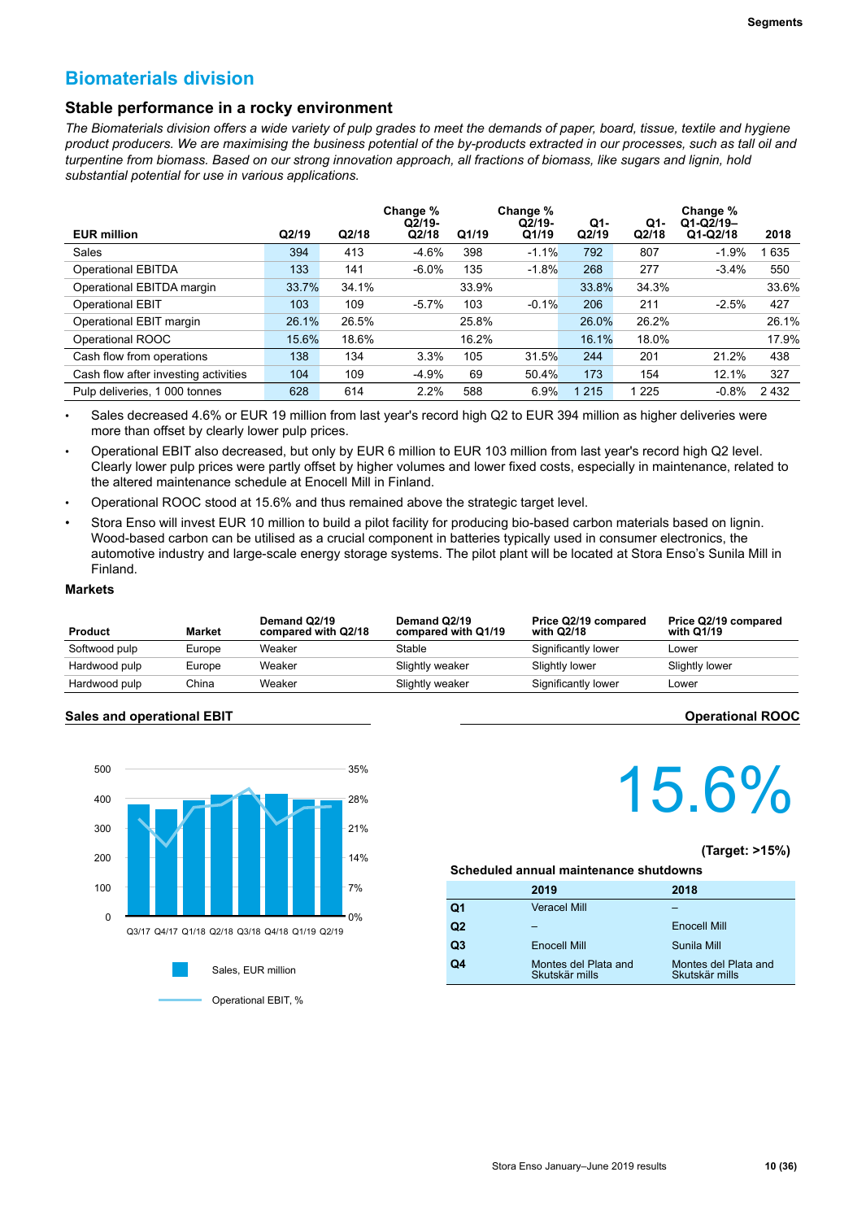# Biomaterials division

## Stable performance in a rocky environment

*The Biomaterials division offers a wide variety of pulp grades to meet the demands of paper, board, tissue, textile and hygiene product producers. We are maximising the business potential of the by-products extracted in our processes, such as tall oil and turpentine from biomass. Based on our strong innovation approach, all fractions of biomass, like sugars and lignin, hold substantial potential for use in various applications.*

| EUR million | Q2/19 | Q2/18 | Change % Q2/19-Q2/18 | Q1/19 | Change % Q2/19-Q1/19 | Q1-Q2/19 | Q1-Q2/18 | Change % Q1-Q2/19–Q1-Q2/18 | 2018 |
|---|---|---|---|---|---|---|---|---|---|
| Sales | 394 | 413 | -4.6% | 398 | -1.1% | 792 | 807 | -1.9% | 1 635 |
| Operational EBITDA | 133 | 141 | -6.0% | 135 | -1.8% | 268 | 277 | -3.4% | 550 |
| Operational EBITDA margin | 33.7% | 34.1% | | 33.9% | | 33.8% | 34.3% | | 33.6% |
| Operational EBIT | 103 | 109 | -5.7% | 103 | -0.1% | 206 | 211 | -2.5% | 427 |
| Operational EBIT margin | 26.1% | 26.5% | | 25.8% | | 26.0% | 26.2% | | 26.1% |
| Operational ROOC | 15.6% | 18.6% | | 16.2% | | 16.1% | 18.0% | | 17.9% |
| Cash flow from operations | 138 | 134 | 3.3% | 105 | 31.5% | 244 | 201 | 21.2% | 438 |
| Cash flow after investing activities | 104 | 109 | -4.9% | 69 | 50.4% | 173 | 154 | 12.1% | 327 |
| Pulp deliveries, 1 000 tonnes | 628 | 614 | 2.2% | 588 | 6.9% | 1 215 | 1 225 | -0.8% | 2 432 |

- Sales decreased 4.6% or EUR 19 million from last year's record high Q2 to EUR 394 million as higher deliveries were more than offset by clearly lower pulp prices.
- Operational EBIT also decreased, but only by EUR 6 million to EUR 103 million from last year's record high Q2 level. Clearly lower pulp prices were partly offset by higher volumes and lower fixed costs, especially in maintenance, related to the altered maintenance schedule at Enocell Mill in Finland.
- Operational ROOC stood at 15.6% and thus remained above the strategic target level.
- Stora Enso will invest EUR 10 million to build a pilot facility for producing bio-based carbon materials based on lignin. Wood-based carbon can be utilised as a crucial component in batteries typically used in consumer electronics, the automotive industry and large-scale energy storage systems. The pilot plant will be located at Stora Enso's Sunila Mill in Finland.

### Markets

| Product | Market | Demand Q2/19 compared with Q2/18 | Demand Q2/19 compared with Q1/19 | Price Q2/19 compared with Q2/18 | Price Q2/19 compared with Q1/19 |
|---|---|---|---|---|---|
| Softwood pulp | Europe | Weaker | Stable | Significantly lower | Lower |
| Hardwood pulp | Europe | Weaker | Slightly weaker | Slightly lower | Slightly lower |
| Hardwood pulp | China | Weaker | Slightly weaker | Significantly lower | Lower |

### Sales and operational EBIT

Sales, EUR million

Operational EBIT, %

### Operational ROOC

15.6%

(Target: >15%)

### Scheduled annual maintenance shutdowns

| | 2019 | 2018 |
|---|---|---|
| Q1 | Veracel Mill | – |
| Q2 | – | Enocell Mill |
| Q3 | Enocell Mill | Sunila Mill |
| Q4 | Montes del Plata and Skutskär mills | Montes del Plata and Skutskär mills |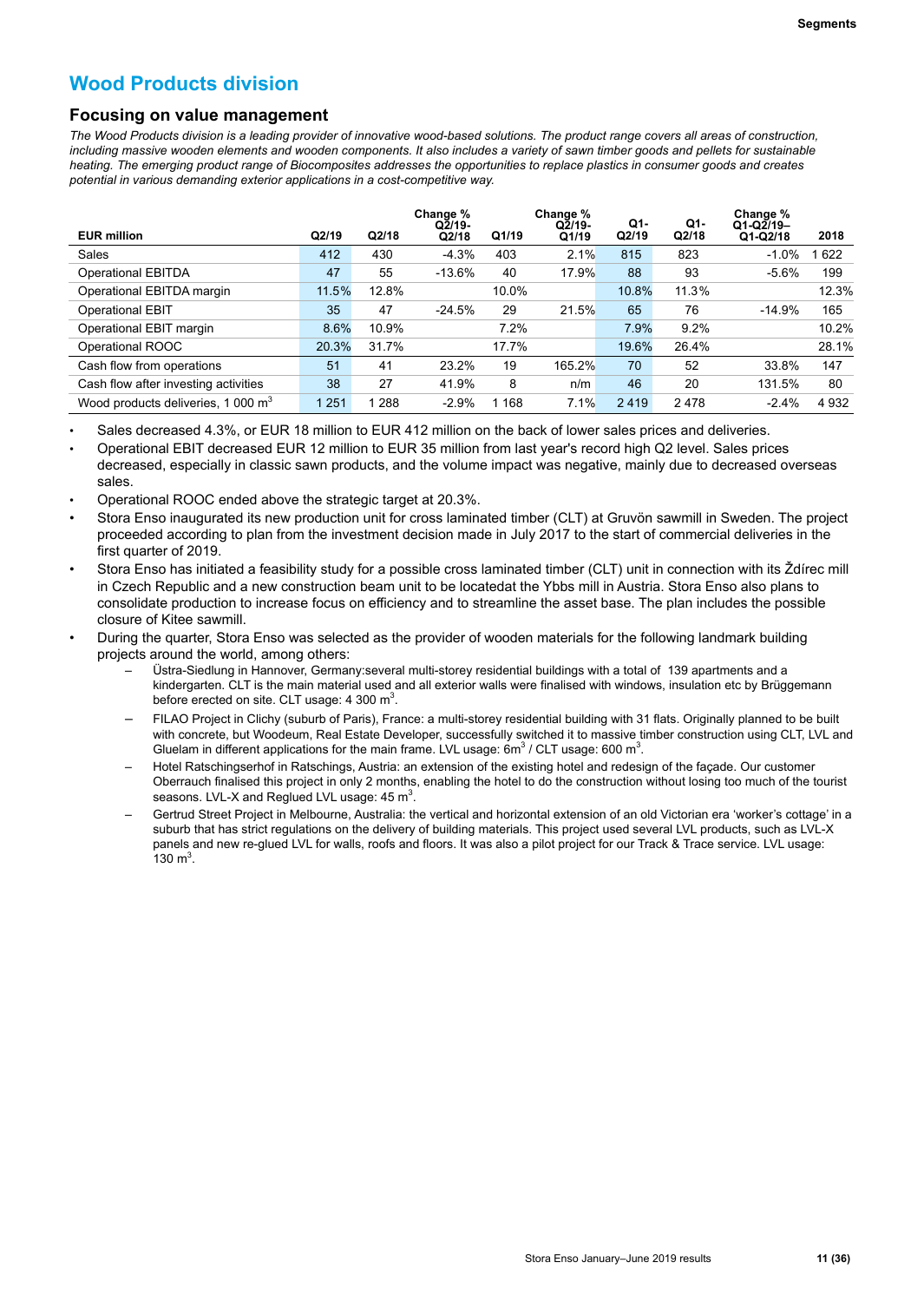# Wood Products division

## Focusing on value management

*The Wood Products division is a leading provider of innovative wood-based solutions. The product range covers all areas of construction, including massive wooden elements and wooden components. It also includes a variety of sawn timber goods and pellets for sustainable heating. The emerging product range of Biocomposites addresses the opportunities to replace plastics in consumer goods and creates potential in various demanding exterior applications in a cost-competitive way.*

| EUR million | Q2/19 | Q2/18 | Change % Q2/19-Q2/18 | Q1/19 | Change % Q2/19-Q1/19 | Q1-Q2/19 | Q1-Q2/18 | Change % Q1-Q2/19–Q1-Q2/18 | 2018 |
|---|---|---|---|---|---|---|---|---|---|
| Sales | 412 | 430 | -4.3% | 403 | 2.1% | 815 | 823 | -1.0% | 1 622 |
| Operational EBITDA | 47 | 55 | -13.6% | 40 | 17.9% | 88 | 93 | -5.6% | 199 |
| Operational EBITDA margin | 11.5% | 12.8% | | 10.0% | | 10.8% | 11.3% | | 12.3% |
| Operational EBIT | 35 | 47 | -24.5% | 29 | 21.5% | 65 | 76 | -14.9% | 165 |
| Operational EBIT margin | 8.6% | 10.9% | | 7.2% | | 7.9% | 9.2% | | 10.2% |
| Operational ROOC | 20.3% | 31.7% | | 17.7% | | 19.6% | 26.4% | | 28.1% |
| Cash flow from operations | 51 | 41 | 23.2% | 19 | 165.2% | 70 | 52 | 33.8% | 147 |
| Cash flow after investing activities | 38 | 27 | 41.9% | 8 | n/m | 46 | 20 | 131.5% | 80 |
| Wood products deliveries, 1 000 $m^3$ | 1 251 | 1 288 | -2.9% | 1 168 | 7.1% | 2 419 | 2 478 | -2.4% | 4 932 |

- Sales decreased 4.3%, or EUR 18 million to EUR 412 million on the back of lower sales prices and deliveries.
- Operational EBIT decreased EUR 12 million to EUR 35 million from last year's record high Q2 level. Sales prices decreased, especially in classic sawn products, and the volume impact was negative, mainly due to decreased overseas sales.
- Operational ROOC ended above the strategic target at 20.3%.
- Stora Enso inaugurated its new production unit for cross laminated timber (CLT) at Gruvön sawmill in Sweden. The project proceeded according to plan from the investment decision made in July 2017 to the start of commercial deliveries in the first quarter of 2019.
- Stora Enso has initiated a feasibility study for a possible cross laminated timber (CLT) unit in connection with its Ždírec mill in Czech Republic and a new construction beam unit to be locatedat the Ybbs mill in Austria. Stora Enso also plans to consolidate production to increase focus on efficiency and to streamline the asset base. The plan includes the possible closure of Kitee sawmill.
- During the quarter, Stora Enso was selected as the provider of wooden materials for the following landmark building projects around the world, among others:
  - Üstra-Siedlung in Hannover, Germany:several multi-storey residential buildings with a total of 139 apartments and a kindergarten. CLT is the main material used and all exterior walls were finalised with windows, insulation etc by Brüggemann before erected on site. CLT usage: 4 300 $m^3$.
  - FILAO Project in Clichy (suburb of Paris), France: a multi-storey residential building with 31 flats. Originally planned to be built with concrete, but Woodeum, Real Estate Developer, successfully switched it to massive timber construction using CLT, LVL and Gluelam in different applications for the main frame. LVL usage: 6$m^3$ / CLT usage: 600 $m^3$.
  - Hotel Ratschingserhof in Ratschings, Austria: an extension of the existing hotel and redesign of the façade. Our customer Oberrauch finalised this project in only 2 months, enabling the hotel to do the construction without losing too much of the tourist seasons. LVL-X and Reglued LVL usage: 45 $m^3$.
  - Gertrud Street Project in Melbourne, Australia: the vertical and horizontal extension of an old Victorian era 'worker's cottage' in a suburb that has strict regulations on the delivery of building materials. This project used several LVL products, such as LVL-X panels and new re-glued LVL for walls, roofs and floors. It was also a pilot project for our Track & Trace service. LVL usage: 130 $m^3$.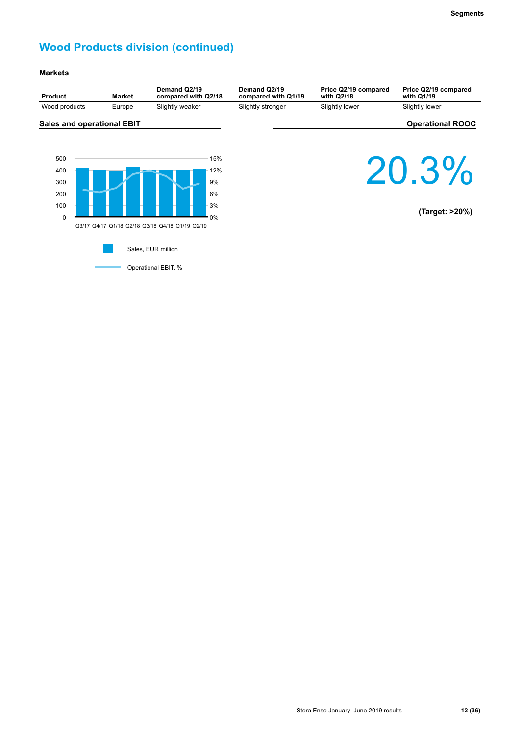# Wood Products division (continued)

### Markets

| Product | Market | Demand Q2/19 compared with Q2/18 | Demand Q2/19 compared with Q1/19 | Price Q2/19 compared with Q2/18 | Price Q2/19 compared with Q1/19 |
|---|---|---|---|---|---|
| Wood products | Europe | Slightly weaker | Slightly stronger | Slightly lower | Slightly lower |

### Sales and operational EBIT

500
400
300
200
100
0

15%
12%
9%
6%
3%
0%

Q3/17 Q4/17 Q1/18 Q2/18 Q3/18 Q4/18 Q1/19 Q2/19

Sales, EUR million

Operational EBIT, %

### Operational ROOC

20.3%

**(Target: >20%)**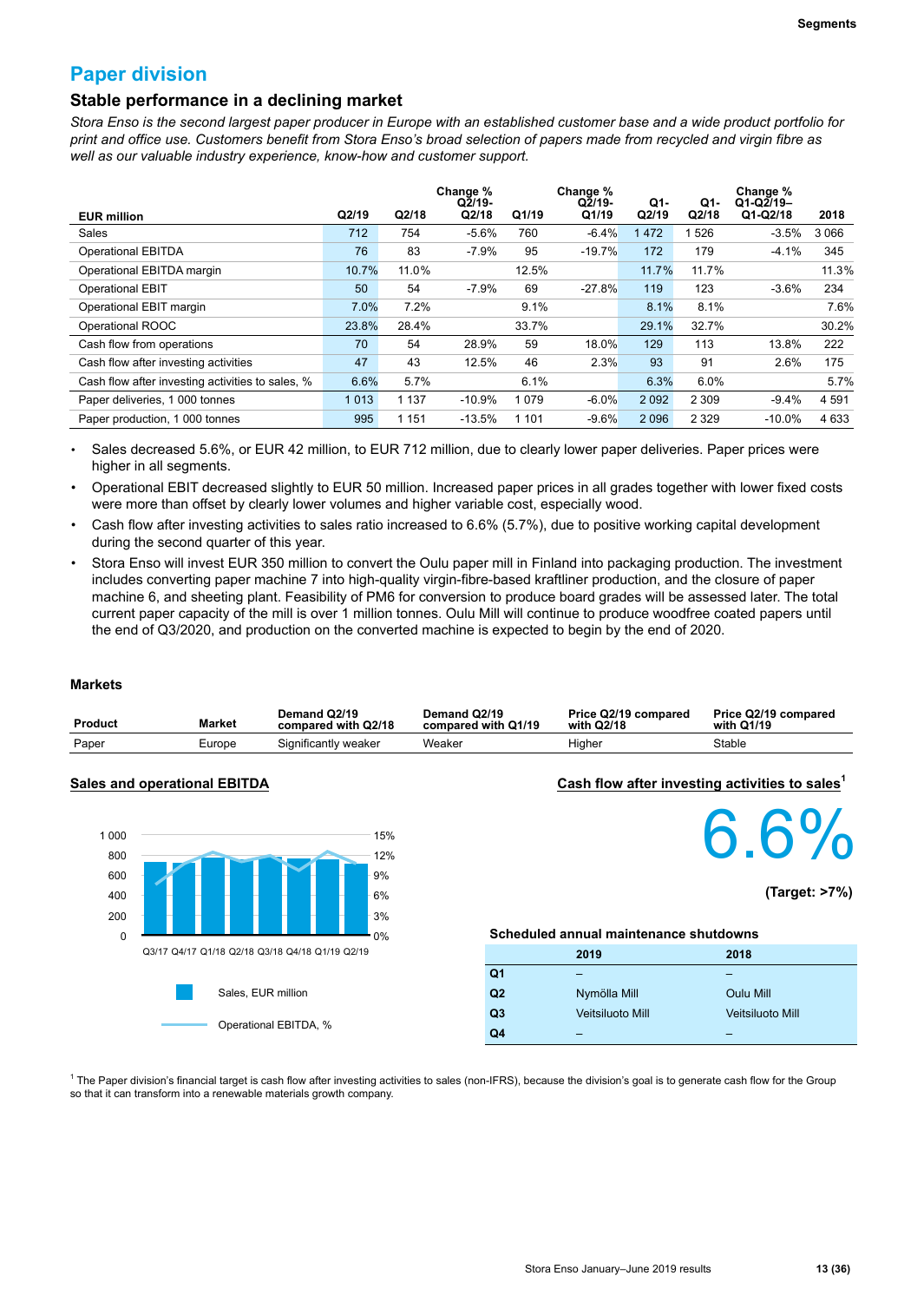# Paper division

## Stable performance in a declining market

*Stora Enso is the second largest paper producer in Europe with an established customer base and a wide product portfolio for print and office use. Customers benefit from Stora Enso's broad selection of papers made from recycled and virgin fibre as well as our valuable industry experience, know-how and customer support.*

| EUR million | Q2/19 | Q2/18 | Change % Q2/19-Q2/18 | Q1/19 | Change % Q2/19-Q1/19 | Q1-Q2/19 | Q1-Q2/18 | Change % Q1-Q2/19–Q1-Q2/18 | 2018 |
|---|---|---|---|---|---|---|---|---|---|
| Sales | 712 | 754 | -5.6% | 760 | -6.4% | 1 472 | 1 526 | -3.5% | 3 066 |
| Operational EBITDA | 76 | 83 | -7.9% | 95 | -19.7% | 172 | 179 | -4.1% | 345 |
| Operational EBITDA margin | 10.7% | 11.0% | | 12.5% | | 11.7% | 11.7% | | 11.3% |
| Operational EBIT | 50 | 54 | -7.9% | 69 | -27.8% | 119 | 123 | -3.6% | 234 |
| Operational EBIT margin | 7.0% | 7.2% | | 9.1% | | 8.1% | 8.1% | | 7.6% |
| Operational ROOC | 23.8% | 28.4% | | 33.7% | | 29.1% | 32.7% | | 30.2% |
| Cash flow from operations | 70 | 54 | 28.9% | 59 | 18.0% | 129 | 113 | 13.8% | 222 |
| Cash flow after investing activities | 47 | 43 | 12.5% | 46 | 2.3% | 93 | 91 | 2.6% | 175 |
| Cash flow after investing activities to sales, % | 6.6% | 5.7% | | 6.1% | | 6.3% | 6.0% | | 5.7% |
| Paper deliveries, 1 000 tonnes | 1 013 | 1 137 | -10.9% | 1 079 | -6.0% | 2 092 | 2 309 | -9.4% | 4 591 |
| Paper production, 1 000 tonnes | 995 | 1 151 | -13.5% | 1 101 | -9.6% | 2 096 | 2 329 | -10.0% | 4 633 |

- Sales decreased 5.6%, or EUR 42 million, to EUR 712 million, due to clearly lower paper deliveries. Paper prices were higher in all segments.
- Operational EBIT decreased slightly to EUR 50 million. Increased paper prices in all grades together with lower fixed costs were more than offset by clearly lower volumes and higher variable cost, especially wood.
- Cash flow after investing activities to sales ratio increased to 6.6% (5.7%), due to positive working capital development during the second quarter of this year.
- Stora Enso will invest EUR 350 million to convert the Oulu paper mill in Finland into packaging production. The investment includes converting paper machine 7 into high-quality virgin-fibre-based kraftliner production, and the closure of paper machine 6, and sheeting plant. Feasibility of PM6 for conversion to produce board grades will be assessed later. The total current paper capacity of the mill is over 1 million tonnes. Oulu Mill will continue to produce woodfree coated papers until the end of Q3/2020, and production on the converted machine is expected to begin by the end of 2020.

### Markets

| Product | Market | Demand Q2/19 compared with Q2/18 | Demand Q2/19 compared with Q1/19 | Price Q2/19 compared with Q2/18 | Price Q2/19 compared with Q1/19 |
|---|---|---|---|---|---|
| Paper | Europe | Significantly weaker | Weaker | Higher | Stable |

### Sales and operational EBITDA

Q3/17 Q4/17 Q1/18 Q2/18 Q3/18 Q4/18 Q1/19 Q2/19

Sales, EUR million

Operational EBITDA, %

### Cash flow after investing activities to sales[1]

6.6%

(Target: >7%)

### Scheduled annual maintenance shutdowns

| | 2019 | 2018 |
|---|---|---|
| Q1 | – | – |
| Q2 | Nymölla Mill | Oulu Mill |
| Q3 | Veitsiluoto Mill | Veitsiluoto Mill |
| Q4 | – | – |

[1] The Paper division's financial target is cash flow after investing activities to sales (non-IFRS), because the division's goal is to generate cash flow for the Group so that it can transform into a renewable materials growth company.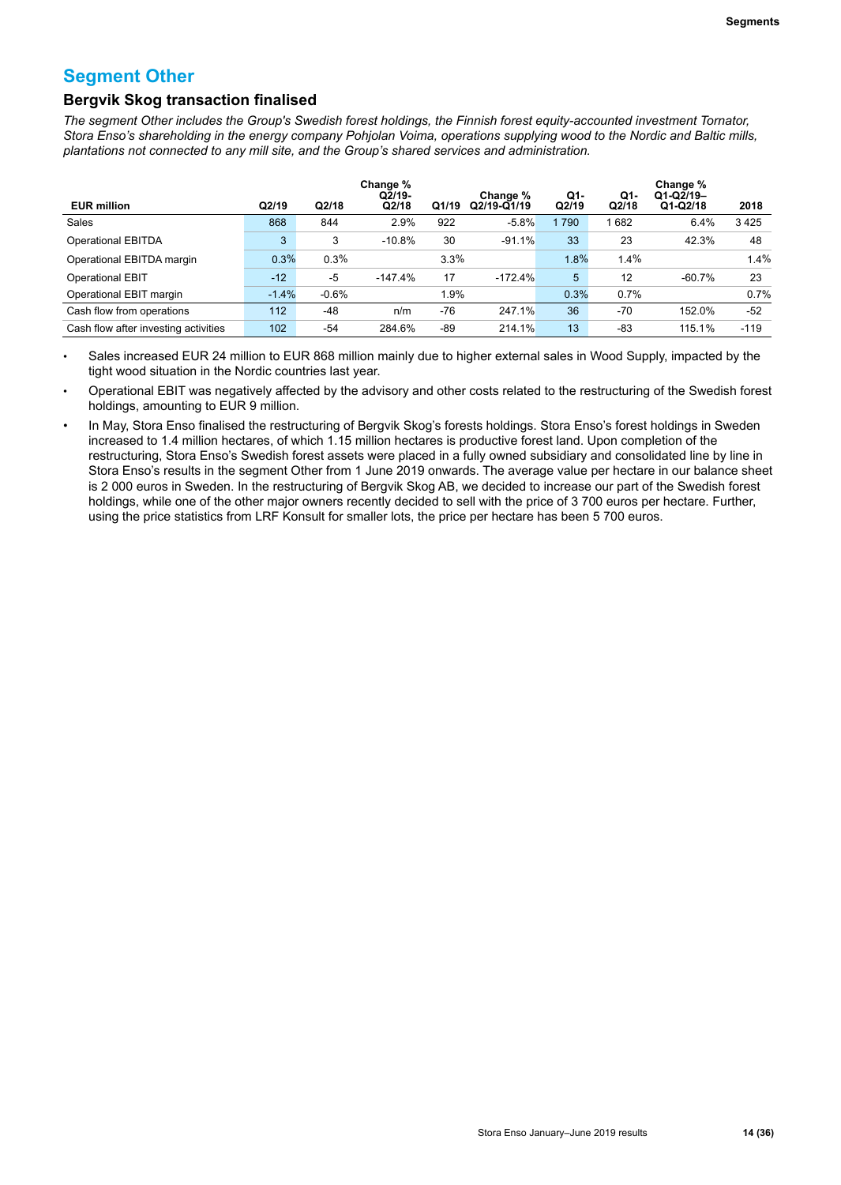## Segment Other

### Bergvik Skog transaction finalised

*The segment Other includes the Group's Swedish forest holdings, the Finnish forest equity-accounted investment Tornator, Stora Enso's shareholding in the energy company Pohjolan Voima, operations supplying wood to the Nordic and Baltic mills, plantations not connected to any mill site, and the Group's shared services and administration.*

| EUR million | Q2/19 | Q2/18 | Change % Q2/19-Q2/18 | Q1/19 | Change % Q2/19-Q1/19 | Q1-Q2/19 | Q1-Q2/18 | Change % Q1-Q2/19–Q1-Q2/18 | 2018 |
|---|---|---|---|---|---|---|---|---|---|
| Sales | 868 | 844 | 2.9% | 922 | -5.8% | 1 790 | 1 682 | 6.4% | 3 425 |
| Operational EBITDA | 3 | 3 | -10.8% | 30 | -91.1% | 33 | 23 | 42.3% | 48 |
| Operational EBITDA margin | 0.3% | 0.3% | | 3.3% | | 1.8% | 1.4% | | 1.4% |
| Operational EBIT | -12 | -5 | -147.4% | 17 | -172.4% | 5 | 12 | -60.7% | 23 |
| Operational EBIT margin | -1.4% | -0.6% | | 1.9% | | 0.3% | 0.7% | | 0.7% |
| Cash flow from operations | 112 | -48 | n/m | -76 | 247.1% | 36 | -70 | 152.0% | -52 |
| Cash flow after investing activities | 102 | -54 | 284.6% | -89 | 214.1% | 13 | -83 | 115.1% | -119 |

- Sales increased EUR 24 million to EUR 868 million mainly due to higher external sales in Wood Supply, impacted by the tight wood situation in the Nordic countries last year.
- Operational EBIT was negatively affected by the advisory and other costs related to the restructuring of the Swedish forest holdings, amounting to EUR 9 million.
- In May, Stora Enso finalised the restructuring of Bergvik Skog's forests holdings. Stora Enso's forest holdings in Sweden increased to 1.4 million hectares, of which 1.15 million hectares is productive forest land. Upon completion of the restructuring, Stora Enso's Swedish forest assets were placed in a fully owned subsidiary and consolidated line by line in Stora Enso's results in the segment Other from 1 June 2019 onwards. The average value per hectare in our balance sheet is 2 000 euros in Sweden. In the restructuring of Bergvik Skog AB, we decided to increase our part of the Swedish forest holdings, while one of the other major owners recently decided to sell with the price of 3 700 euros per hectare. Further, using the price statistics from LRF Konsult for smaller lots, the price per hectare has been 5 700 euros.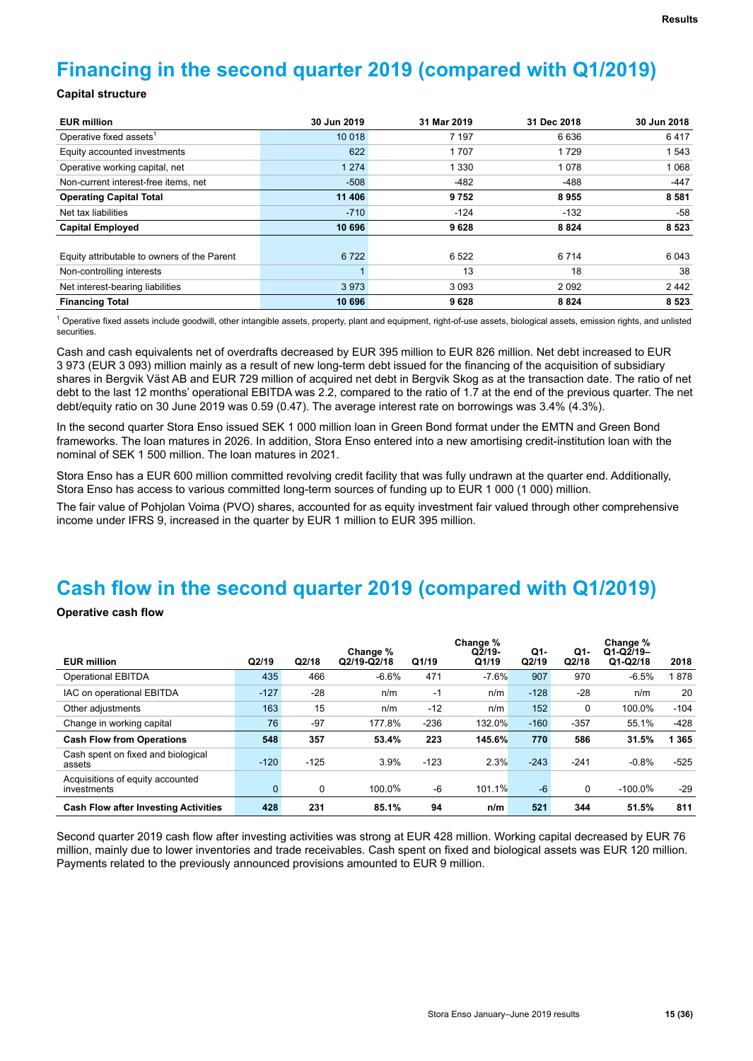# Financing in the second quarter 2019 (compared with Q1/2019)

### Capital structure

| EUR million | 30 Jun 2019 | 31 Mar 2019 | 31 Dec 2018 | 30 Jun 2018 |
|---|---|---|---|---|
| Operative fixed assets[1] | 10 018 | 7 197 | 6 636 | 6 417 |
| Equity accounted investments | 622 | 1 707 | 1 729 | 1 543 |
| Operative working capital, net | 1 274 | 1 330 | 1 078 | 1 068 |
| Non-current interest-free items, net | -508 | -482 | -488 | -447 |
| **Operating Capital Total** | **11 406** | **9 752** | **8 955** | **8 581** |
| Net tax liabilities | -710 | -124 | -132 | -58 |
| **Capital Employed** | **10 696** | **9 628** | **8 824** | **8 523** |
| | | | | |
| Equity attributable to owners of the Parent | 6 722 | 6 522 | 6 714 | 6 043 |
| Non-controlling interests | 1 | 13 | 18 | 38 |
| Net interest-bearing liabilities | 3 973 | 3 093 | 2 092 | 2 442 |
| **Financing Total** | **10 696** | **9 628** | **8 824** | **8 523** |

[1] Operative fixed assets include goodwill, other intangible assets, property, plant and equipment, right-of-use assets, biological assets, emission rights, and unlisted securities.

Cash and cash equivalents net of overdrafts decreased by EUR 395 million to EUR 826 million. Net debt increased to EUR 3 973 (EUR 3 093) million mainly as a result of new long-term debt issued for the financing of the acquisition of subsidiary shares in Bergvik Väst AB and EUR 729 million of acquired net debt in Bergvik Skog as at the transaction date. The ratio of net debt to the last 12 months' operational EBITDA was 2.2, compared to the ratio of 1.7 at the end of the previous quarter. The net debt/equity ratio on 30 June 2019 was 0.59 (0.47). The average interest rate on borrowings was 3.4% (4.3%).

In the second quarter Stora Enso issued SEK 1 000 million loan in Green Bond format under the EMTN and Green Bond frameworks. The loan matures in 2026. In addition, Stora Enso entered into a new amortising credit-institution loan with the nominal of SEK 1 500 million. The loan matures in 2021.

Stora Enso has a EUR 600 million committed revolving credit facility that was fully undrawn at the quarter end. Additionally, Stora Enso has access to various committed long-term sources of funding up to EUR 1 000 (1 000) million.

The fair value of Pohjolan Voima (PVO) shares, accounted for as equity investment fair valued through other comprehensive income under IFRS 9, increased in the quarter by EUR 1 million to EUR 395 million.

# Cash flow in the second quarter 2019 (compared with Q1/2019)

### Operative cash flow

| EUR million | Q2/19 | Q2/18 | Change % Q2/19-Q2/18 | Q1/19 | Change % Q2/19-Q1/19 | Q1-Q2/19 | Q1-Q2/18 | Change % Q1-Q2/19–Q1-Q2/18 | 2018 |
|---|---|---|---|---|---|---|---|---|---|
| Operational EBITDA | 435 | 466 | -6.6% | 471 | -7.6% | 907 | 970 | -6.5% | 1 878 |
| IAC on operational EBITDA | -127 | -28 | n/m | -1 | n/m | -128 | -28 | n/m | 20 |
| Other adjustments | 163 | 15 | n/m | -12 | n/m | 152 | 0 | 100.0% | -104 |
| Change in working capital | 76 | -97 | 177.8% | -236 | 132.0% | -160 | -357 | 55.1% | -428 |
| **Cash Flow from Operations** | **548** | **357** | **53.4%** | **223** | **145.6%** | **770** | **586** | **31.5%** | **1 365** |
| Cash spent on fixed and biological assets | -120 | -125 | 3.9% | -123 | 2.3% | -243 | -241 | -0.8% | -525 |
| Acquisitions of equity accounted investments | 0 | 0 | 100.0% | -6 | 101.1% | -6 | 0 | -100.0% | -29 |
| **Cash Flow after Investing Activities** | **428** | **231** | **85.1%** | **94** | **n/m** | **521** | **344** | **51.5%** | **811** |

Second quarter 2019 cash flow after investing activities was strong at EUR 428 million. Working capital decreased by EUR 76 million, mainly due to lower inventories and trade receivables. Cash spent on fixed and biological assets was EUR 120 million. Payments related to the previously announced provisions amounted to EUR 9 million.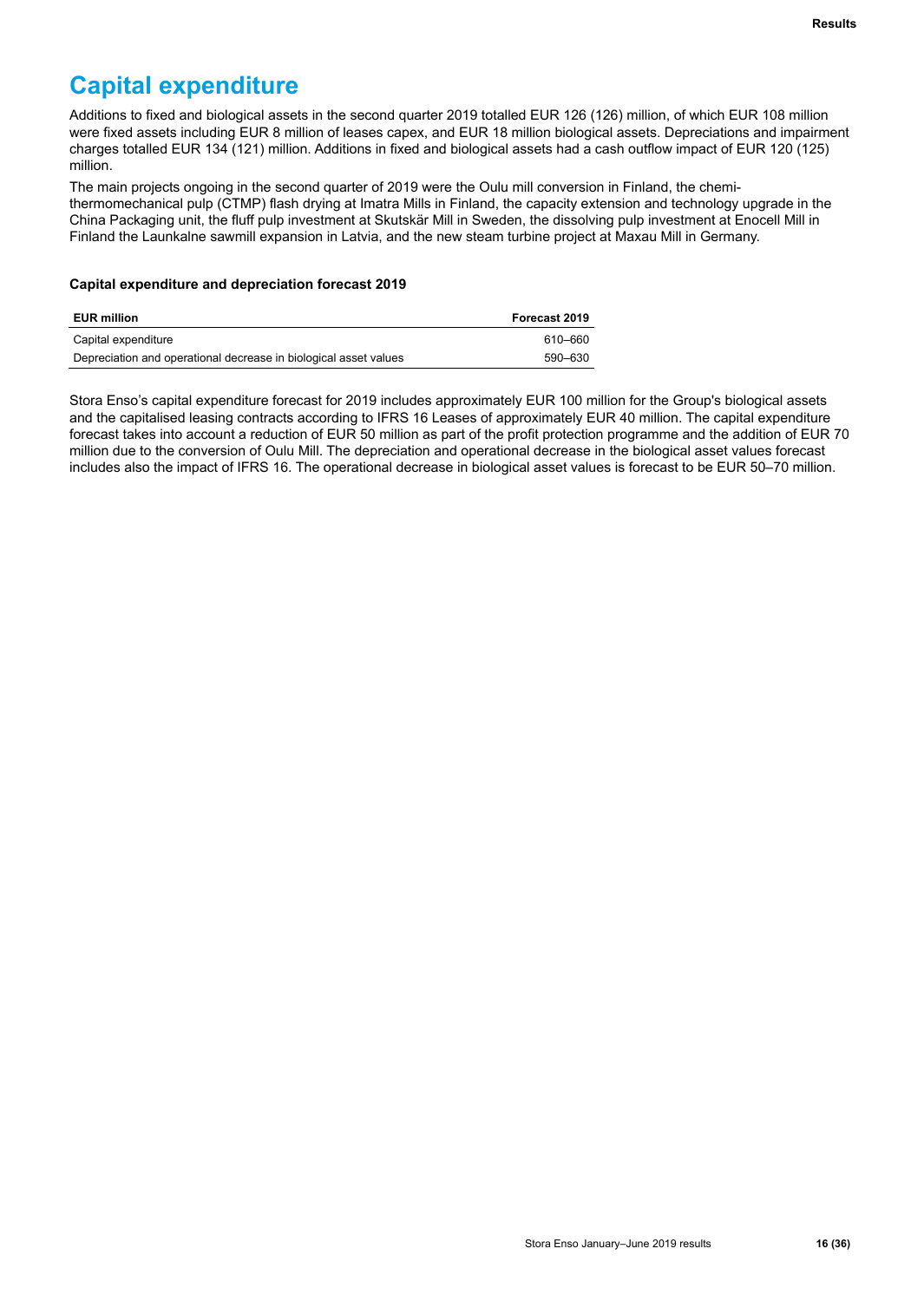# Capital expenditure

Additions to fixed and biological assets in the second quarter 2019 totalled EUR 126 (126) million, of which EUR 108 million were fixed assets including EUR 8 million of leases capex, and EUR 18 million biological assets. Depreciations and impairment charges totalled EUR 134 (121) million. Additions in fixed and biological assets had a cash outflow impact of EUR 120 (125) million.

The main projects ongoing in the second quarter of 2019 were the Oulu mill conversion in Finland, the chemi-thermomechanical pulp (CTMP) flash drying at Imatra Mills in Finland, the capacity extension and technology upgrade in the China Packaging unit, the fluff pulp investment at Skutskär Mill in Sweden, the dissolving pulp investment at Enocell Mill in Finland the Launkalne sawmill expansion in Latvia, and the new steam turbine project at Maxau Mill in Germany.

### Capital expenditure and depreciation forecast 2019

| EUR million | Forecast 2019 |
|---|---|
| Capital expenditure | 610–660 |
| Depreciation and operational decrease in biological asset values | 590–630 |

Stora Enso's capital expenditure forecast for 2019 includes approximately EUR 100 million for the Group's biological assets and the capitalised leasing contracts according to IFRS 16 Leases of approximately EUR 40 million. The capital expenditure forecast takes into account a reduction of EUR 50 million as part of the profit protection programme and the addition of EUR 70 million due to the conversion of Oulu Mill. The depreciation and operational decrease in the biological asset values forecast includes also the impact of IFRS 16. The operational decrease in biological asset values is forecast to be EUR 50–70 million.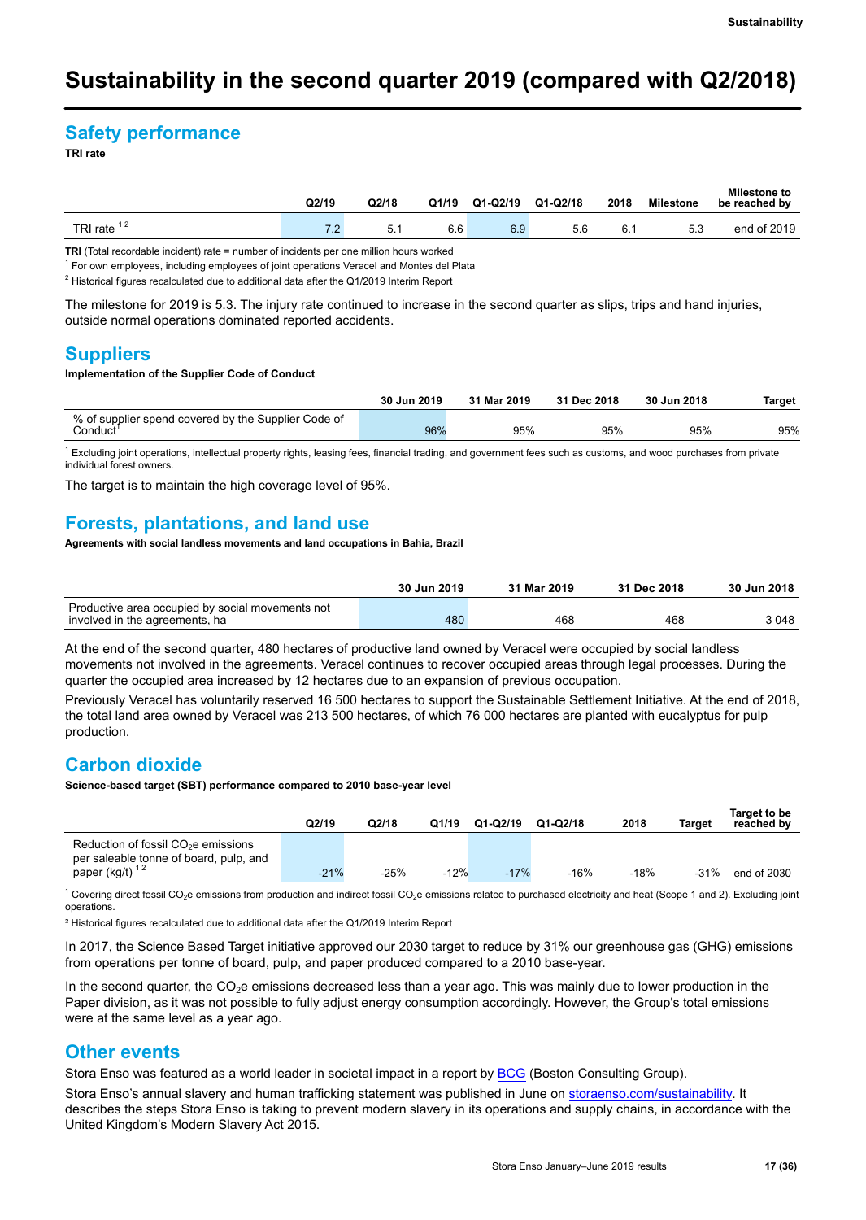# Sustainability in the second quarter 2019 (compared with Q2/2018)

## Safety performance

**TRI rate**

| | Q2/19 | Q2/18 | Q1/19 | Q1-Q2/19 | Q1-Q2/18 | 2018 | Milestone | Milestone to be reached by |
|---|---|---|---|---|---|---|---|---|
| TRI rate [1 2] | 7.2 | 5.1 | 6.6 | 6.9 | 5.6 | 6.1 | 5.3 | end of 2019 |

**TRI** (Total recordable incident) rate = number of incidents per one million hours worked

[1] For own employees, including employees of joint operations Veracel and Montes del Plata

[2] Historical figures recalculated due to additional data after the Q1/2019 Interim Report

The milestone for 2019 is 5.3. The injury rate continued to increase in the second quarter as slips, trips and hand injuries, outside normal operations dominated reported accidents.

## Suppliers

**Implementation of the Supplier Code of Conduct**

| | 30 Jun 2019 | 31 Mar 2019 | 31 Dec 2018 | 30 Jun 2018 | Target |
|---|---|---|---|---|---|
| % of supplier spend covered by the Supplier Code of Conduct[1] | 96% | 95% | 95% | 95% | 95% |

[1] Excluding joint operations, intellectual property rights, leasing fees, financial trading, and government fees such as customs, and wood purchases from private individual forest owners.

The target is to maintain the high coverage level of 95%.

## Forests, plantations, and land use

**Agreements with social landless movements and land occupations in Bahia, Brazil**

| | 30 Jun 2019 | 31 Mar 2019 | 31 Dec 2018 | 30 Jun 2018 |
|---|---|---|---|---|
| Productive area occupied by social movements not involved in the agreements, ha | 480 | 468 | 468 | 3 048 |

At the end of the second quarter, 480 hectares of productive land owned by Veracel were occupied by social landless movements not involved in the agreements. Veracel continues to recover occupied areas through legal processes. During the quarter the occupied area increased by 12 hectares due to an expansion of previous occupation.

Previously Veracel has voluntarily reserved 16 500 hectares to support the Sustainable Settlement Initiative. At the end of 2018, the total land area owned by Veracel was 213 500 hectares, of which 76 000 hectares are planted with eucalyptus for pulp production.

## Carbon dioxide

**Science-based target (SBT) performance compared to 2010 base-year level**

| | Q2/19 | Q2/18 | Q1/19 | Q1-Q2/19 | Q1-Q2/18 | 2018 | Target | Target to be reached by |
|---|---|---|---|---|---|---|---|---|
| Reduction of fossil $CO_2e$ emissions per saleable tonne of board, pulp, and paper (kg/t) [1 2] | -21% | -25% | -12% | -17% | -16% | -18% | -31% | end of 2030 |

[1] Covering direct fossil $CO_2e$ emissions from production and indirect fossil $CO_2e$ emissions related to purchased electricity and heat (Scope 1 and 2). Excluding joint operations.

[2] Historical figures recalculated due to additional data after the Q1/2019 Interim Report

In 2017, the Science Based Target initiative approved our 2030 target to reduce by 31% our greenhouse gas (GHG) emissions from operations per tonne of board, pulp, and paper produced compared to a 2010 base-year.

In the second quarter, the $CO_2e$ emissions decreased less than a year ago. This was mainly due to lower production in the Paper division, as it was not possible to fully adjust energy consumption accordingly. However, the Group's total emissions were at the same level as a year ago.

## Other events

Stora Enso was featured as a world leader in societal impact in a report by BCG (Boston Consulting Group).

Stora Enso's annual slavery and human trafficking statement was published in June on storaenso.com/sustainability. It describes the steps Stora Enso is taking to prevent modern slavery in its operations and supply chains, in accordance with the United Kingdom's Modern Slavery Act 2015.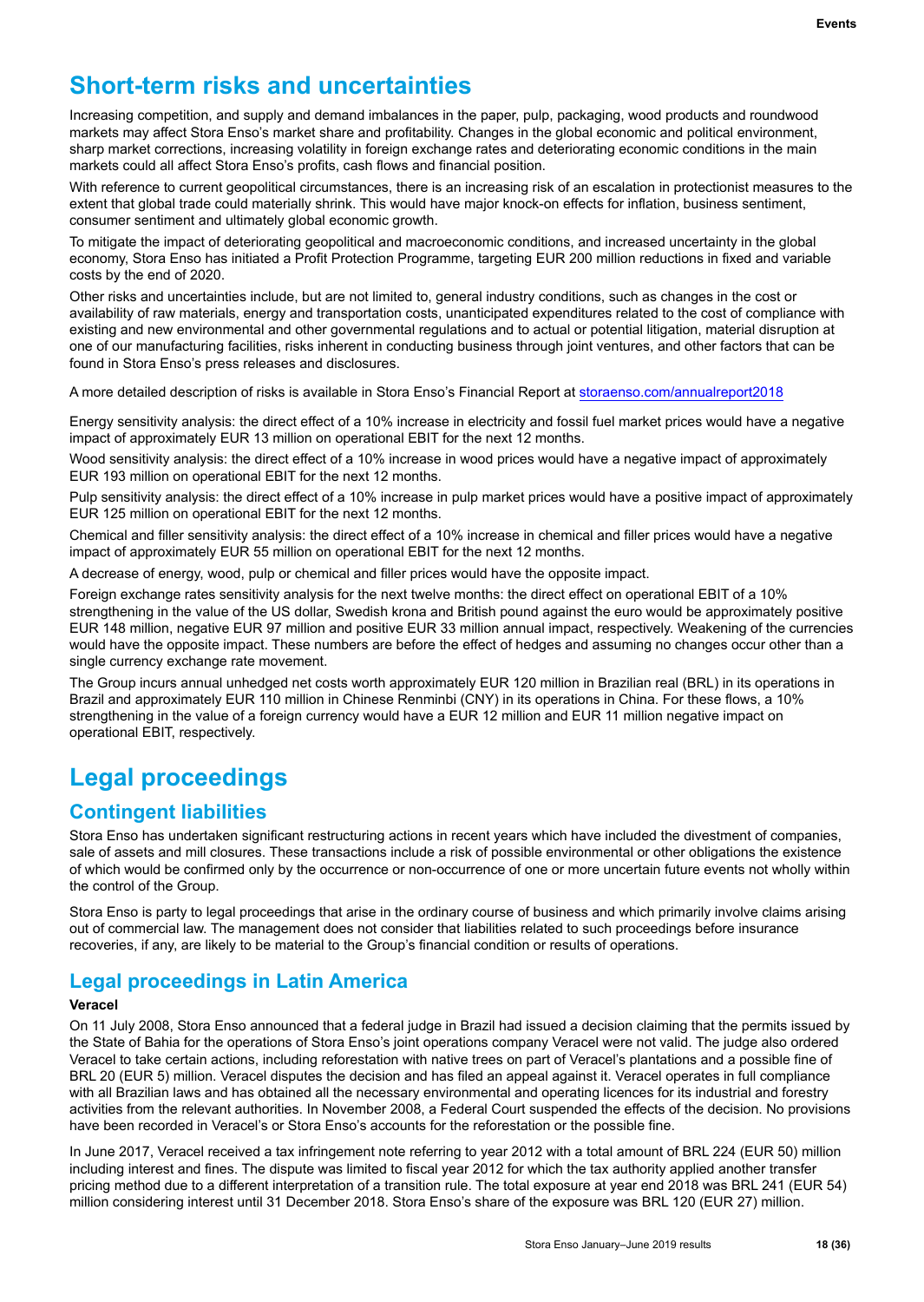# Short-term risks and uncertainties

Increasing competition, and supply and demand imbalances in the paper, pulp, packaging, wood products and roundwood markets may affect Stora Enso's market share and profitability. Changes in the global economic and political environment, sharp market corrections, increasing volatility in foreign exchange rates and deteriorating economic conditions in the main markets could all affect Stora Enso's profits, cash flows and financial position.

With reference to current geopolitical circumstances, there is an increasing risk of an escalation in protectionist measures to the extent that global trade could materially shrink. This would have major knock-on effects for inflation, business sentiment, consumer sentiment and ultimately global economic growth.

To mitigate the impact of deteriorating geopolitical and macroeconomic conditions, and increased uncertainty in the global economy, Stora Enso has initiated a Profit Protection Programme, targeting EUR 200 million reductions in fixed and variable costs by the end of 2020.

Other risks and uncertainties include, but are not limited to, general industry conditions, such as changes in the cost or availability of raw materials, energy and transportation costs, unanticipated expenditures related to the cost of compliance with existing and new environmental and other governmental regulations and to actual or potential litigation, material disruption at one of our manufacturing facilities, risks inherent in conducting business through joint ventures, and other factors that can be found in Stora Enso's press releases and disclosures.

A more detailed description of risks is available in Stora Enso's Financial Report at storaenso.com/annualreport2018

Energy sensitivity analysis: the direct effect of a 10% increase in electricity and fossil fuel market prices would have a negative impact of approximately EUR 13 million on operational EBIT for the next 12 months.

Wood sensitivity analysis: the direct effect of a 10% increase in wood prices would have a negative impact of approximately EUR 193 million on operational EBIT for the next 12 months.

Pulp sensitivity analysis: the direct effect of a 10% increase in pulp market prices would have a positive impact of approximately EUR 125 million on operational EBIT for the next 12 months.

Chemical and filler sensitivity analysis: the direct effect of a 10% increase in chemical and filler prices would have a negative impact of approximately EUR 55 million on operational EBIT for the next 12 months.

A decrease of energy, wood, pulp or chemical and filler prices would have the opposite impact.

Foreign exchange rates sensitivity analysis for the next twelve months: the direct effect on operational EBIT of a 10% strengthening in the value of the US dollar, Swedish krona and British pound against the euro would be approximately positive EUR 148 million, negative EUR 97 million and positive EUR 33 million annual impact, respectively. Weakening of the currencies would have the opposite impact. These numbers are before the effect of hedges and assuming no changes occur other than a single currency exchange rate movement.

The Group incurs annual unhedged net costs worth approximately EUR 120 million in Brazilian real (BRL) in its operations in Brazil and approximately EUR 110 million in Chinese Renminbi (CNY) in its operations in China. For these flows, a 10% strengthening in the value of a foreign currency would have a EUR 12 million and EUR 11 million negative impact on operational EBIT, respectively.

# Legal proceedings

## Contingent liabilities

Stora Enso has undertaken significant restructuring actions in recent years which have included the divestment of companies, sale of assets and mill closures. These transactions include a risk of possible environmental or other obligations the existence of which would be confirmed only by the occurrence or non-occurrence of one or more uncertain future events not wholly within the control of the Group.

Stora Enso is party to legal proceedings that arise in the ordinary course of business and which primarily involve claims arising out of commercial law. The management does not consider that liabilities related to such proceedings before insurance recoveries, if any, are likely to be material to the Group's financial condition or results of operations.

## Legal proceedings in Latin America

**Veracel**

On 11 July 2008, Stora Enso announced that a federal judge in Brazil had issued a decision claiming that the permits issued by the State of Bahia for the operations of Stora Enso's joint operations company Veracel were not valid. The judge also ordered Veracel to take certain actions, including reforestation with native trees on part of Veracel's plantations and a possible fine of BRL 20 (EUR 5) million. Veracel disputes the decision and has filed an appeal against it. Veracel operates in full compliance with all Brazilian laws and has obtained all the necessary environmental and operating licences for its industrial and forestry activities from the relevant authorities. In November 2008, a Federal Court suspended the effects of the decision. No provisions have been recorded in Veracel's or Stora Enso's accounts for the reforestation or the possible fine.

In June 2017, Veracel received a tax infringement note referring to year 2012 with a total amount of BRL 224 (EUR 50) million including interest and fines. The dispute was limited to fiscal year 2012 for which the tax authority applied another transfer pricing method due to a different interpretation of a transition rule. The total exposure at year end 2018 was BRL 241 (EUR 54) million considering interest until 31 December 2018. Stora Enso's share of the exposure was BRL 120 (EUR 27) million.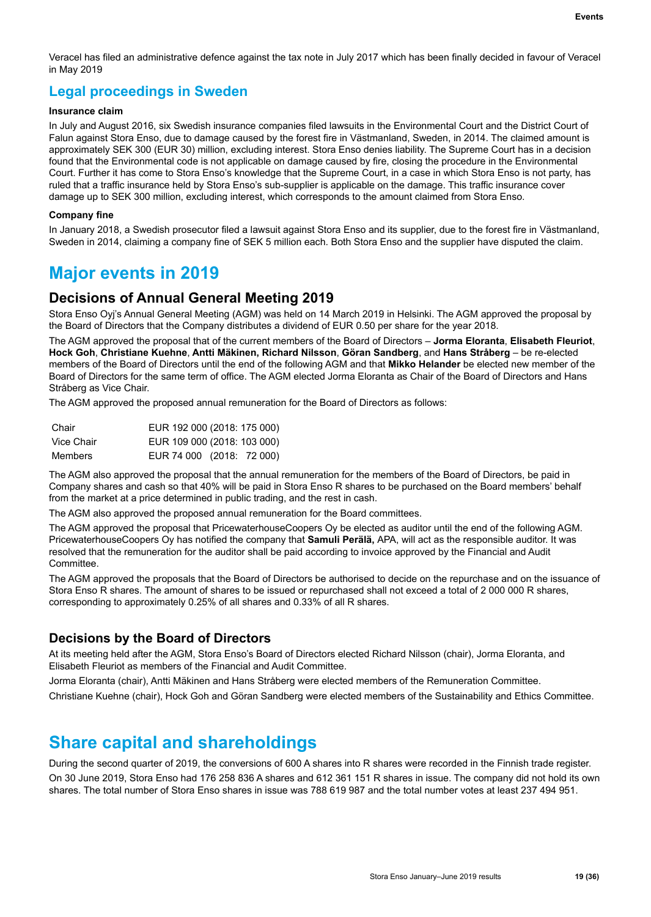Veracel has filed an administrative defence against the tax note in July 2017 which has been finally decided in favour of Veracel in May 2019

## Legal proceedings in Sweden

#### Insurance claim

In July and August 2016, six Swedish insurance companies filed lawsuits in the Environmental Court and the District Court of Falun against Stora Enso, due to damage caused by the forest fire in Västmanland, Sweden, in 2014. The claimed amount is approximately SEK 300 (EUR 30) million, excluding interest. Stora Enso denies liability. The Supreme Court has in a decision found that the Environmental code is not applicable on damage caused by fire, closing the procedure in the Environmental Court. Further it has come to Stora Enso's knowledge that the Supreme Court, in a case in which Stora Enso is not party, has ruled that a traffic insurance held by Stora Enso's sub-supplier is applicable on the damage. This traffic insurance cover damage up to SEK 300 million, excluding interest, which corresponds to the amount claimed from Stora Enso.

#### Company fine

In January 2018, a Swedish prosecutor filed a lawsuit against Stora Enso and its supplier, due to the forest fire in Västmanland, Sweden in 2014, claiming a company fine of SEK 5 million each. Both Stora Enso and the supplier have disputed the claim.

# Major events in 2019

### Decisions of Annual General Meeting 2019

Stora Enso Oyj's Annual General Meeting (AGM) was held on 14 March 2019 in Helsinki. The AGM approved the proposal by the Board of Directors that the Company distributes a dividend of EUR 0.50 per share for the year 2018.

The AGM approved the proposal that of the current members of the Board of Directors – **Jorma Eloranta**, **Elisabeth Fleuriot**, **Hock Goh**, **Christiane Kuehne**, **Antti Mäkinen, Richard Nilsson**, **Göran Sandberg**, and **Hans Stråberg** – be re-elected members of the Board of Directors until the end of the following AGM and that **Mikko Helander** be elected new member of the Board of Directors for the same term of office. The AGM elected Jorma Eloranta as Chair of the Board of Directors and Hans Stråberg as Vice Chair.

The AGM approved the proposed annual remuneration for the Board of Directors as follows:

| | |
|---|---|
| Chair | EUR 192 000 (2018: 175 000) |
| Vice Chair | EUR 109 000 (2018: 103 000) |
| Members | EUR 74 000 (2018: 72 000) |

The AGM also approved the proposal that the annual remuneration for the members of the Board of Directors, be paid in Company shares and cash so that 40% will be paid in Stora Enso R shares to be purchased on the Board members' behalf from the market at a price determined in public trading, and the rest in cash.

The AGM also approved the proposed annual remuneration for the Board committees.

The AGM approved the proposal that PricewaterhouseCoopers Oy be elected as auditor until the end of the following AGM. PricewaterhouseCoopers Oy has notified the company that **Samuli Perälä,** APA, will act as the responsible auditor. It was resolved that the remuneration for the auditor shall be paid according to invoice approved by the Financial and Audit Committee.

The AGM approved the proposals that the Board of Directors be authorised to decide on the repurchase and on the issuance of Stora Enso R shares. The amount of shares to be issued or repurchased shall not exceed a total of 2 000 000 R shares, corresponding to approximately 0.25% of all shares and 0.33% of all R shares.

### Decisions by the Board of Directors

At its meeting held after the AGM, Stora Enso's Board of Directors elected Richard Nilsson (chair), Jorma Eloranta, and Elisabeth Fleuriot as members of the Financial and Audit Committee.

Jorma Eloranta (chair), Antti Mäkinen and Hans Stråberg were elected members of the Remuneration Committee.

Christiane Kuehne (chair), Hock Goh and Göran Sandberg were elected members of the Sustainability and Ethics Committee.

# Share capital and shareholdings

During the second quarter of 2019, the conversions of 600 A shares into R shares were recorded in the Finnish trade register.

On 30 June 2019, Stora Enso had 176 258 836 A shares and 612 361 151 R shares in issue. The company did not hold its own shares. The total number of Stora Enso shares in issue was 788 619 987 and the total number votes at least 237 494 951.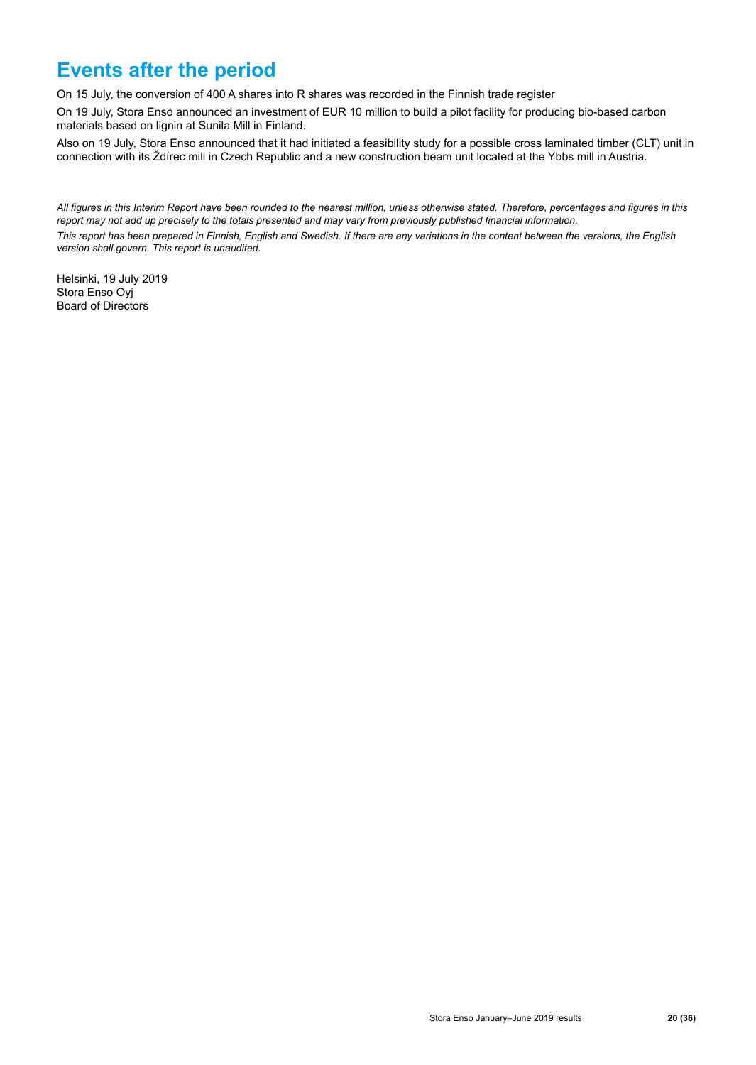# Events after the period

On 15 July, the conversion of 400 A shares into R shares was recorded in the Finnish trade register

On 19 July, Stora Enso announced an investment of EUR 10 million to build a pilot facility for producing bio-based carbon materials based on lignin at Sunila Mill in Finland.

Also on 19 July, Stora Enso announced that it had initiated a feasibility study for a possible cross laminated timber (CLT) unit in connection with its Ždírec mill in Czech Republic and a new construction beam unit located at the Ybbs mill in Austria.

*All figures in this Interim Report have been rounded to the nearest million, unless otherwise stated. Therefore, percentages and figures in this report may not add up precisely to the totals presented and may vary from previously published financial information.*

*This report has been prepared in Finnish, English and Swedish. If there are any variations in the content between the versions, the English version shall govern. This report is unaudited.*

Helsinki, 19 July 2019
Stora Enso Oyj
Board of Directors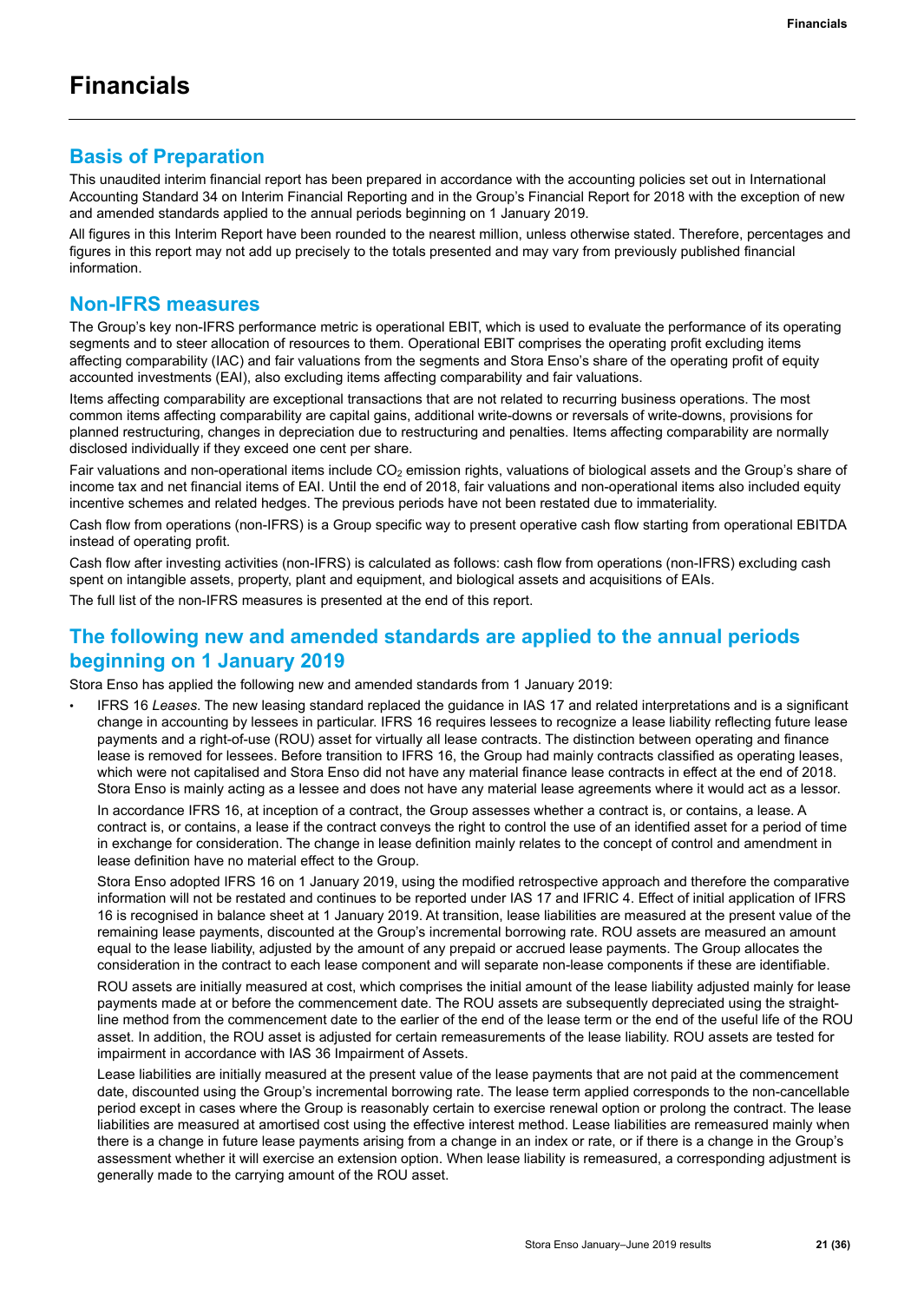# Financials

## Basis of Preparation

This unaudited interim financial report has been prepared in accordance with the accounting policies set out in International Accounting Standard 34 on Interim Financial Reporting and in the Group's Financial Report for 2018 with the exception of new and amended standards applied to the annual periods beginning on 1 January 2019.

All figures in this Interim Report have been rounded to the nearest million, unless otherwise stated. Therefore, percentages and figures in this report may not add up precisely to the totals presented and may vary from previously published financial information.

## Non-IFRS measures

The Group's key non-IFRS performance metric is operational EBIT, which is used to evaluate the performance of its operating segments and to steer allocation of resources to them. Operational EBIT comprises the operating profit excluding items affecting comparability (IAC) and fair valuations from the segments and Stora Enso's share of the operating profit of equity accounted investments (EAI), also excluding items affecting comparability and fair valuations.

Items affecting comparability are exceptional transactions that are not related to recurring business operations. The most common items affecting comparability are capital gains, additional write-downs or reversals of write-downs, provisions for planned restructuring, changes in depreciation due to restructuring and penalties. Items affecting comparability are normally disclosed individually if they exceed one cent per share.

Fair valuations and non-operational items include $CO_2$ emission rights, valuations of biological assets and the Group's share of income tax and net financial items of EAI. Until the end of 2018, fair valuations and non-operational items also included equity incentive schemes and related hedges. The previous periods have not been restated due to immateriality.

Cash flow from operations (non-IFRS) is a Group specific way to present operative cash flow starting from operational EBITDA instead of operating profit.

Cash flow after investing activities (non-IFRS) is calculated as follows: cash flow from operations (non-IFRS) excluding cash spent on intangible assets, property, plant and equipment, and biological assets and acquisitions of EAIs.

The full list of the non-IFRS measures is presented at the end of this report.

## The following new and amended standards are applied to the annual periods beginning on 1 January 2019

Stora Enso has applied the following new and amended standards from 1 January 2019:

- IFRS 16 *Leases*. The new leasing standard replaced the guidance in IAS 17 and related interpretations and is a significant change in accounting by lessees in particular. IFRS 16 requires lessees to recognize a lease liability reflecting future lease payments and a right-of-use (ROU) asset for virtually all lease contracts. The distinction between operating and finance lease is removed for lessees. Before transition to IFRS 16, the Group had mainly contracts classified as operating leases, which were not capitalised and Stora Enso did not have any material finance lease contracts in effect at the end of 2018. Stora Enso is mainly acting as a lessee and does not have any material lease agreements where it would act as a lessor.

  In accordance IFRS 16, at inception of a contract, the Group assesses whether a contract is, or contains, a lease. A contract is, or contains, a lease if the contract conveys the right to control the use of an identified asset for a period of time in exchange for consideration. The change in lease definition mainly relates to the concept of control and amendment in lease definition have no material effect to the Group.

  Stora Enso adopted IFRS 16 on 1 January 2019, using the modified retrospective approach and therefore the comparative information will not be restated and continues to be reported under IAS 17 and IFRIC 4. Effect of initial application of IFRS 16 is recognised in balance sheet at 1 January 2019. At transition, lease liabilities are measured at the present value of the remaining lease payments, discounted at the Group's incremental borrowing rate. ROU assets are measured an amount equal to the lease liability, adjusted by the amount of any prepaid or accrued lease payments. The Group allocates the consideration in the contract to each lease component and will separate non-lease components if these are identifiable.

  ROU assets are initially measured at cost, which comprises the initial amount of the lease liability adjusted mainly for lease payments made at or before the commencement date. The ROU assets are subsequently depreciated using the straight-line method from the commencement date to the earlier of the end of the lease term or the end of the useful life of the ROU asset. In addition, the ROU asset is adjusted for certain remeasurements of the lease liability. ROU assets are tested for impairment in accordance with IAS 36 Impairment of Assets.

  Lease liabilities are initially measured at the present value of the lease payments that are not paid at the commencement date, discounted using the Group's incremental borrowing rate. The lease term applied corresponds to the non-cancellable period except in cases where the Group is reasonably certain to exercise renewal option or prolong the contract. The lease liabilities are measured at amortised cost using the effective interest method. Lease liabilities are remeasured mainly when there is a change in future lease payments arising from a change in an index or rate, or if there is a change in the Group's assessment whether it will exercise an extension option. When lease liability is remeasured, a corresponding adjustment is generally made to the carrying amount of the ROU asset.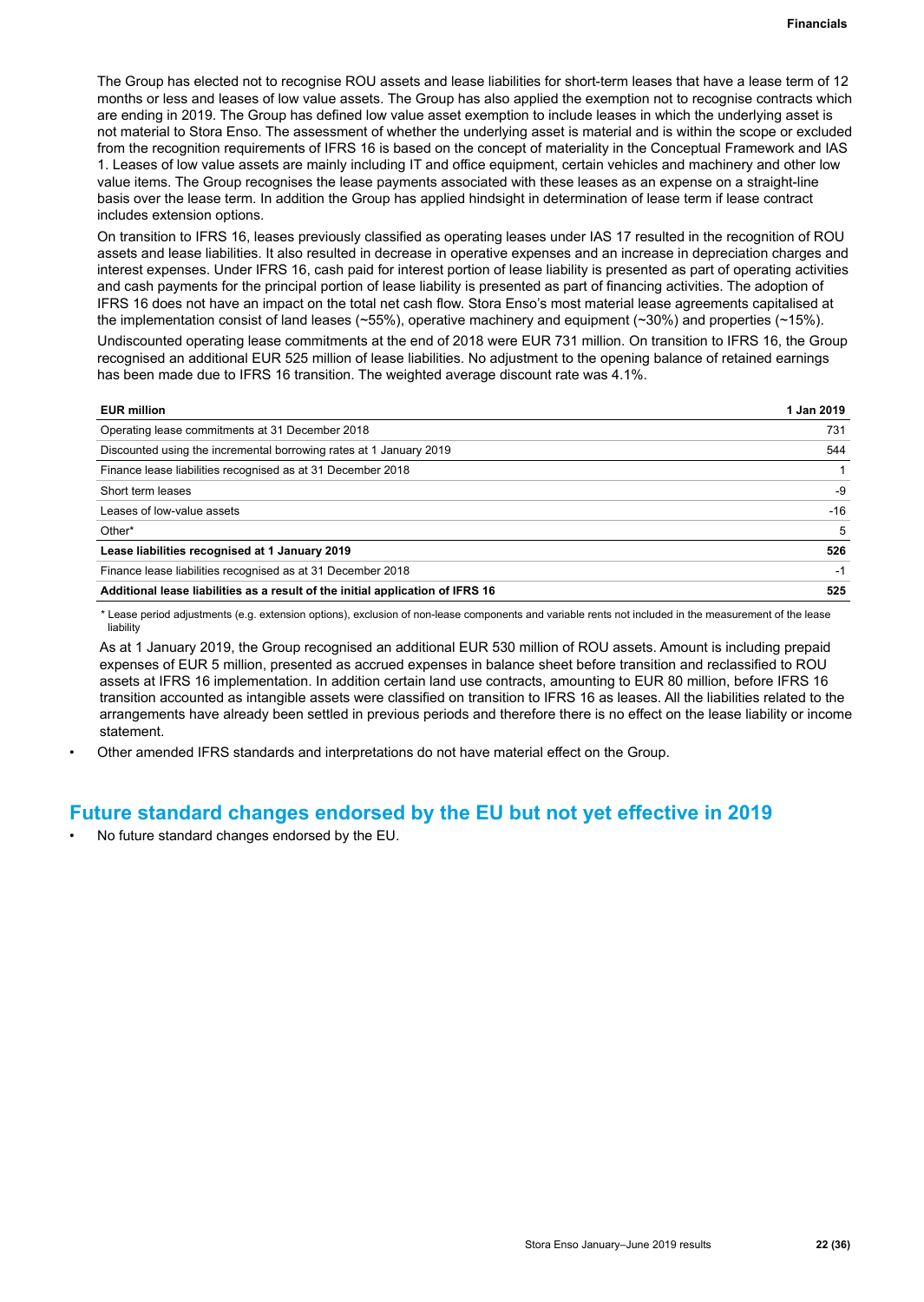The Group has elected not to recognise ROU assets and lease liabilities for short-term leases that have a lease term of 12 months or less and leases of low value assets. The Group has also applied the exemption not to recognise contracts which are ending in 2019. The Group has defined low value asset exemption to include leases in which the underlying asset is not material to Stora Enso. The assessment of whether the underlying asset is material and is within the scope or excluded from the recognition requirements of IFRS 16 is based on the concept of materiality in the Conceptual Framework and IAS 1. Leases of low value assets are mainly including IT and office equipment, certain vehicles and machinery and other low value items. The Group recognises the lease payments associated with these leases as an expense on a straight-line basis over the lease term. In addition the Group has applied hindsight in determination of lease term if lease contract includes extension options.

On transition to IFRS 16, leases previously classified as operating leases under IAS 17 resulted in the recognition of ROU assets and lease liabilities. It also resulted in decrease in operative expenses and an increase in depreciation charges and interest expenses. Under IFRS 16, cash paid for interest portion of lease liability is presented as part of operating activities and cash payments for the principal portion of lease liability is presented as part of financing activities. The adoption of IFRS 16 does not have an impact on the total net cash flow. Stora Enso's most material lease agreements capitalised at the implementation consist of land leases (~55%), operative machinery and equipment (~30%) and properties (~15%).

Undiscounted operating lease commitments at the end of 2018 were EUR 731 million. On transition to IFRS 16, the Group recognised an additional EUR 525 million of lease liabilities. No adjustment to the opening balance of retained earnings has been made due to IFRS 16 transition. The weighted average discount rate was 4.1%.

| EUR million | 1 Jan 2019 |
|---|---|
| Operating lease commitments at 31 December 2018 | 731 |
| Discounted using the incremental borrowing rates at 1 January 2019 | 544 |
| Finance lease liabilities recognised as at 31 December 2018 | 1 |
| Short term leases | -9 |
| Leases of low-value assets | -16 |
| Other* | 5 |
| **Lease liabilities recognised at 1 January 2019** | **526** |
| Finance lease liabilities recognised as at 31 December 2018 | -1 |
| **Additional lease liabilities as a result of the initial application of IFRS 16** | **525** |

\* Lease period adjustments (e.g. extension options), exclusion of non-lease components and variable rents not included in the measurement of the lease liability

As at 1 January 2019, the Group recognised an additional EUR 530 million of ROU assets. Amount is including prepaid expenses of EUR 5 million, presented as accrued expenses in balance sheet before transition and reclassified to ROU assets at IFRS 16 implementation. In addition certain land use contracts, amounting to EUR 80 million, before IFRS 16 transition accounted as intangible assets were classified on transition to IFRS 16 as leases. All the liabilities related to the arrangements have already been settled in previous periods and therefore there is no effect on the lease liability or income statement.

- Other amended IFRS standards and interpretations do not have material effect on the Group.

## Future standard changes endorsed by the EU but not yet effective in 2019

- No future standard changes endorsed by the EU.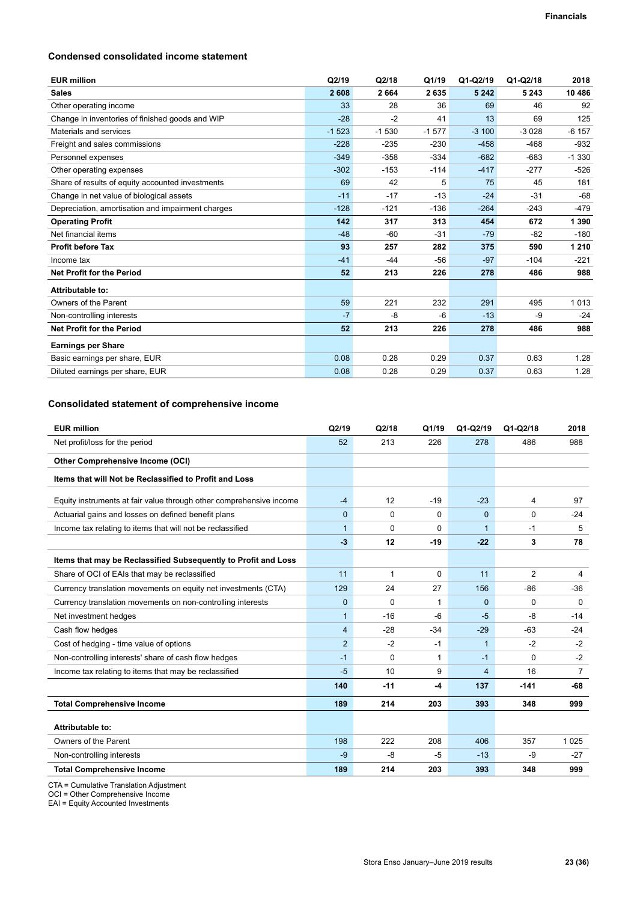### Condensed consolidated income statement

| EUR million | Q2/19 | Q2/18 | Q1/19 | Q1-Q2/19 | Q1-Q2/18 | 2018 |
|---|---|---|---|---|---|---|
| **Sales** | **2 608** | **2 664** | **2 635** | **5 242** | **5 243** | **10 486** |
| Other operating income | 33 | 28 | 36 | 69 | 46 | 92 |
| Change in inventories of finished goods and WIP | -28 | -2 | 41 | 13 | 69 | 125 |
| Materials and services | -1 523 | -1 530 | -1 577 | -3 100 | -3 028 | -6 157 |
| Freight and sales commissions | -228 | -235 | -230 | -458 | -468 | -932 |
| Personnel expenses | -349 | -358 | -334 | -682 | -683 | -1 330 |
| Other operating expenses | -302 | -153 | -114 | -417 | -277 | -526 |
| Share of results of equity accounted investments | 69 | 42 | 5 | 75 | 45 | 181 |
| Change in net value of biological assets | -11 | -17 | -13 | -24 | -31 | -68 |
| Depreciation, amortisation and impairment charges | -128 | -121 | -136 | -264 | -243 | -479 |
| **Operating Profit** | **142** | **317** | **313** | **454** | **672** | **1 390** |
| Net financial items | -48 | -60 | -31 | -79 | -82 | -180 |
| **Profit before Tax** | **93** | **257** | **282** | **375** | **590** | **1 210** |
| Income tax | -41 | -44 | -56 | -97 | -104 | -221 |
| **Net Profit for the Period** | **52** | **213** | **226** | **278** | **486** | **988** |
| **Attributable to:** | | | | | | |
| Owners of the Parent | 59 | 221 | 232 | 291 | 495 | 1 013 |
| Non-controlling interests | -7 | -8 | -6 | -13 | -9 | -24 |
| **Net Profit for the Period** | **52** | **213** | **226** | **278** | **486** | **988** |
| **Earnings per Share** | | | | | | |
| Basic earnings per share, EUR | 0.08 | 0.28 | 0.29 | 0.37 | 0.63 | 1.28 |
| Diluted earnings per share, EUR | 0.08 | 0.28 | 0.29 | 0.37 | 0.63 | 1.28 |

### Consolidated statement of comprehensive income

| EUR million | Q2/19 | Q2/18 | Q1/19 | Q1-Q2/19 | Q1-Q2/18 | 2018 |
|---|---|---|---|---|---|---|
| Net profit/loss for the period | 52 | 213 | 226 | 278 | 486 | 988 |
| **Other Comprehensive Income (OCI)** | | | | | | |
| **Items that will Not be Reclassified to Profit and Loss** | | | | | | |
| Equity instruments at fair value through other comprehensive income | -4 | 12 | -19 | -23 | 4 | 97 |
| Actuarial gains and losses on defined benefit plans | 0 | 0 | 0 | 0 | 0 | -24 |
| Income tax relating to items that will not be reclassified | 1 | 0 | 0 | 1 | -1 | 5 |
| | **-3** | **12** | **-19** | **-22** | **3** | **78** |
| **Items that may be Reclassified Subsequently to Profit and Loss** | | | | | | |
| Share of OCI of EAIs that may be reclassified | 11 | 1 | 0 | 11 | 2 | 4 |
| Currency translation movements on equity net investments (CTA) | 129 | 24 | 27 | 156 | -86 | -36 |
| Currency translation movements on non-controlling interests | 0 | 0 | 1 | 0 | 0 | 0 |
| Net investment hedges | 1 | -16 | -6 | -5 | -8 | -14 |
| Cash flow hedges | 4 | -28 | -34 | -29 | -63 | -24 |
| Cost of hedging - time value of options | 2 | -2 | -1 | 1 | -2 | -2 |
| Non-controlling interests' share of cash flow hedges | -1 | 0 | 1 | -1 | 0 | -2 |
| Income tax relating to items that may be reclassified | -5 | 10 | 9 | 4 | 16 | 7 |
| | **140** | **-11** | **-4** | **137** | **-141** | **-68** |
| **Total Comprehensive Income** | **189** | **214** | **203** | **393** | **348** | **999** |
| **Attributable to:** | | | | | | |
| Owners of the Parent | 198 | 222 | 208 | 406 | 357 | 1 025 |
| Non-controlling interests | -9 | -8 | -5 | -13 | -9 | -27 |
| **Total Comprehensive Income** | **189** | **214** | **203** | **393** | **348** | **999** |

CTA = Cumulative Translation Adjustment
OCI = Other Comprehensive Income
EAI = Equity Accounted Investments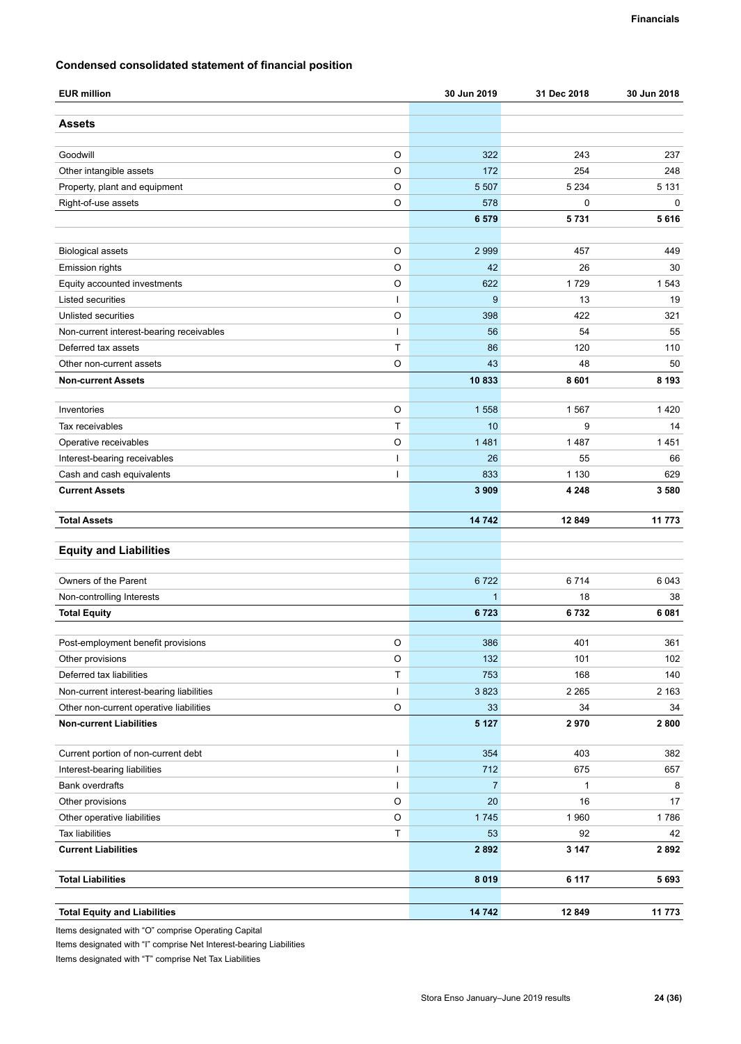## Condensed consolidated statement of financial position

| EUR million | | 30 Jun 2019 | 31 Dec 2018 | 30 Jun 2018 |
|---|---|---|---|---|
| **Assets** | | | | |
| Goodwill | O | 322 | 243 | 237 |
| Other intangible assets | O | 172 | 254 | 248 |
| Property, plant and equipment | O | 5 507 | 5 234 | 5 131 |
| Right-of-use assets | O | 578 | 0 | 0 |
| | | **6 579** | **5 731** | **5 616** |
| Biological assets | O | 2 999 | 457 | 449 |
| Emission rights | O | 42 | 26 | 30 |
| Equity accounted investments | O | 622 | 1 729 | 1 543 |
| Listed securities | I | 9 | 13 | 19 |
| Unlisted securities | O | 398 | 422 | 321 |
| Non-current interest-bearing receivables | I | 56 | 54 | 55 |
| Deferred tax assets | T | 86 | 120 | 110 |
| Other non-current assets | O | 43 | 48 | 50 |
| **Non-current Assets** | | **10 833** | **8 601** | **8 193** |
| Inventories | O | 1 558 | 1 567 | 1 420 |
| Tax receivables | T | 10 | 9 | 14 |
| Operative receivables | O | 1 481 | 1 487 | 1 451 |
| Interest-bearing receivables | I | 26 | 55 | 66 |
| Cash and cash equivalents | I | 833 | 1 130 | 629 |
| **Current Assets** | | **3 909** | **4 248** | **3 580** |
| **Total Assets** | | **14 742** | **12 849** | **11 773** |
| **Equity and Liabilities** | | | | |
| Owners of the Parent | | 6 722 | 6 714 | 6 043 |
| Non-controlling Interests | | 1 | 18 | 38 |
| **Total Equity** | | **6 723** | **6 732** | **6 081** |
| Post-employment benefit provisions | O | 386 | 401 | 361 |
| Other provisions | O | 132 | 101 | 102 |
| Deferred tax liabilities | T | 753 | 168 | 140 |
| Non-current interest-bearing liabilities | I | 3 823 | 2 265 | 2 163 |
| Other non-current operative liabilities | O | 33 | 34 | 34 |
| **Non-current Liabilities** | | **5 127** | **2 970** | **2 800** |
| Current portion of non-current debt | I | 354 | 403 | 382 |
| Interest-bearing liabilities | I | 712 | 675 | 657 |
| Bank overdrafts | I | 7 | 1 | 8 |
| Other provisions | O | 20 | 16 | 17 |
| Other operative liabilities | O | 1 745 | 1 960 | 1 786 |
| Tax liabilities | T | 53 | 92 | 42 |
| **Current Liabilities** | | **2 892** | **3 147** | **2 892** |
| **Total Liabilities** | | **8 019** | **6 117** | **5 693** |
| **Total Equity and Liabilities** | | **14 742** | **12 849** | **11 773** |

Items designated with "O" comprise Operating Capital

Items designated with "I" comprise Net Interest-bearing Liabilities

Items designated with "T" comprise Net Tax Liabilities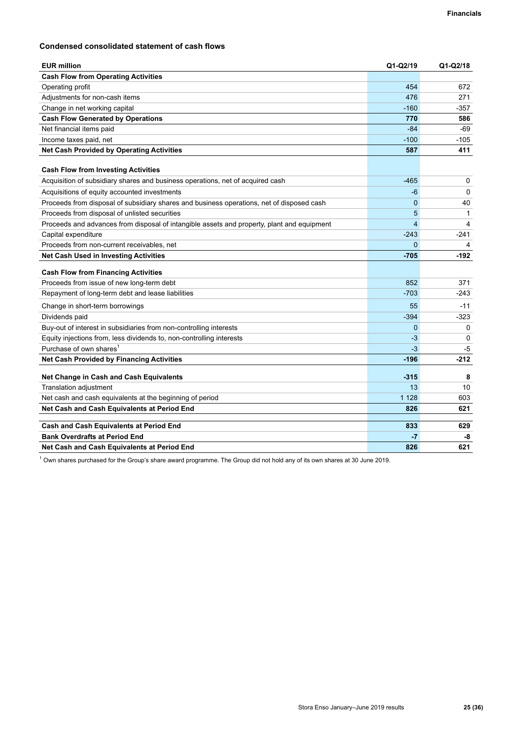### Condensed consolidated statement of cash flows

| EUR million | Q1-Q2/19 | Q1-Q2/18 |
|---|---|---|
| **Cash Flow from Operating Activities** | | |
| Operating profit | 454 | 672 |
| Adjustments for non-cash items | 476 | 271 |
| Change in net working capital | -160 | -357 |
| **Cash Flow Generated by Operations** | **770** | **586** |
| Net financial items paid | -84 | -69 |
| Income taxes paid, net | -100 | -105 |
| **Net Cash Provided by Operating Activities** | **587** | **411** |
| **Cash Flow from Investing Activities** | | |
| Acquisition of subsidiary shares and business operations, net of acquired cash | -465 | 0 |
| Acquisitions of equity accounted investments | -6 | 0 |
| Proceeds from disposal of subsidiary shares and business operations, net of disposed cash | 0 | 40 |
| Proceeds from disposal of unlisted securities | 5 | 1 |
| Proceeds and advances from disposal of intangible assets and property, plant and equipment | 4 | 4 |
| Capital expenditure | -243 | -241 |
| Proceeds from non-current receivables, net | 0 | 4 |
| **Net Cash Used in Investing Activities** | **-705** | **-192** |
| **Cash Flow from Financing Activities** | | |
| Proceeds from issue of new long-term debt | 852 | 371 |
| Repayment of long-term debt and lease liabilities | -703 | -243 |
| Change in short-term borrowings | 55 | -11 |
| Dividends paid | -394 | -323 |
| Buy-out of interest in subsidiaries from non-controlling interests | 0 | 0 |
| Equity injections from, less dividends to, non-controlling interests | -3 | 0 |
| Purchase of own shares[1] | -3 | -5 |
| **Net Cash Provided by Financing Activities** | **-196** | **-212** |
| **Net Change in Cash and Cash Equivalents** | **-315** | **8** |
| Translation adjustment | 13 | 10 |
| Net cash and cash equivalents at the beginning of period | 1 128 | 603 |
| **Net Cash and Cash Equivalents at Period End** | **826** | **621** |
| **Cash and Cash Equivalents at Period End** | **833** | **629** |
| **Bank Overdrafts at Period End** | **-7** | **-8** |
| **Net Cash and Cash Equivalents at Period End** | **826** | **621** |

[1] Own shares purchased for the Group's share award programme. The Group did not hold any of its own shares at 30 June 2019.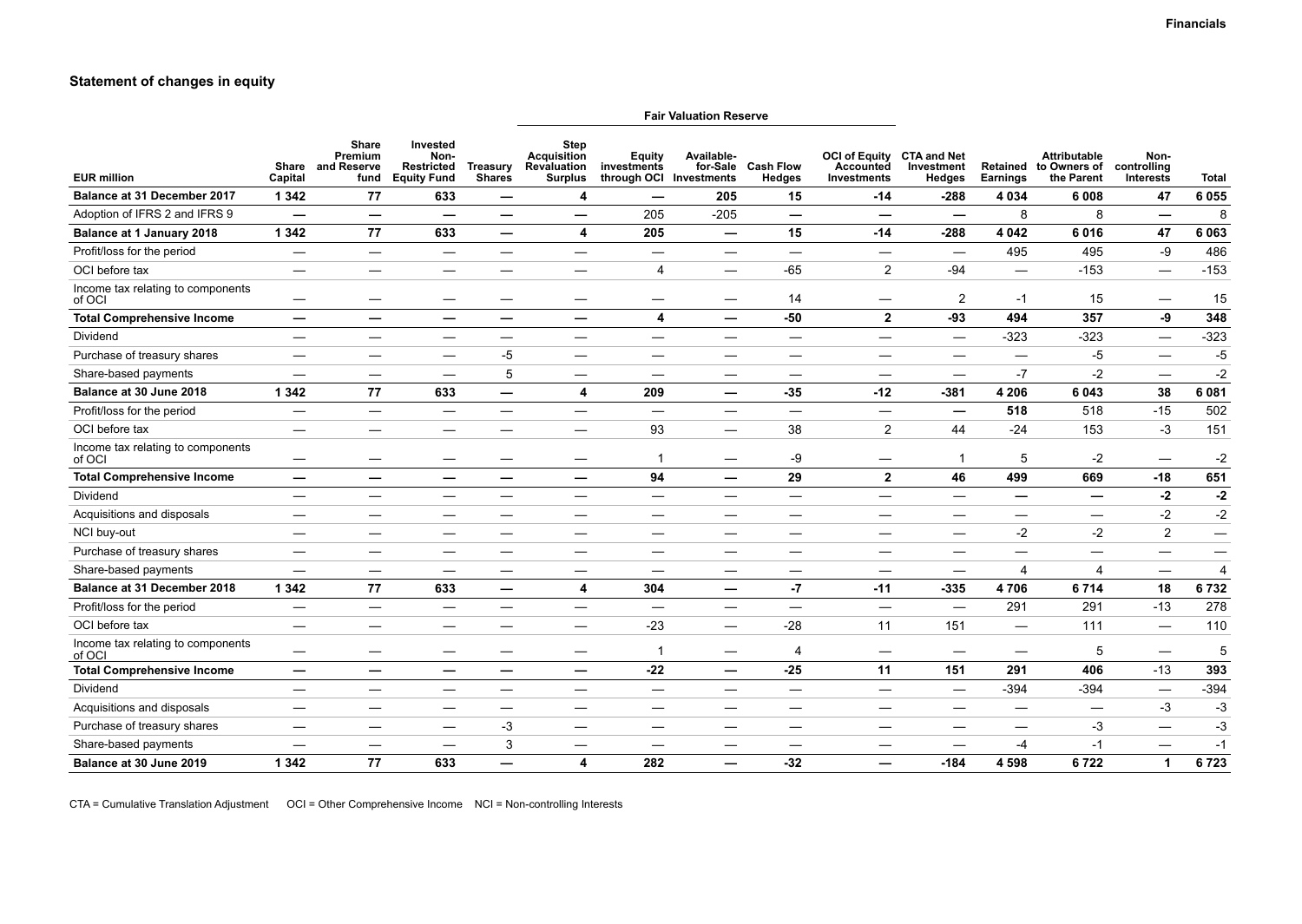## Statement of changes in equity

| EUR million | Share Capital | Share Premium and Reserve fund | Invested Non-Restricted Equity Fund | Treasury Shares | Fair Valuation Reserve: Step Acquisition Revaluation Surplus | Fair Valuation Reserve: Equity investments through OCI | Fair Valuation Reserve: Available-for-Sale Investments | Fair Valuation Reserve: Cash Flow Hedges | Fair Valuation Reserve: OCI of Equity Accounted Investments | CTA and Net Investment Hedges | Retained Earnings | Attributable to Owners of the Parent | Non-controlling Interests | Total |
|---|---|---|---|---|---|---|---|---|---|---|---|---|---|---|
| **Balance at 31 December 2017** | **1 342** | **77** | **633** | **—** | **4** | **—** | **205** | **15** | **-14** | **-288** | **4 034** | **6 008** | **47** | **6 055** |
| Adoption of IFRS 2 and IFRS 9 | — | — | — | — | — | 205 | -205 | — | — | — | 8 | 8 | — | 8 |
| **Balance at 1 January 2018** | **1 342** | **77** | **633** | **—** | **4** | **205** | **—** | **15** | **-14** | **-288** | **4 042** | **6 016** | **47** | **6 063** |
| Profit/loss for the period | — | — | — | — | — | — | — | — | — | — | 495 | 495 | -9 | 486 |
| OCI before tax | — | — | — | — | — | 4 | — | -65 | 2 | -94 | — | -153 | — | -153 |
| Income tax relating to components of OCI | — | — | — | — | — | — | — | 14 | — | 2 | -1 | 15 | — | 15 |
| **Total Comprehensive Income** | **—** | **—** | **—** | **—** | **—** | **4** | **—** | **-50** | **2** | **-93** | **494** | **357** | **-9** | **348** |
| Dividend | — | — | — | — | — | — | — | — | — | — | -323 | -323 | — | -323 |
| Purchase of treasury shares | — | — | — | -5 | — | — | — | — | — | — | — | -5 | — | -5 |
| Share-based payments | — | — | — | 5 | — | — | — | — | — | — | -7 | -2 | — | -2 |
| **Balance at 30 June 2018** | **1 342** | **77** | **633** | **—** | **4** | **209** | **—** | **-35** | **-12** | **-381** | **4 206** | **6 043** | **38** | **6 081** |
| Profit/loss for the period | — | — | — | — | — | — | — | — | — | — | **518** | 518 | -15 | 502 |
| OCI before tax | — | — | — | — | — | 93 | — | 38 | 2 | 44 | -24 | 153 | -3 | 151 |
| Income tax relating to components of OCI | — | — | — | — | — | 1 | — | -9 | — | 1 | 5 | -2 | — | -2 |
| **Total Comprehensive Income** | **—** | **—** | **—** | **—** | **—** | **94** | **—** | **29** | **2** | **46** | **499** | **669** | **-18** | **651** |
| Dividend | — | — | — | — | — | — | — | — | — | — | **—** | **—** | **-2** | **-2** |
| Acquisitions and disposals | — | — | — | — | — | — | — | — | — | — | — | — | -2 | -2 |
| NCI buy-out | — | — | — | — | — | — | — | — | — | — | -2 | -2 | 2 | — |
| Purchase of treasury shares | — | — | — | — | — | — | — | — | — | — | — | — | — | — |
| Share-based payments | — | — | — | — | — | — | — | — | — | — | 4 | 4 | — | 4 |
| **Balance at 31 December 2018** | **1 342** | **77** | **633** | **—** | **4** | **304** | **—** | **-7** | **-11** | **-335** | **4 706** | **6 714** | **18** | **6 732** |
| Profit/loss for the period | — | — | — | — | — | — | — | — | — | — | 291 | 291 | -13 | 278 |
| OCI before tax | — | — | — | — | — | -23 | — | -28 | 11 | 151 | — | 111 | — | 110 |
| Income tax relating to components of OCI | — | — | — | — | — | 1 | — | 4 | — | — | — | 5 | — | 5 |
| **Total Comprehensive Income** | **—** | **—** | **—** | **—** | **—** | **-22** | **—** | **-25** | **11** | **151** | **291** | **406** | -13 | **393** |
| Dividend | — | — | — | — | — | — | — | — | — | — | -394 | -394 | — | -394 |
| Acquisitions and disposals | — | — | — | — | — | — | — | — | — | — | — | — | -3 | -3 |
| Purchase of treasury shares | — | — | — | -3 | — | — | — | — | — | — | — | -3 | — | -3 |
| Share-based payments | — | — | — | 3 | — | — | — | — | — | — | -4 | -1 | — | -1 |
| **Balance at 30 June 2019** | **1 342** | **77** | **633** | **—** | **4** | **282** | **—** | **-32** | **—** | **-184** | **4 598** | **6 722** | **1** | **6 723** |

CTA = Cumulative Translation Adjustment   OCI = Other Comprehensive Income   NCI = Non-controlling Interests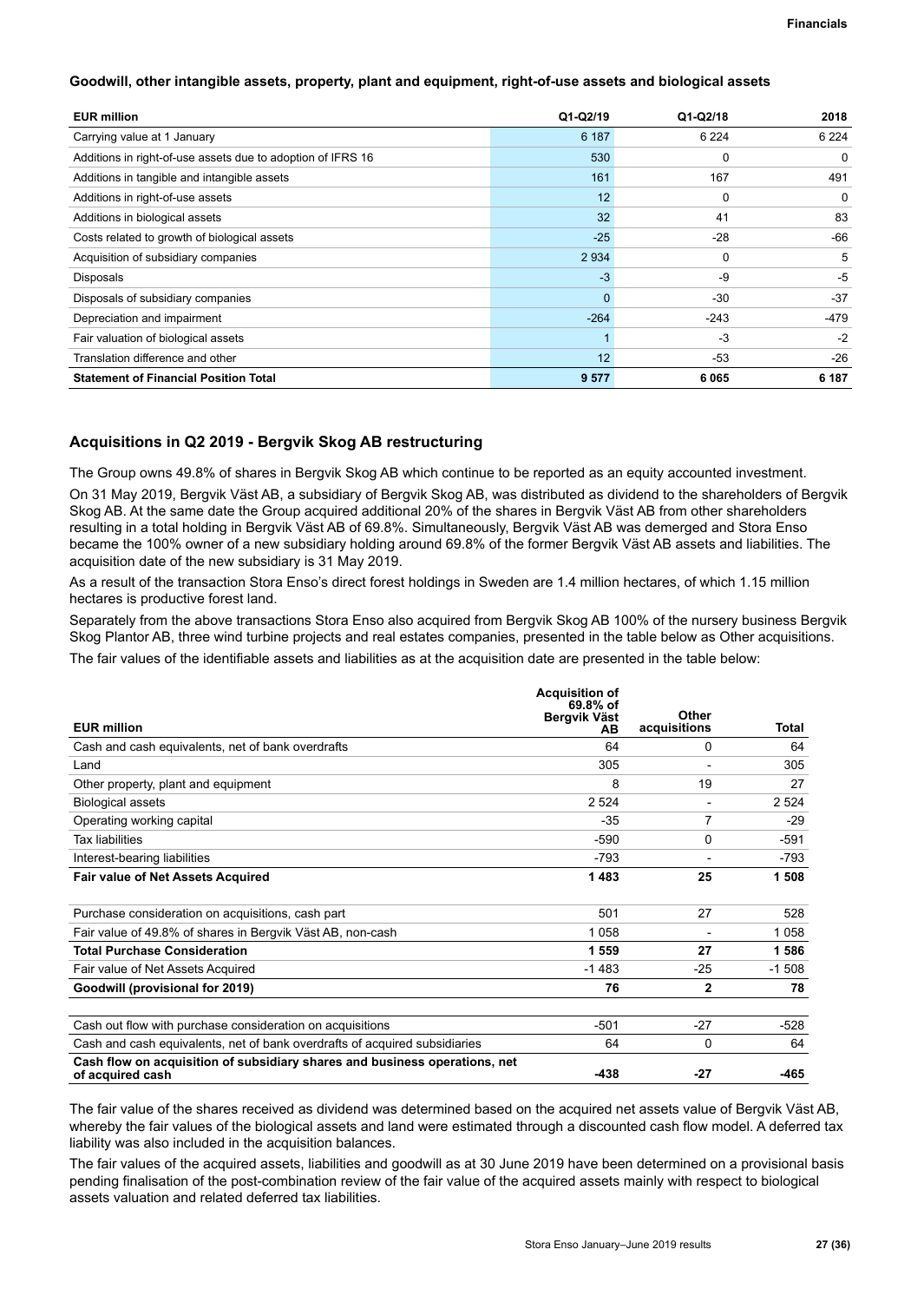**Goodwill, other intangible assets, property, plant and equipment, right-of-use assets and biological assets**

| EUR million | Q1-Q2/19 | Q1-Q2/18 | 2018 |
|---|---|---|---|
| Carrying value at 1 January | 6 187 | 6 224 | 6 224 |
| Additions in right-of-use assets due to adoption of IFRS 16 | 530 | 0 | 0 |
| Additions in tangible and intangible assets | 161 | 167 | 491 |
| Additions in right-of-use assets | 12 | 0 | 0 |
| Additions in biological assets | 32 | 41 | 83 |
| Costs related to growth of biological assets | -25 | -28 | -66 |
| Acquisition of subsidiary companies | 2 934 | 0 | 5 |
| Disposals | -3 | -9 | -5 |
| Disposals of subsidiary companies | 0 | -30 | -37 |
| Depreciation and impairment | -264 | -243 | -479 |
| Fair valuation of biological assets | 1 | -3 | -2 |
| Translation difference and other | 12 | -53 | -26 |
| **Statement of Financial Position Total** | **9 577** | **6 065** | **6 187** |

## Acquisitions in Q2 2019 - Bergvik Skog AB restructuring

The Group owns 49.8% of shares in Bergvik Skog AB which continue to be reported as an equity accounted investment.

On 31 May 2019, Bergvik Väst AB, a subsidiary of Bergvik Skog AB, was distributed as dividend to the shareholders of Bergvik Skog AB. At the same date the Group acquired additional 20% of the shares in Bergvik Väst AB from other shareholders resulting in a total holding in Bergvik Väst AB of 69.8%. Simultaneously, Bergvik Väst AB was demerged and Stora Enso became the 100% owner of a new subsidiary holding around 69.8% of the former Bergvik Väst AB assets and liabilities. The acquisition date of the new subsidiary is 31 May 2019.

As a result of the transaction Stora Enso's direct forest holdings in Sweden are 1.4 million hectares, of which 1.15 million hectares is productive forest land.

Separately from the above transactions Stora Enso also acquired from Bergvik Skog AB 100% of the nursery business Bergvik Skog Plantor AB, three wind turbine projects and real estates companies, presented in the table below as Other acquisitions.

The fair values of the identifiable assets and liabilities as at the acquisition date are presented in the table below:

| EUR million | Acquisition of 69.8% of Bergvik Väst AB | Other acquisitions | Total |
|---|---|---|---|
| Cash and cash equivalents, net of bank overdrafts | 64 | 0 | 64 |
| Land | 305 | - | 305 |
| Other property, plant and equipment | 8 | 19 | 27 |
| Biological assets | 2 524 | - | 2 524 |
| Operating working capital | -35 | 7 | -29 |
| Tax liabilities | -590 | 0 | -591 |
| Interest-bearing liabilities | -793 | - | -793 |
| **Fair value of Net Assets Acquired** | **1 483** | **25** | **1 508** |
| | | | |
| Purchase consideration on acquisitions, cash part | 501 | 27 | 528 |
| Fair value of 49.8% of shares in Bergvik Väst AB, non-cash | 1 058 | - | 1 058 |
| **Total Purchase Consideration** | **1 559** | **27** | **1 586** |
| Fair value of Net Assets Acquired | -1 483 | -25 | -1 508 |
| **Goodwill (provisional for 2019)** | **76** | **2** | **78** |
| | | | |
| Cash out flow with purchase consideration on acquisitions | -501 | -27 | -528 |
| Cash and cash equivalents, net of bank overdrafts of acquired subsidiaries | 64 | 0 | 64 |
| **Cash flow on acquisition of subsidiary shares and business operations, net of acquired cash** | **-438** | **-27** | **-465** |

The fair value of the shares received as dividend was determined based on the acquired net assets value of Bergvik Väst AB, whereby the fair values of the biological assets and land were estimated through a discounted cash flow model. A deferred tax liability was also included in the acquisition balances.

The fair values of the acquired assets, liabilities and goodwill as at 30 June 2019 have been determined on a provisional basis pending finalisation of the post-combination review of the fair value of the acquired assets mainly with respect to biological assets valuation and related deferred tax liabilities.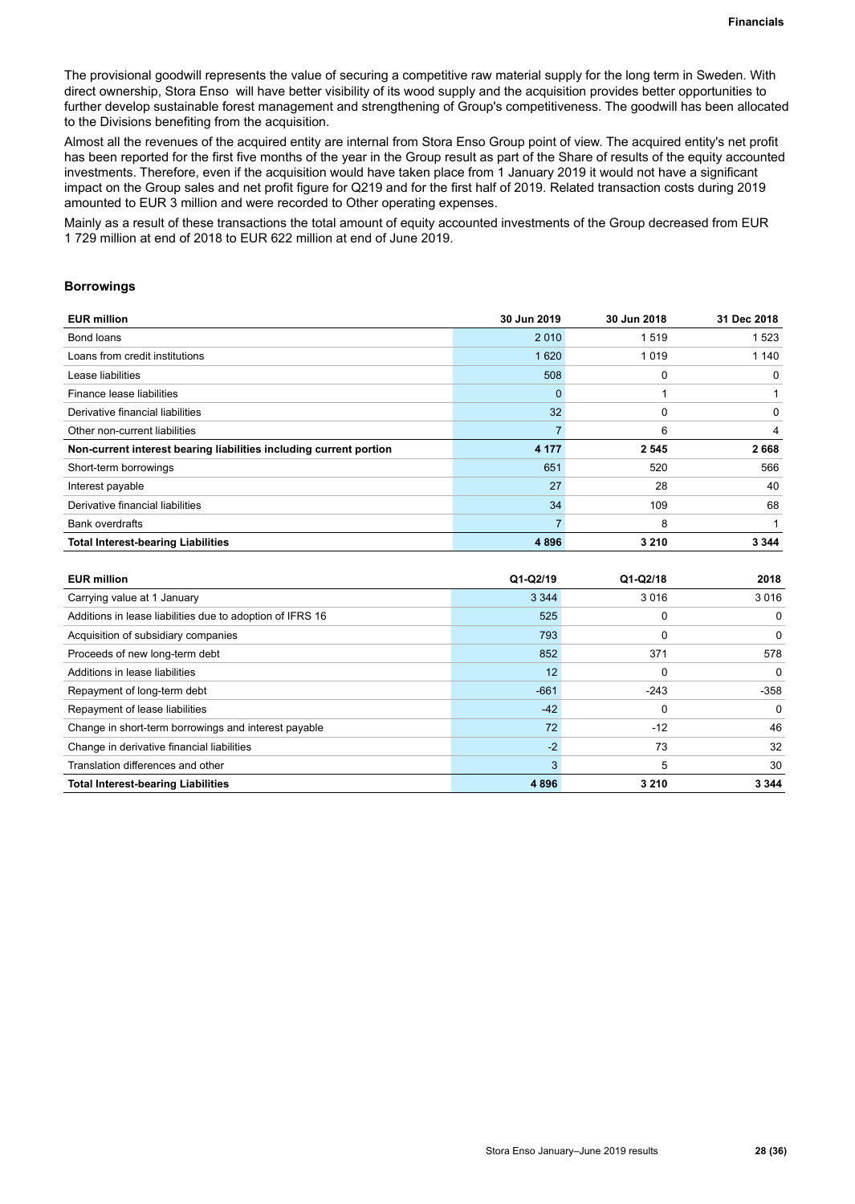The provisional goodwill represents the value of securing a competitive raw material supply for the long term in Sweden. With direct ownership, Stora Enso will have better visibility of its wood supply and the acquisition provides better opportunities to further develop sustainable forest management and strengthening of Group's competitiveness. The goodwill has been allocated to the Divisions benefiting from the acquisition.

Almost all the revenues of the acquired entity are internal from Stora Enso Group point of view. The acquired entity's net profit has been reported for the first five months of the year in the Group result as part of the Share of results of the equity accounted investments. Therefore, even if the acquisition would have taken place from 1 January 2019 it would not have a significant impact on the Group sales and net profit figure for Q219 and for the first half of 2019. Related transaction costs during 2019 amounted to EUR 3 million and were recorded to Other operating expenses.

Mainly as a result of these transactions the total amount of equity accounted investments of the Group decreased from EUR 1 729 million at end of 2018 to EUR 622 million at end of June 2019.

### Borrowings

| EUR million | 30 Jun 2019 | 30 Jun 2018 | 31 Dec 2018 |
|---|---|---|---|
| Bond loans | 2 010 | 1 519 | 1 523 |
| Loans from credit institutions | 1 620 | 1 019 | 1 140 |
| Lease liabilities | 508 | 0 | 0 |
| Finance lease liabilities | 0 | 1 | 1 |
| Derivative financial liabilities | 32 | 0 | 0 |
| Other non-current liabilities | 7 | 6 | 4 |
| **Non-current interest bearing liabilities including current portion** | **4 177** | **2 545** | **2 668** |
| Short-term borrowings | 651 | 520 | 566 |
| Interest payable | 27 | 28 | 40 |
| Derivative financial liabilities | 34 | 109 | 68 |
| Bank overdrafts | 7 | 8 | 1 |
| **Total Interest-bearing Liabilities** | **4 896** | **3 210** | **3 344** |

| EUR million | Q1-Q2/19 | Q1-Q2/18 | 2018 |
|---|---|---|---|
| Carrying value at 1 January | 3 344 | 3 016 | 3 016 |
| Additions in lease liabilities due to adoption of IFRS 16 | 525 | 0 | 0 |
| Acquisition of subsidiary companies | 793 | 0 | 0 |
| Proceeds of new long-term debt | 852 | 371 | 578 |
| Additions in lease liabilities | 12 | 0 | 0 |
| Repayment of long-term debt | -661 | -243 | -358 |
| Repayment of lease liabilities | -42 | 0 | 0 |
| Change in short-term borrowings and interest payable | 72 | -12 | 46 |
| Change in derivative financial liabilities | -2 | 73 | 32 |
| Translation differences and other | 3 | 5 | 30 |
| **Total Interest-bearing Liabilities** | **4 896** | **3 210** | **3 344** |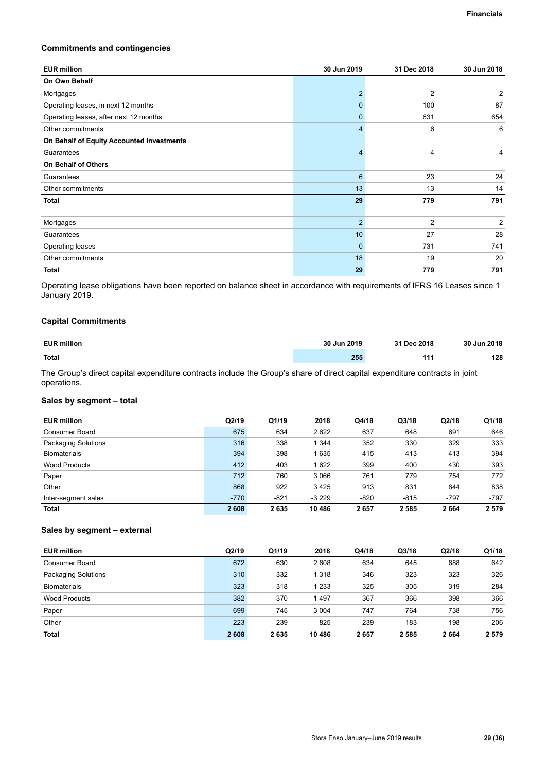## Commitments and contingencies

| EUR million | 30 Jun 2019 | 31 Dec 2018 | 30 Jun 2018 |
|---|---|---|---|
| **On Own Behalf** | | | |
| Mortgages | 2 | 2 | 2 |
| Operating leases, in next 12 months | 0 | 100 | 87 |
| Operating leases, after next 12 months | 0 | 631 | 654 |
| Other commitments | 4 | 6 | 6 |
| **On Behalf of Equity Accounted Investments** | | | |
| Guarantees | 4 | 4 | 4 |
| **On Behalf of Others** | | | |
| Guarantees | 6 | 23 | 24 |
| Other commitments | 13 | 13 | 14 |
| **Total** | **29** | **779** | **791** |
| | | | |
| Mortgages | 2 | 2 | 2 |
| Guarantees | 10 | 27 | 28 |
| Operating leases | 0 | 731 | 741 |
| Other commitments | 18 | 19 | 20 |
| **Total** | **29** | **779** | **791** |

Operating lease obligations have been reported on balance sheet in accordance with requirements of IFRS 16 Leases since 1 January 2019.

## Capital Commitments

| EUR million | 30 Jun 2019 | 31 Dec 2018 | 30 Jun 2018 |
|---|---|---|---|
| **Total** | **255** | **111** | **128** |

The Group's direct capital expenditure contracts include the Group's share of direct capital expenditure contracts in joint operations.

## Sales by segment – total

| EUR million | Q2/19 | Q1/19 | 2018 | Q4/18 | Q3/18 | Q2/18 | Q1/18 |
|---|---|---|---|---|---|---|---|
| Consumer Board | 675 | 634 | 2 622 | 637 | 648 | 691 | 646 |
| Packaging Solutions | 316 | 338 | 1 344 | 352 | 330 | 329 | 333 |
| Biomaterials | 394 | 398 | 1 635 | 415 | 413 | 413 | 394 |
| Wood Products | 412 | 403 | 1 622 | 399 | 400 | 430 | 393 |
| Paper | 712 | 760 | 3 066 | 761 | 779 | 754 | 772 |
| Other | 868 | 922 | 3 425 | 913 | 831 | 844 | 838 |
| Inter-segment sales | -770 | -821 | -3 229 | -820 | -815 | -797 | -797 |
| **Total** | **2 608** | **2 635** | **10 486** | **2 657** | **2 585** | **2 664** | **2 579** |

## Sales by segment – external

| EUR million | Q2/19 | Q1/19 | 2018 | Q4/18 | Q3/18 | Q2/18 | Q1/18 |
|---|---|---|---|---|---|---|---|
| Consumer Board | 672 | 630 | 2 608 | 634 | 645 | 688 | 642 |
| Packaging Solutions | 310 | 332 | 1 318 | 346 | 323 | 323 | 326 |
| Biomaterials | 323 | 318 | 1 233 | 325 | 305 | 319 | 284 |
| Wood Products | 382 | 370 | 1 497 | 367 | 366 | 398 | 366 |
| Paper | 699 | 745 | 3 004 | 747 | 764 | 738 | 756 |
| Other | 223 | 239 | 825 | 239 | 183 | 198 | 206 |
| **Total** | **2 608** | **2 635** | **10 486** | **2 657** | **2 585** | **2 664** | **2 579** |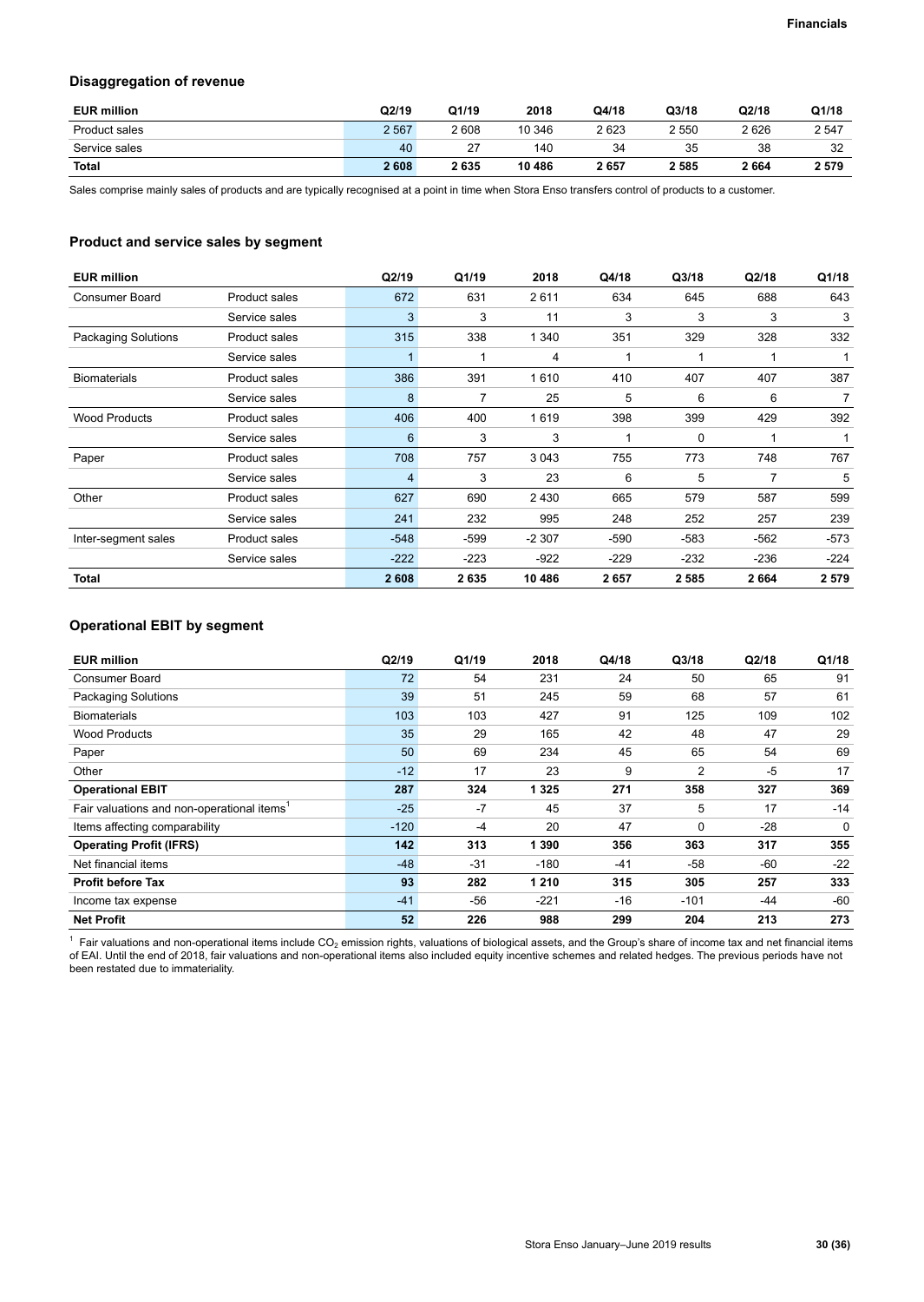### Disaggregation of revenue

| EUR million | Q2/19 | Q1/19 | 2018 | Q4/18 | Q3/18 | Q2/18 | Q1/18 |
|---|---|---|---|---|---|---|---|
| Product sales | 2 567 | 2 608 | 10 346 | 2 623 | 2 550 | 2 626 | 2 547 |
| Service sales | 40 | 27 | 140 | 34 | 35 | 38 | 32 |
| **Total** | **2 608** | **2 635** | **10 486** | **2 657** | **2 585** | **2 664** | **2 579** |

Sales comprise mainly sales of products and are typically recognised at a point in time when Stora Enso transfers control of products to a customer.

### Product and service sales by segment

| EUR million | | Q2/19 | Q1/19 | 2018 | Q4/18 | Q3/18 | Q2/18 | Q1/18 |
|---|---|---|---|---|---|---|---|---|
| Consumer Board | Product sales | 672 | 631 | 2 611 | 634 | 645 | 688 | 643 |
| | Service sales | 3 | 3 | 11 | 3 | 3 | 3 | 3 |
| Packaging Solutions | Product sales | 315 | 338 | 1 340 | 351 | 329 | 328 | 332 |
| | Service sales | 1 | 1 | 4 | 1 | 1 | 1 | 1 |
| Biomaterials | Product sales | 386 | 391 | 1 610 | 410 | 407 | 407 | 387 |
| | Service sales | 8 | 7 | 25 | 5 | 6 | 6 | 7 |
| Wood Products | Product sales | 406 | 400 | 1 619 | 398 | 399 | 429 | 392 |
| | Service sales | 6 | 3 | 3 | 1 | 0 | 1 | 1 |
| Paper | Product sales | 708 | 757 | 3 043 | 755 | 773 | 748 | 767 |
| | Service sales | 4 | 3 | 23 | 6 | 5 | 7 | 5 |
| Other | Product sales | 627 | 690 | 2 430 | 665 | 579 | 587 | 599 |
| | Service sales | 241 | 232 | 995 | 248 | 252 | 257 | 239 |
| Inter-segment sales | Product sales | -548 | -599 | -2 307 | -590 | -583 | -562 | -573 |
| | Service sales | -222 | -223 | -922 | -229 | -232 | -236 | -224 |
| **Total** | | **2 608** | **2 635** | **10 486** | **2 657** | **2 585** | **2 664** | **2 579** |

### Operational EBIT by segment

| EUR million | Q2/19 | Q1/19 | 2018 | Q4/18 | Q3/18 | Q2/18 | Q1/18 |
|---|---|---|---|---|---|---|---|
| Consumer Board | 72 | 54 | 231 | 24 | 50 | 65 | 91 |
| Packaging Solutions | 39 | 51 | 245 | 59 | 68 | 57 | 61 |
| Biomaterials | 103 | 103 | 427 | 91 | 125 | 109 | 102 |
| Wood Products | 35 | 29 | 165 | 42 | 48 | 47 | 29 |
| Paper | 50 | 69 | 234 | 45 | 65 | 54 | 69 |
| Other | -12 | 17 | 23 | 9 | 2 | -5 | 17 |
| **Operational EBIT** | **287** | **324** | **1 325** | **271** | **358** | **327** | **369** |
| Fair valuations and non-operational items[1] | -25 | -7 | 45 | 37 | 5 | 17 | -14 |
| Items affecting comparability | -120 | -4 | 20 | 47 | 0 | -28 | 0 |
| **Operating Profit (IFRS)** | **142** | **313** | **1 390** | **356** | **363** | **317** | **355** |
| Net financial items | -48 | -31 | -180 | -41 | -58 | -60 | -22 |
| **Profit before Tax** | **93** | **282** | **1 210** | **315** | **305** | **257** | **333** |
| Income tax expense | -41 | -56 | -221 | -16 | -101 | -44 | -60 |
| **Net Profit** | **52** | **226** | **988** | **299** | **204** | **213** | **273** |

[1] Fair valuations and non-operational items include $CO_2$ emission rights, valuations of biological assets, and the Group's share of income tax and net financial items of EAI. Until the end of 2018, fair valuations and non-operational items also included equity incentive schemes and related hedges. The previous periods have not been restated due to immateriality.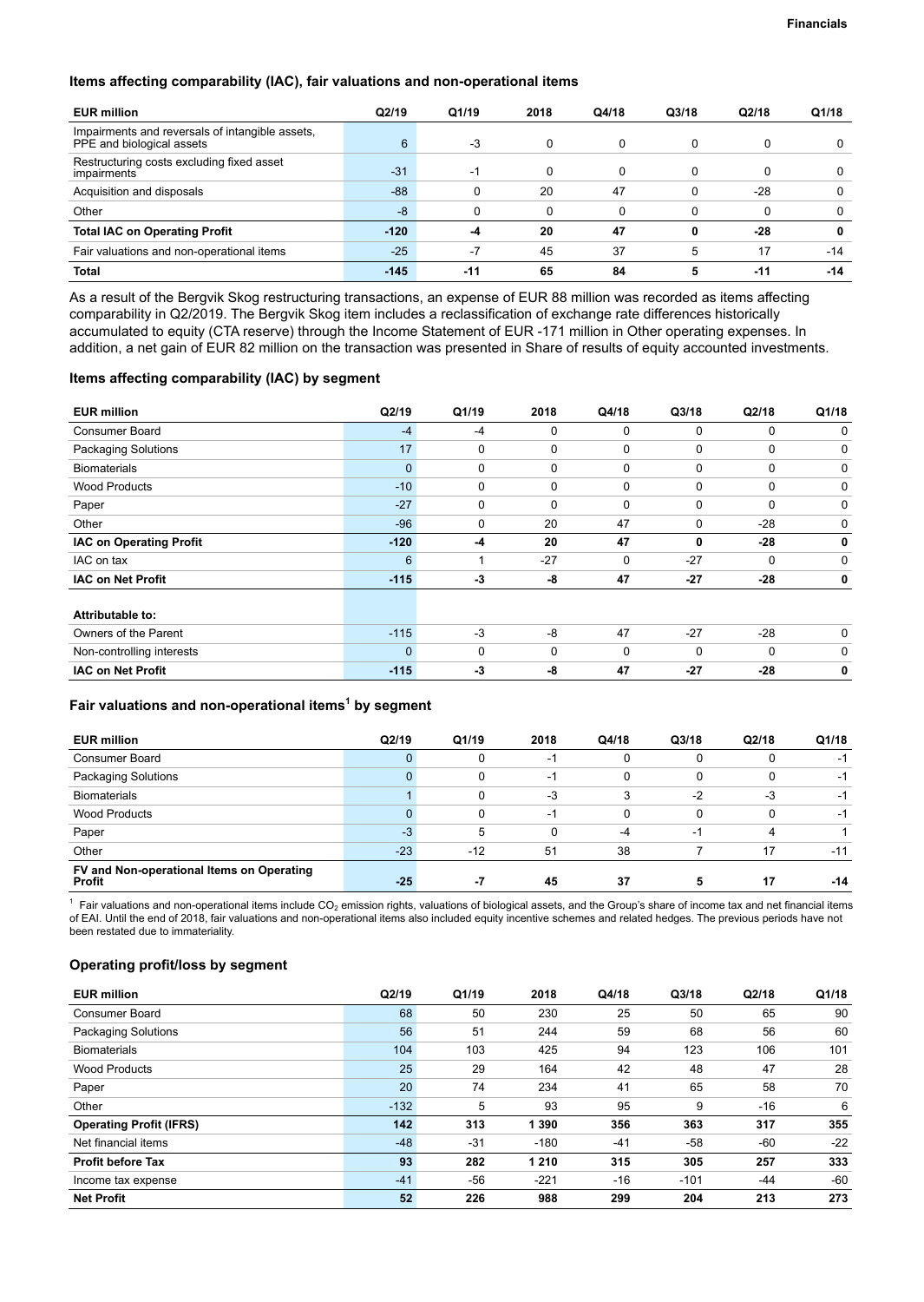### Items affecting comparability (IAC), fair valuations and non-operational items

| EUR million | Q2/19 | Q1/19 | 2018 | Q4/18 | Q3/18 | Q2/18 | Q1/18 |
|---|---|---|---|---|---|---|---|
| Impairments and reversals of intangible assets, PPE and biological assets | 6 | -3 | 0 | 0 | 0 | 0 | 0 |
| Restructuring costs excluding fixed asset impairments | -31 | -1 | 0 | 0 | 0 | 0 | 0 |
| Acquisition and disposals | -88 | 0 | 20 | 47 | 0 | -28 | 0 |
| Other | -8 | 0 | 0 | 0 | 0 | 0 | 0 |
| **Total IAC on Operating Profit** | **-120** | **-4** | **20** | **47** | **0** | **-28** | **0** |
| Fair valuations and non-operational items | -25 | -7 | 45 | 37 | 5 | 17 | -14 |
| **Total** | **-145** | **-11** | **65** | **84** | **5** | **-11** | **-14** |

As a result of the Bergvik Skog restructuring transactions, an expense of EUR 88 million was recorded as items affecting comparability in Q2/2019. The Bergvik Skog item includes a reclassification of exchange rate differences historically accumulated to equity (CTA reserve) through the Income Statement of EUR -171 million in Other operating expenses. In addition, a net gain of EUR 82 million on the transaction was presented in Share of results of equity accounted investments.

### Items affecting comparability (IAC) by segment

| EUR million | Q2/19 | Q1/19 | 2018 | Q4/18 | Q3/18 | Q2/18 | Q1/18 |
|---|---|---|---|---|---|---|---|
| Consumer Board | -4 | -4 | 0 | 0 | 0 | 0 | 0 |
| Packaging Solutions | 17 | 0 | 0 | 0 | 0 | 0 | 0 |
| Biomaterials | 0 | 0 | 0 | 0 | 0 | 0 | 0 |
| Wood Products | -10 | 0 | 0 | 0 | 0 | 0 | 0 |
| Paper | -27 | 0 | 0 | 0 | 0 | 0 | 0 |
| Other | -96 | 0 | 20 | 47 | 0 | -28 | 0 |
| **IAC on Operating Profit** | **-120** | **-4** | **20** | **47** | **0** | **-28** | **0** |
| IAC on tax | 6 | 1 | -27 | 0 | -27 | 0 | 0 |
| **IAC on Net Profit** | **-115** | **-3** | **-8** | **47** | **-27** | **-28** | **0** |
| | | | | | | | |
| **Attributable to:** | | | | | | | |
| Owners of the Parent | -115 | -3 | -8 | 47 | -27 | -28 | 0 |
| Non-controlling interests | 0 | 0 | 0 | 0 | 0 | 0 | 0 |
| **IAC on Net Profit** | **-115** | **-3** | **-8** | **47** | **-27** | **-28** | **0** |

### Fair valuations and non-operational items[1] by segment

| EUR million | Q2/19 | Q1/19 | 2018 | Q4/18 | Q3/18 | Q2/18 | Q1/18 |
|---|---|---|---|---|---|---|---|
| Consumer Board | 0 | 0 | -1 | 0 | 0 | 0 | -1 |
| Packaging Solutions | 0 | 0 | -1 | 0 | 0 | 0 | -1 |
| Biomaterials | 1 | 0 | -3 | 3 | -2 | -3 | -1 |
| Wood Products | 0 | 0 | -1 | 0 | 0 | 0 | -1 |
| Paper | -3 | 5 | 0 | -4 | -1 | 4 | 1 |
| Other | -23 | -12 | 51 | 38 | 7 | 17 | -11 |
| **FV and Non-operational Items on Operating Profit** | **-25** | **-7** | **45** | **37** | **5** | **17** | **-14** |

[1] Fair valuations and non-operational items include $CO_2$ emission rights, valuations of biological assets, and the Group's share of income tax and net financial items of EAI. Until the end of 2018, fair valuations and non-operational items also included equity incentive schemes and related hedges. The previous periods have not been restated due to immateriality.

### Operating profit/loss by segment

| EUR million | Q2/19 | Q1/19 | 2018 | Q4/18 | Q3/18 | Q2/18 | Q1/18 |
|---|---|---|---|---|---|---|---|
| Consumer Board | 68 | 50 | 230 | 25 | 50 | 65 | 90 |
| Packaging Solutions | 56 | 51 | 244 | 59 | 68 | 56 | 60 |
| Biomaterials | 104 | 103 | 425 | 94 | 123 | 106 | 101 |
| Wood Products | 25 | 29 | 164 | 42 | 48 | 47 | 28 |
| Paper | 20 | 74 | 234 | 41 | 65 | 58 | 70 |
| Other | -132 | 5 | 93 | 95 | 9 | -16 | 6 |
| **Operating Profit (IFRS)** | **142** | **313** | **1 390** | **356** | **363** | **317** | **355** |
| Net financial items | -48 | -31 | -180 | -41 | -58 | -60 | -22 |
| **Profit before Tax** | **93** | **282** | **1 210** | **315** | **305** | **257** | **333** |
| Income tax expense | -41 | -56 | -221 | -16 | -101 | -44 | -60 |
| **Net Profit** | **52** | **226** | **988** | **299** | **204** | **213** | **273** |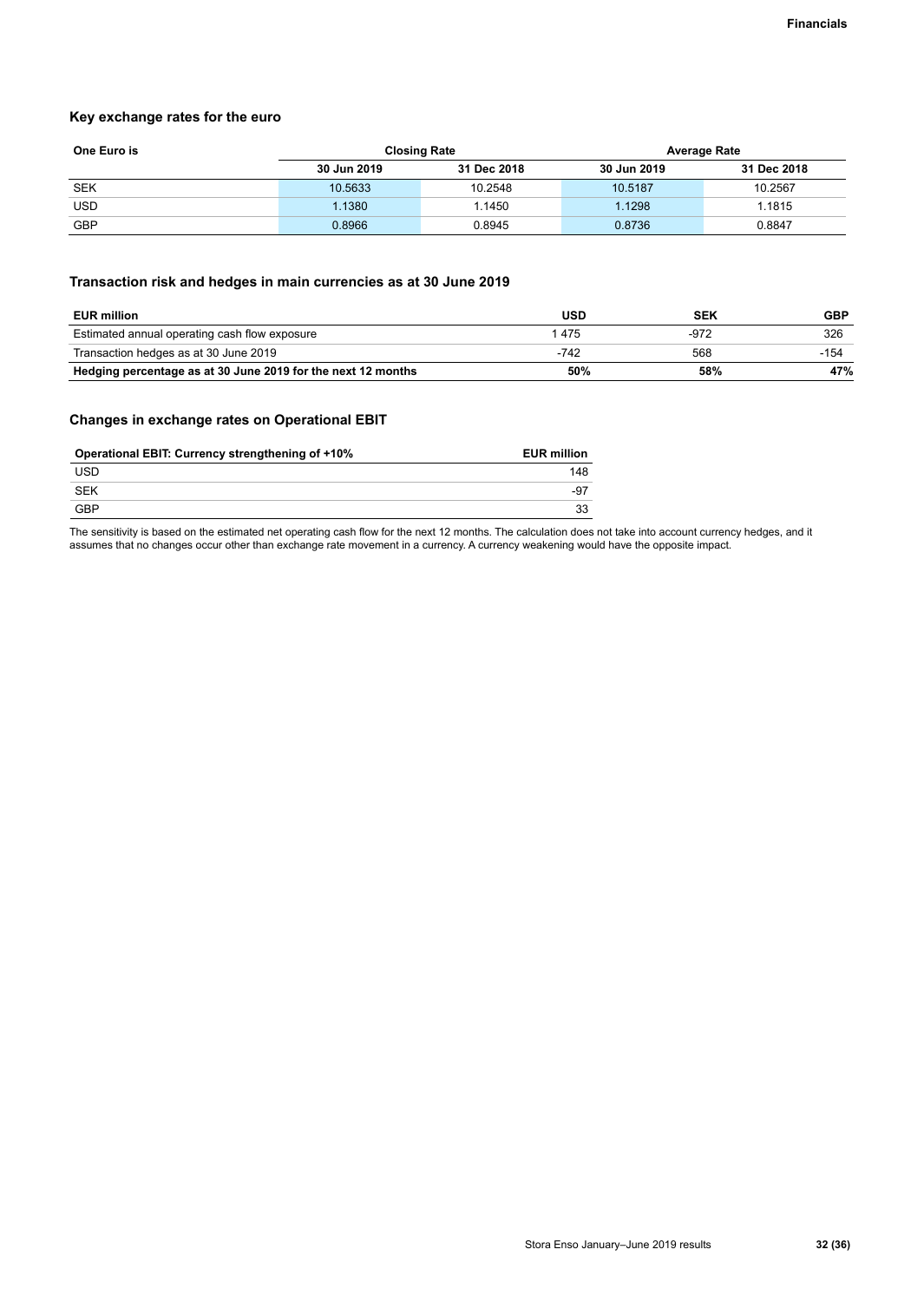### Key exchange rates for the euro

| One Euro is | Closing Rate | | Average Rate | |
|---|---|---|---|---|
| | 30 Jun 2019 | 31 Dec 2018 | 30 Jun 2019 | 31 Dec 2018 |
| SEK | 10.5633 | 10.2548 | 10.5187 | 10.2567 |
| USD | 1.1380 | 1.1450 | 1.1298 | 1.1815 |
| GBP | 0.8966 | 0.8945 | 0.8736 | 0.8847 |

### Transaction risk and hedges in main currencies as at 30 June 2019

| EUR million | USD | SEK | GBP |
|---|---|---|---|
| Estimated annual operating cash flow exposure | 1 475 | -972 | 326 |
| Transaction hedges as at 30 June 2019 | -742 | 568 | -154 |
| **Hedging percentage as at 30 June 2019 for the next 12 months** | **50%** | **58%** | **47%** |

### Changes in exchange rates on Operational EBIT

| Operational EBIT: Currency strengthening of +10% | EUR million |
|---|---|
| USD | 148 |
| SEK | -97 |
| GBP | 33 |

The sensitivity is based on the estimated net operating cash flow for the next 12 months. The calculation does not take into account currency hedges, and it assumes that no changes occur other than exchange rate movement in a currency. A currency weakening would have the opposite impact.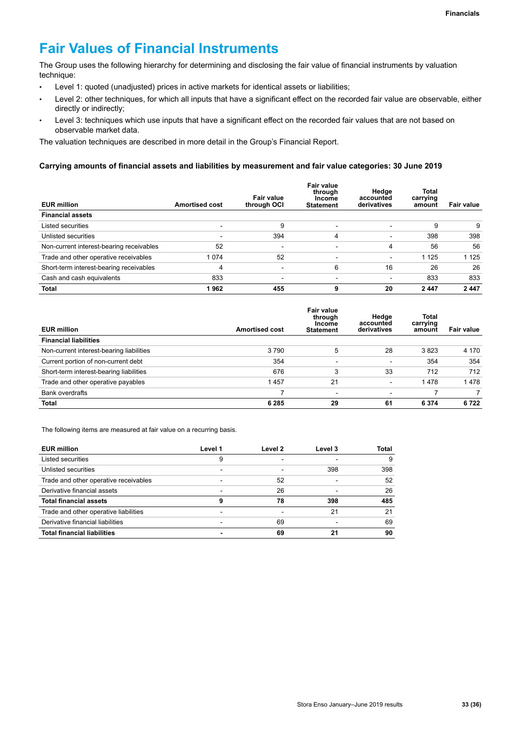# Fair Values of Financial Instruments

The Group uses the following hierarchy for determining and disclosing the fair value of financial instruments by valuation technique:

- Level 1: quoted (unadjusted) prices in active markets for identical assets or liabilities;
- Level 2: other techniques, for which all inputs that have a significant effect on the recorded fair value are observable, either directly or indirectly;
- Level 3: techniques which use inputs that have a significant effect on the recorded fair values that are not based on observable market data.

The valuation techniques are described in more detail in the Group's Financial Report.

### Carrying amounts of financial assets and liabilities by measurement and fair value categories: 30 June 2019

| EUR million | Amortised cost | Fair value through OCI | Fair value through Income Statement | Hedge accounted derivatives | Total carrying amount | Fair value |
|---|---|---|---|---|---|---|
| **Financial assets** | | | | | | |
| Listed securities | - | 9 | - | - | 9 | 9 |
| Unlisted securities | - | 394 | 4 | - | 398 | 398 |
| Non-current interest-bearing receivables | 52 | - | - | 4 | 56 | 56 |
| Trade and other operative receivables | 1 074 | 52 | - | - | 1 125 | 1 125 |
| Short-term interest-bearing receivables | 4 | - | 6 | 16 | 26 | 26 |
| Cash and cash equivalents | 833 | - | - | - | 833 | 833 |
| **Total** | **1 962** | **455** | **9** | **20** | **2 447** | **2 447** |

| EUR million | Amortised cost | Fair value through Income Statement | Hedge accounted derivatives | Total carrying amount | Fair value |
|---|---|---|---|---|---|
| **Financial liabilities** | | | | | |
| Non-current interest-bearing liabilities | 3 790 | 5 | 28 | 3 823 | 4 170 |
| Current portion of non-current debt | 354 | - | - | 354 | 354 |
| Short-term interest-bearing liabilities | 676 | 3 | 33 | 712 | 712 |
| Trade and other operative payables | 1 457 | 21 | - | 1 478 | 1 478 |
| Bank overdrafts | 7 | - | - | 7 | 7 |
| **Total** | **6 285** | **29** | **61** | **6 374** | **6 722** |

The following items are measured at fair value on a recurring basis.

| EUR million | Level 1 | Level 2 | Level 3 | Total |
|---|---|---|---|---|
| Listed securities | 9 | - | - | 9 |
| Unlisted securities | - | - | 398 | 398 |
| Trade and other operative receivables | - | 52 | - | 52 |
| Derivative financial assets | - | 26 | - | 26 |
| **Total financial assets** | **9** | **78** | **398** | **485** |
| Trade and other operative liabilities | - | - | 21 | 21 |
| Derivative financial liabilities | - | 69 | - | 69 |
| **Total financial liabilities** | **-** | **69** | **21** | **90** |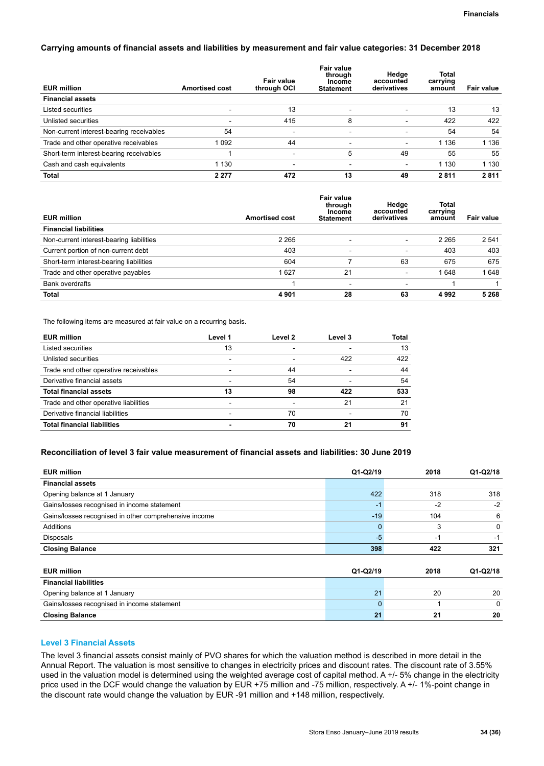### Carrying amounts of financial assets and liabilities by measurement and fair value categories: 31 December 2018

| EUR million | Amortised cost | Fair value through OCI | Fair value through Income Statement | Hedge accounted derivatives | Total carrying amount | Fair value |
|---|---|---|---|---|---|---|
| **Financial assets** | | | | | | |
| Listed securities | - | 13 | - | - | 13 | 13 |
| Unlisted securities | - | 415 | 8 | - | 422 | 422 |
| Non-current interest-bearing receivables | 54 | - | - | - | 54 | 54 |
| Trade and other operative receivables | 1 092 | 44 | - | - | 1 136 | 1 136 |
| Short-term interest-bearing receivables | 1 | - | 5 | 49 | 55 | 55 |
| Cash and cash equivalents | 1 130 | - | - | - | 1 130 | 1 130 |
| **Total** | **2 277** | **472** | **13** | **49** | **2 811** | **2 811** |

| EUR million | Amortised cost | Fair value through Income Statement | Hedge accounted derivatives | Total carrying amount | Fair value |
|---|---|---|---|---|---|
| **Financial liabilities** | | | | | |
| Non-current interest-bearing liabilities | 2 265 | - | - | 2 265 | 2 541 |
| Current portion of non-current debt | 403 | - | - | 403 | 403 |
| Short-term interest-bearing liabilities | 604 | 7 | 63 | 675 | 675 |
| Trade and other operative payables | 1 627 | 21 | - | 1 648 | 1 648 |
| Bank overdrafts | 1 | - | - | 1 | 1 |
| **Total** | **4 901** | **28** | **63** | **4 992** | **5 268** |

The following items are measured at fair value on a recurring basis.

| EUR million | Level 1 | Level 2 | Level 3 | Total |
|---|---|---|---|---|
| Listed securities | 13 | - | - | 13 |
| Unlisted securities | - | - | 422 | 422 |
| Trade and other operative receivables | - | 44 | - | 44 |
| Derivative financial assets | - | 54 | - | 54 |
| **Total financial assets** | **13** | **98** | **422** | **533** |
| Trade and other operative liabilities | - | - | 21 | 21 |
| Derivative financial liabilities | - | 70 | - | 70 |
| **Total financial liabilities** | **-** | **70** | **21** | **91** |

### Reconciliation of level 3 fair value measurement of financial assets and liabilities: 30 June 2019

| EUR million | Q1-Q2/19 | 2018 | Q1-Q2/18 |
|---|---|---|---|
| **Financial assets** | | | |
| Opening balance at 1 January | 422 | 318 | 318 |
| Gains/losses recognised in income statement | -1 | -2 | -2 |
| Gains/losses recognised in other comprehensive income | -19 | 104 | 6 |
| Additions | 0 | 3 | 0 |
| Disposals | -5 | -1 | -1 |
| **Closing Balance** | **398** | **422** | **321** |

| EUR million | Q1-Q2/19 | 2018 | Q1-Q2/18 |
|---|---|---|---|
| **Financial liabilities** | | | |
| Opening balance at 1 January | 21 | 20 | 20 |
| Gains/losses recognised in income statement | 0 | 1 | 0 |
| **Closing Balance** | **21** | **21** | **20** |

### Level 3 Financial Assets

The level 3 financial assets consist mainly of PVO shares for which the valuation method is described in more detail in the Annual Report. The valuation is most sensitive to changes in electricity prices and discount rates. The discount rate of 3.55% used in the valuation model is determined using the weighted average cost of capital method. A +/- 5% change in the electricity price used in the DCF would change the valuation by EUR +75 million and -75 million, respectively. A +/- 1%-point change in the discount rate would change the valuation by EUR -91 million and +148 million, respectively.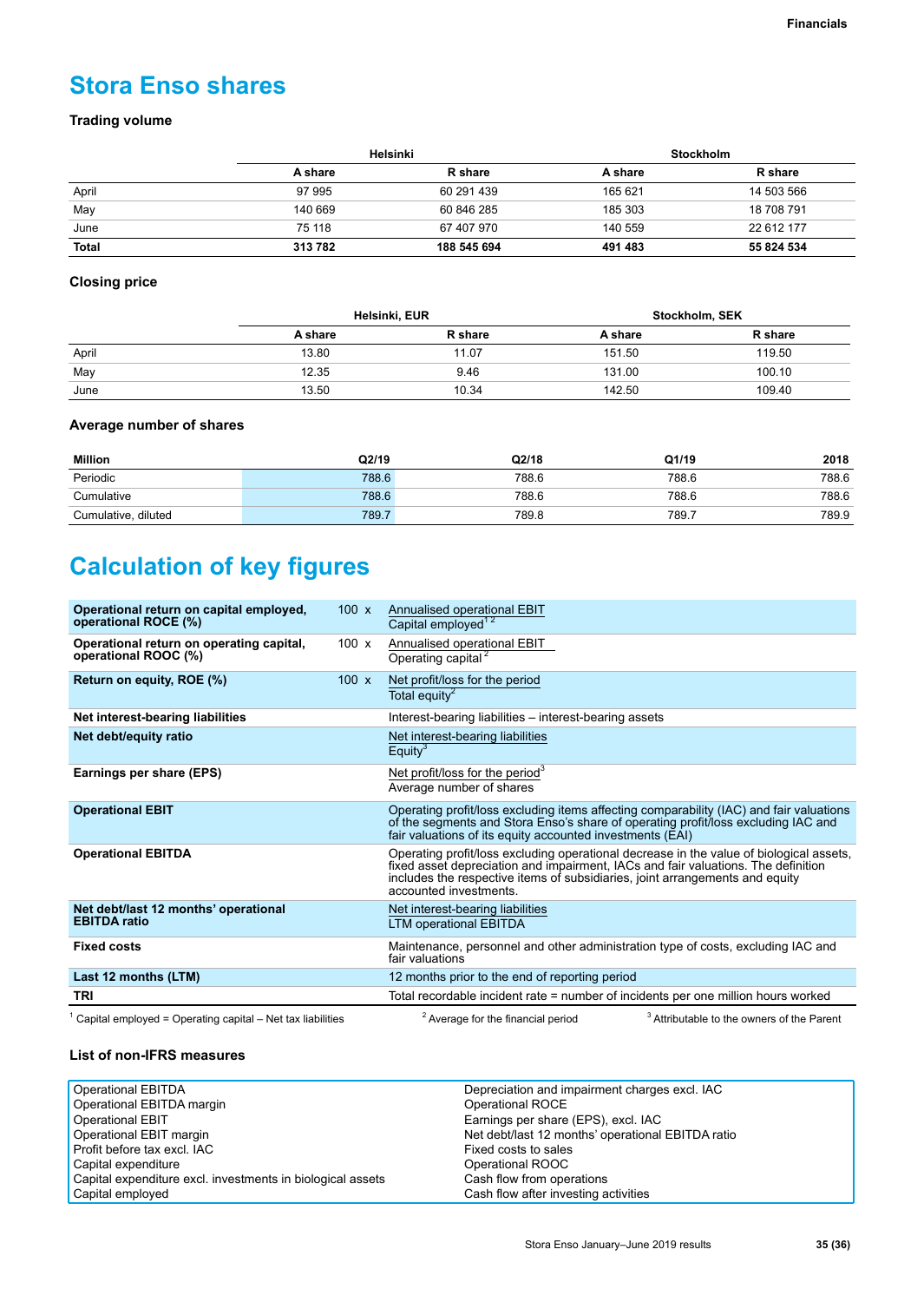# Stora Enso shares

### Trading volume

| | Helsinki | | Stockholm | |
|---|---|---|---|---|
| | A share | R share | A share | R share |
| April | 97 995 | 60 291 439 | 165 621 | 14 503 566 |
| May | 140 669 | 60 846 285 | 185 303 | 18 708 791 |
| June | 75 118 | 67 407 970 | 140 559 | 22 612 177 |
| **Total** | **313 782** | **188 545 694** | **491 483** | **55 824 534** |

### Closing price

| | Helsinki, EUR | | Stockholm, SEK | |
|---|---|---|---|---|
| | A share | R share | A share | R share |
| April | 13.80 | 11.07 | 151.50 | 119.50 |
| May | 12.35 | 9.46 | 131.00 | 100.10 |
| June | 13.50 | 10.34 | 142.50 | 109.40 |

### Average number of shares

| Million | Q2/19 | Q2/18 | Q1/19 | 2018 |
|---|---|---|---|---|
| Periodic | 788.6 | 788.6 | 788.6 | 788.6 |
| Cumulative | 788.6 | 788.6 | 788.6 | 788.6 |
| Cumulative, diluted | 789.7 | 789.8 | 789.7 | 789.9 |

# Calculation of key figures

| | | |
|---|---|---|
| **Operational return on capital employed, operational ROCE (%)** | 100 x | Annualised operational EBIT / Capital employed[1 2] |
| **Operational return on operating capital, operational ROOC (%)** | 100 x | Annualised operational EBIT / Operating capital[2] |
| **Return on equity, ROE (%)** | 100 x | Net profit/loss for the period / Total equity[2] |
| **Net interest-bearing liabilities** | | Interest-bearing liabilities – interest-bearing assets |
| **Net debt/equity ratio** | | Net interest-bearing liabilities / Equity[3] |
| **Earnings per share (EPS)** | | Net profit/loss for the period[3] / Average number of shares |
| **Operational EBIT** | | Operating profit/loss excluding items affecting comparability (IAC) and fair valuations of the segments and Stora Enso's share of operating profit/loss excluding IAC and fair valuations of its equity accounted investments (EAI) |
| **Operational EBITDA** | | Operating profit/loss excluding operational decrease in the value of biological assets, fixed asset depreciation and impairment, IACs and fair valuations. The definition includes the respective items of subsidiaries, joint arrangements and equity accounted investments. |
| **Net debt/last 12 months' operational EBITDA ratio** | | Net interest-bearing liabilities / LTM operational EBITDA |
| **Fixed costs** | | Maintenance, personnel and other administration type of costs, excluding IAC and fair valuations |
| **Last 12 months (LTM)** | | 12 months prior to the end of reporting period |
| **TRI** | | Total recordable incident rate = number of incidents per one million hours worked |

[1] Capital employed = Operating capital – Net tax liabilities
[2] Average for the financial period
[3] Attributable to the owners of the Parent

### List of non-IFRS measures

| | |
|---|---|
| Operational EBITDA | Depreciation and impairment charges excl. IAC |
| Operational EBITDA margin | Operational ROCE |
| Operational EBIT | Earnings per share (EPS), excl. IAC |
| Operational EBIT margin | Net debt/last 12 months' operational EBITDA ratio |
| Profit before tax excl. IAC | Fixed costs to sales |
| Capital expenditure | Operational ROOC |
| Capital expenditure excl. investments in biological assets | Cash flow from operations |
| Capital employed | Cash flow after investing activities |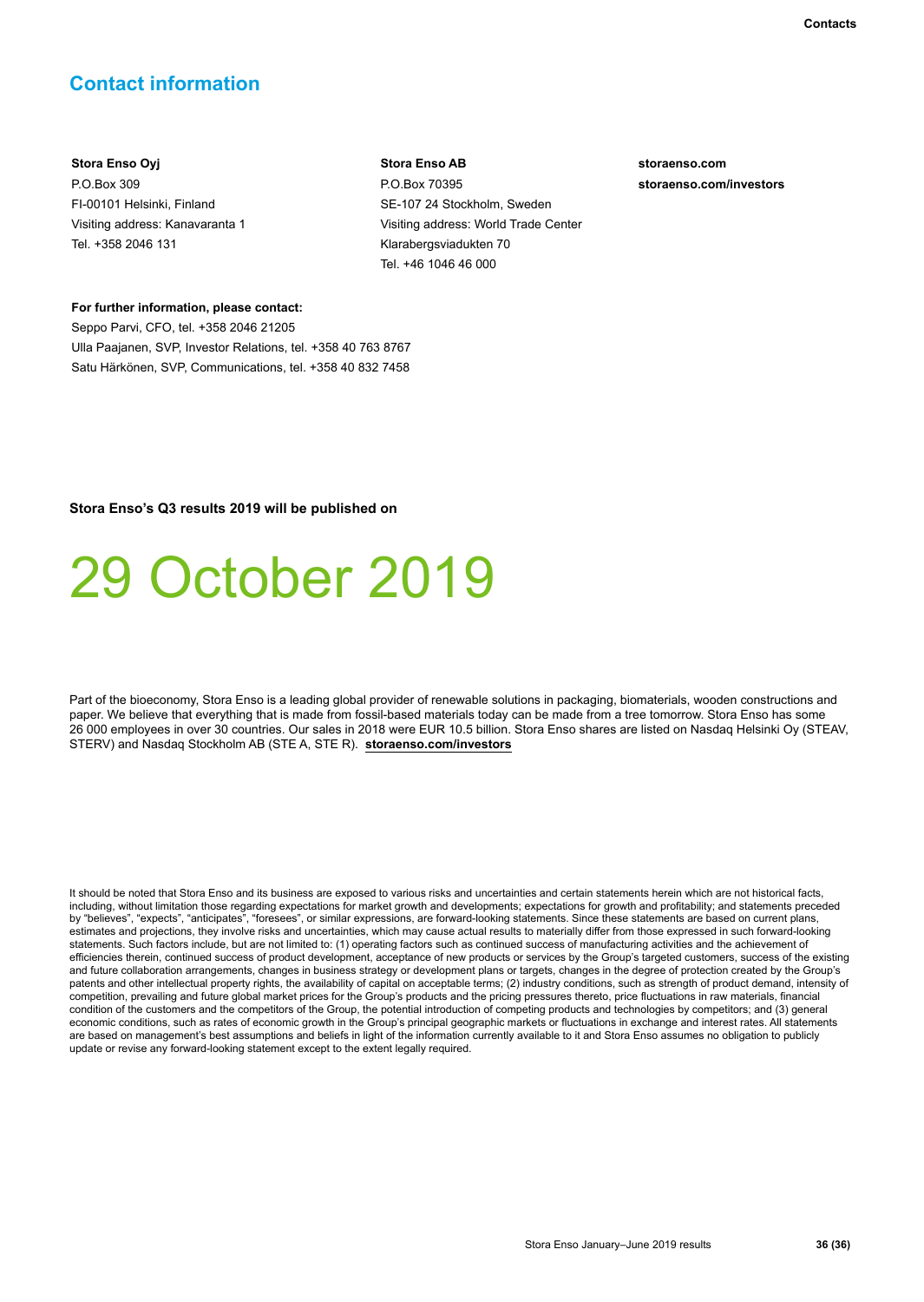## Contact information

**Stora Enso Oyj**
P.O.Box 309
FI-00101 Helsinki, Finland
Visiting address: Kanavaranta 1
Tel. +358 2046 131

**Stora Enso AB**
P.O.Box 70395
SE-107 24 Stockholm, Sweden
Visiting address: World Trade Center
Klarabergsviadukten 70
Tel. +46 1046 46 000

**storaenso.com**
**storaenso.com/investors**

**For further information, please contact:**
Seppo Parvi, CFO, tel. +358 2046 21205
Ulla Paajanen, SVP, Investor Relations, tel. +358 40 763 8767
Satu Härkönen, SVP, Communications, tel. +358 40 832 7458

**Stora Enso's Q3 results 2019 will be published on**

# 29 October 2019

Part of the bioeconomy, Stora Enso is a leading global provider of renewable solutions in packaging, biomaterials, wooden constructions and paper. We believe that everything that is made from fossil-based materials today can be made from a tree tomorrow. Stora Enso has some 26 000 employees in over 30 countries. Our sales in 2018 were EUR 10.5 billion. Stora Enso shares are listed on Nasdaq Helsinki Oy (STEAV, STERV) and Nasdaq Stockholm AB (STE A, STE R). **storaenso.com/investors**

It should be noted that Stora Enso and its business are exposed to various risks and uncertainties and certain statements herein which are not historical facts, including, without limitation those regarding expectations for market growth and developments; expectations for growth and profitability; and statements preceded by "believes", "expects", "anticipates", "foresees", or similar expressions, are forward-looking statements. Since these statements are based on current plans, estimates and projections, they involve risks and uncertainties, which may cause actual results to materially differ from those expressed in such forward-looking statements. Such factors include, but are not limited to: (1) operating factors such as continued success of manufacturing activities and the achievement of efficiencies therein, continued success of product development, acceptance of new products or services by the Group's targeted customers, success of the existing and future collaboration arrangements, changes in business strategy or development plans or targets, changes in the degree of protection created by the Group's patents and other intellectual property rights, the availability of capital on acceptable terms; (2) industry conditions, such as strength of product demand, intensity of competition, prevailing and future global market prices for the Group's products and the pricing pressures thereto, price fluctuations in raw materials, financial condition of the customers and the competitors of the Group, the potential introduction of competing products and technologies by competitors; and (3) general economic conditions, such as rates of economic growth in the Group's principal geographic markets or fluctuations in exchange and interest rates. All statements are based on management's best assumptions and beliefs in light of the information currently available to it and Stora Enso assumes no obligation to publicly update or revise any forward-looking statement except to the extent legally required.